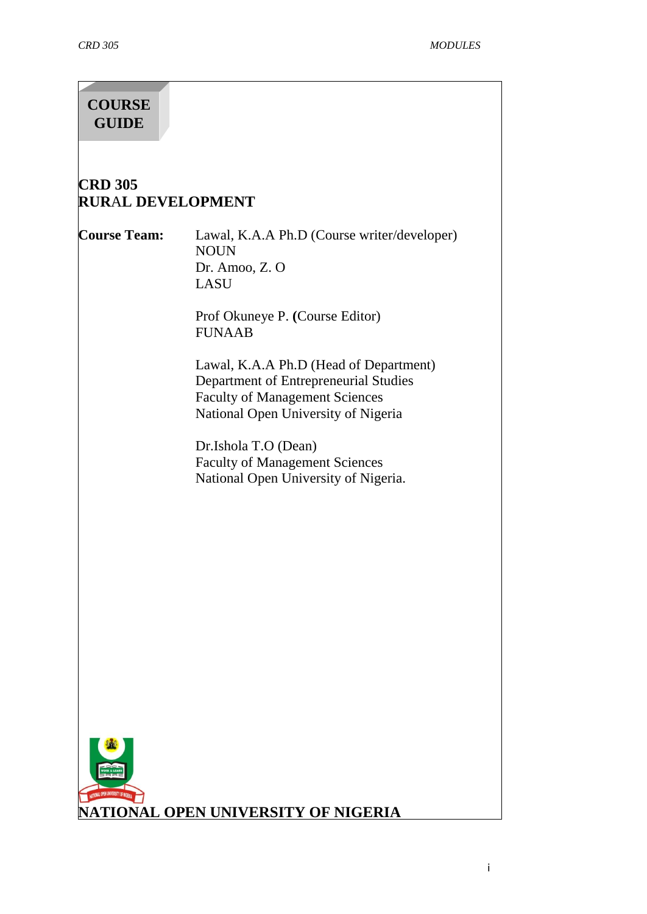**COURSE GUIDE**

# CRD 305
# RURAL DEVELOPMENT

**Course Team:**

Lawal, K.A.A Ph.D (Course writer/developer)
NOUN
Dr. Amoo, Z. O
LASU

Prof Okuneye P. (Course Editor)
FUNAAB

Lawal, K.A.A Ph.D (Head of Department)
Department of Entrepreneurial Studies
Faculty of Management Sciences
National Open University of Nigeria

Dr.Ishola T.O (Dean)
Faculty of Management Sciences
National Open University of Nigeria.

**NATIONAL OPEN UNIVERSITY OF NIGERIA**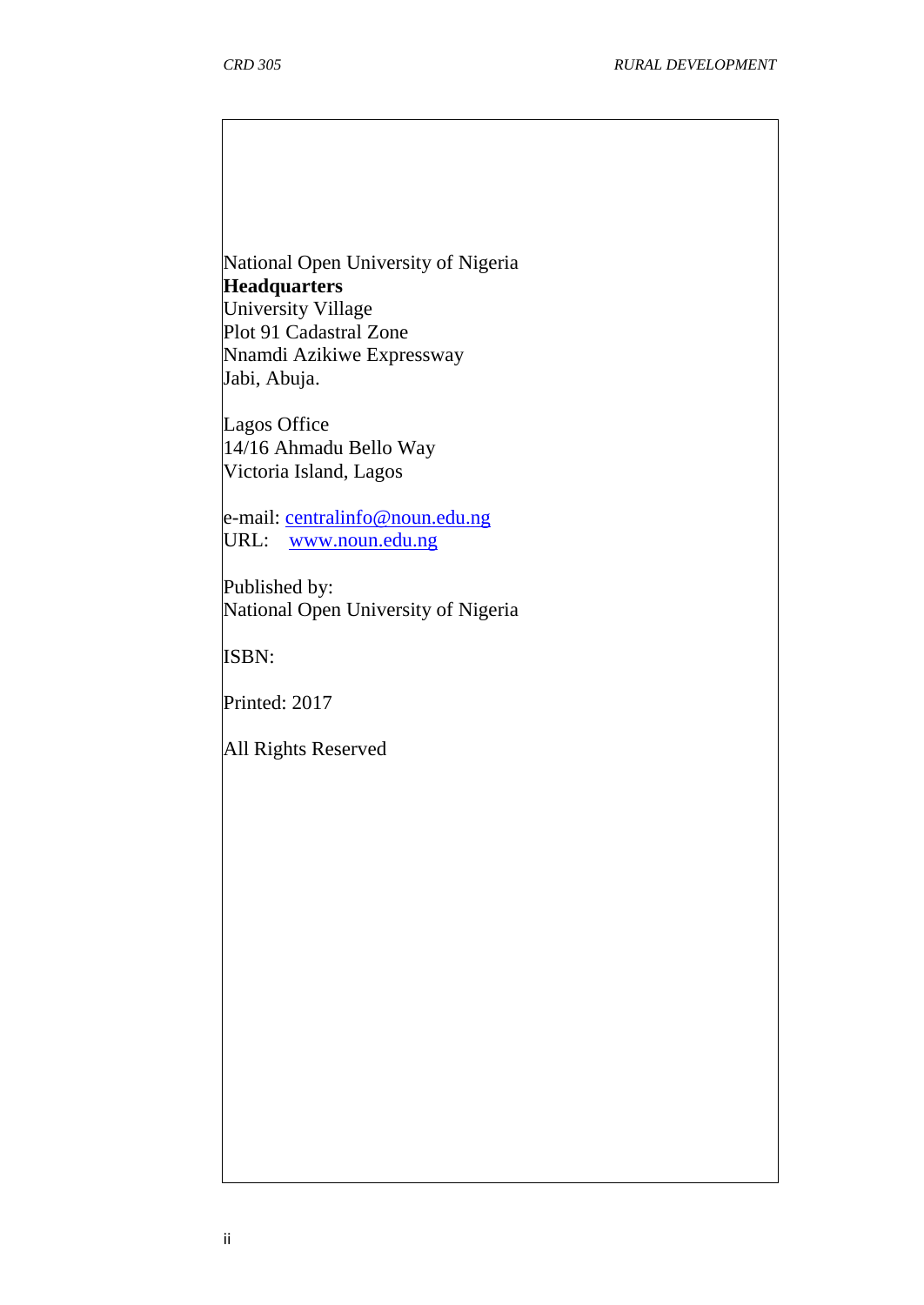National Open University of Nigeria
**Headquarters**
University Village
Plot 91 Cadastral Zone
Nnamdi Azikiwe Expressway
Jabi, Abuja.

Lagos Office
14/16 Ahmadu Bello Way
Victoria Island, Lagos

e-mail: centralinfo@noun.edu.ng
URL: www.noun.edu.ng

Published by:
National Open University of Nigeria

ISBN:

Printed: 2017

All Rights Reserved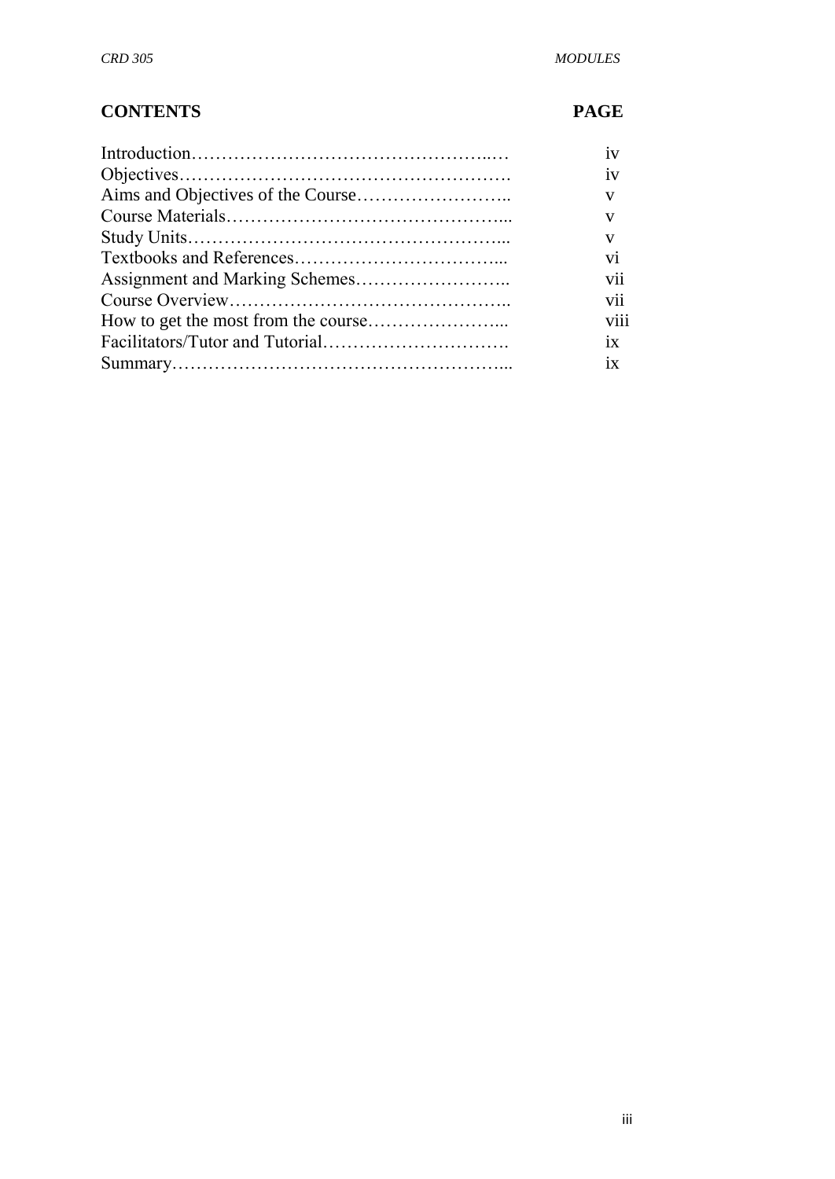| **CONTENTS** | **PAGE** |
|---|---|
| Introduction……………………………………………..… | iv |
| Objectives………………………………………………. | iv |
| Aims and Objectives of the Course…………………….. | v |
| Course Materials………………………………………... | v |
| Study Units…………………………………………….... | v |
| Textbooks and References……………………………... | vi |
| Assignment and Marking Schemes…………………….. | vii |
| Course Overview……………………………………….. | vii |
| How to get the most from the course…………………... | viii |
| Facilitators/Tutor and Tutorial…………………………. | ix |
| Summary……………………………………………….... | ix |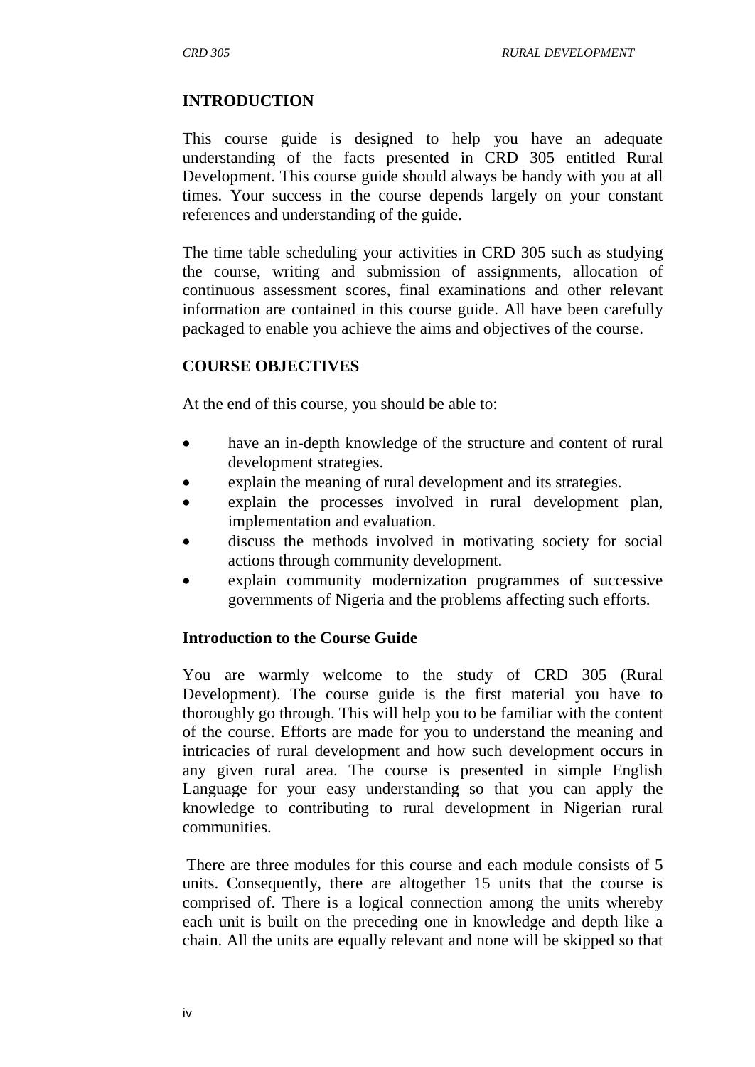## INTRODUCTION

This course guide is designed to help you have an adequate understanding of the facts presented in CRD 305 entitled Rural Development. This course guide should always be handy with you at all times. Your success in the course depends largely on your constant references and understanding of the guide.

The time table scheduling your activities in CRD 305 such as studying the course, writing and submission of assignments, allocation of continuous assessment scores, final examinations and other relevant information are contained in this course guide. All have been carefully packaged to enable you achieve the aims and objectives of the course.

## COURSE OBJECTIVES

At the end of this course, you should be able to:

- have an in-depth knowledge of the structure and content of rural development strategies.
- explain the meaning of rural development and its strategies.
- explain the processes involved in rural development plan, implementation and evaluation.
- discuss the methods involved in motivating society for social actions through community development.
- explain community modernization programmes of successive governments of Nigeria and the problems affecting such efforts.

### Introduction to the Course Guide

You are warmly welcome to the study of CRD 305 (Rural Development). The course guide is the first material you have to thoroughly go through. This will help you to be familiar with the content of the course. Efforts are made for you to understand the meaning and intricacies of rural development and how such development occurs in any given rural area. The course is presented in simple English Language for your easy understanding so that you can apply the knowledge to contributing to rural development in Nigerian rural communities.

There are three modules for this course and each module consists of 5 units. Consequently, there are altogether 15 units that the course is comprised of. There is a logical connection among the units whereby each unit is built on the preceding one in knowledge and depth like a chain. All the units are equally relevant and none will be skipped so that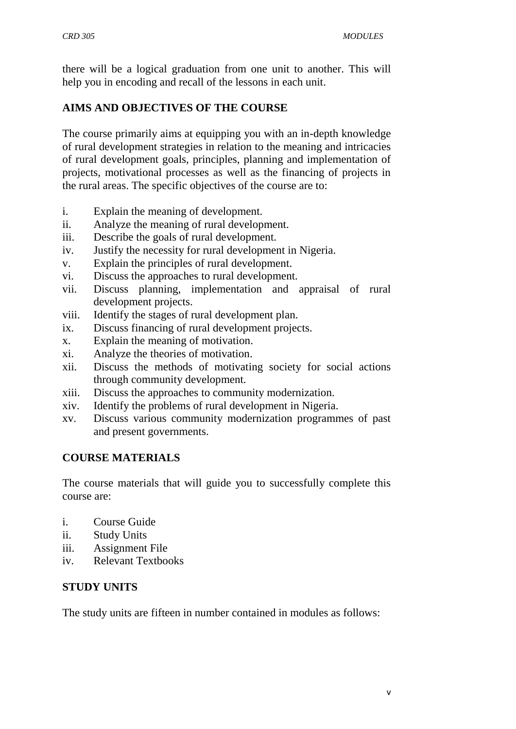there will be a logical graduation from one unit to another. This will help you in encoding and recall of the lessons in each unit.

## AIMS AND OBJECTIVES OF THE COURSE

The course primarily aims at equipping you with an in-depth knowledge of rural development strategies in relation to the meaning and intricacies of rural development goals, principles, planning and implementation of projects, motivational processes as well as the financing of projects in the rural areas. The specific objectives of the course are to:

i. Explain the meaning of development.
ii. Analyze the meaning of rural development.
iii. Describe the goals of rural development.
iv. Justify the necessity for rural development in Nigeria.
v. Explain the principles of rural development.
vi. Discuss the approaches to rural development.
vii. Discuss planning, implementation and appraisal of rural development projects.
viii. Identify the stages of rural development plan.
ix. Discuss financing of rural development projects.
x. Explain the meaning of motivation.
xi. Analyze the theories of motivation.
xii. Discuss the methods of motivating society for social actions through community development.
xiii. Discuss the approaches to community modernization.
xiv. Identify the problems of rural development in Nigeria.
xv. Discuss various community modernization programmes of past and present governments.

## COURSE MATERIALS

The course materials that will guide you to successfully complete this course are:

i. Course Guide
ii. Study Units
iii. Assignment File
iv. Relevant Textbooks

## STUDY UNITS

The study units are fifteen in number contained in modules as follows: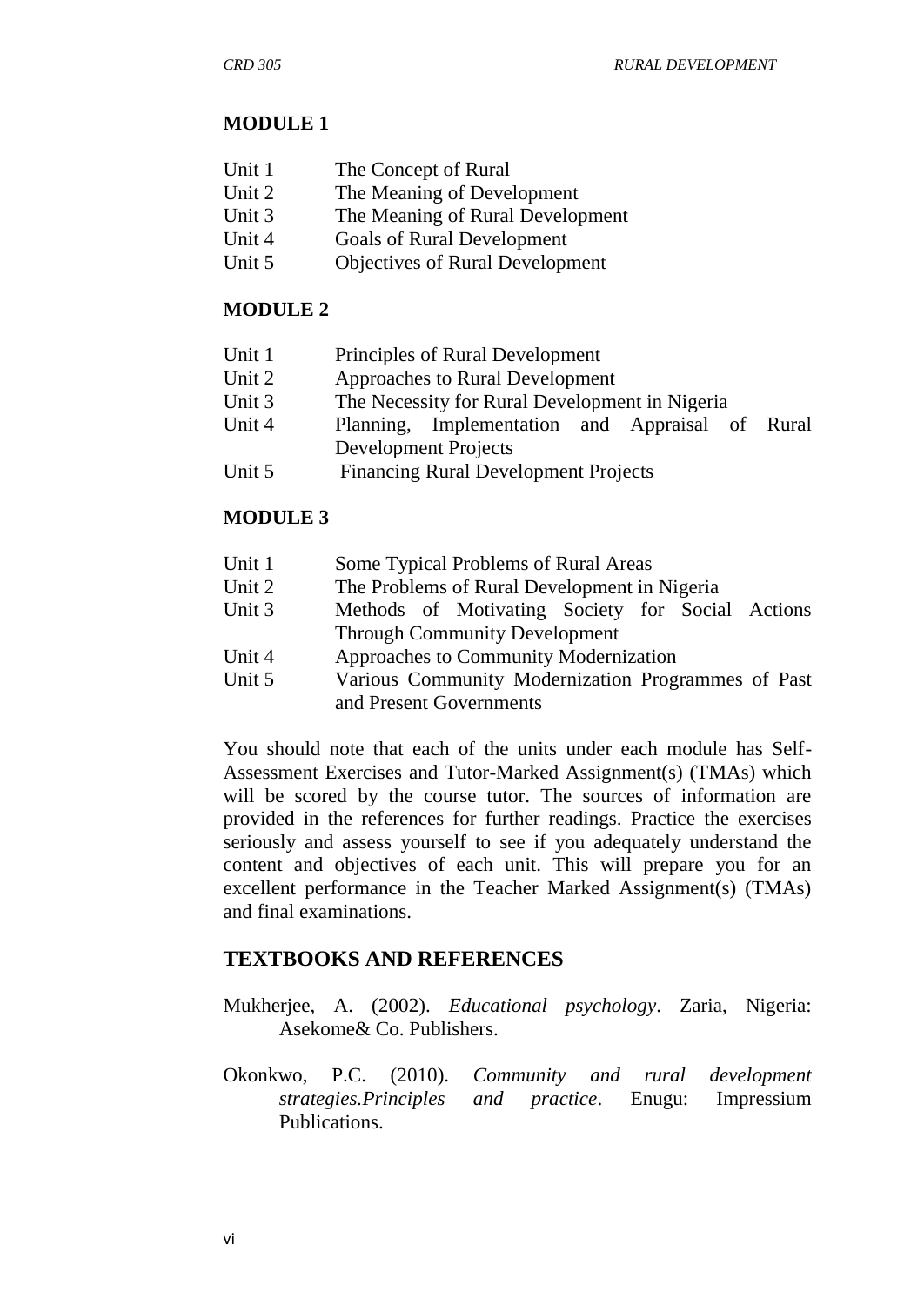**MODULE 1**

| | |
|---|---|
| Unit 1 | The Concept of Rural |
| Unit 2 | The Meaning of Development |
| Unit 3 | The Meaning of Rural Development |
| Unit 4 | Goals of Rural Development |
| Unit 5 | Objectives of Rural Development |

**MODULE 2**

| | |
|---|---|
| Unit 1 | Principles of Rural Development |
| Unit 2 | Approaches to Rural Development |
| Unit 3 | The Necessity for Rural Development in Nigeria |
| Unit 4 | Planning, Implementation and Appraisal of Rural Development Projects |
| Unit 5 | Financing Rural Development Projects |

**MODULE 3**

| | |
|---|---|
| Unit 1 | Some Typical Problems of Rural Areas |
| Unit 2 | The Problems of Rural Development in Nigeria |
| Unit 3 | Methods of Motivating Society for Social Actions Through Community Development |
| Unit 4 | Approaches to Community Modernization |
| Unit 5 | Various Community Modernization Programmes of Past and Present Governments |

You should note that each of the units under each module has Self-Assessment Exercises and Tutor-Marked Assignment(s) (TMAs) which will be scored by the course tutor. The sources of information are provided in the references for further readings. Practice the exercises seriously and assess yourself to see if you adequately understand the content and objectives of each unit. This will prepare you for an excellent performance in the Teacher Marked Assignment(s) (TMAs) and final examinations.

## TEXTBOOKS AND REFERENCES

Mukherjee, A. (2002). *Educational psychology*. Zaria, Nigeria: Asekome& Co. Publishers.

Okonkwo, P.C. (2010). *Community and rural development strategies.Principles and practice*. Enugu: Impressium Publications.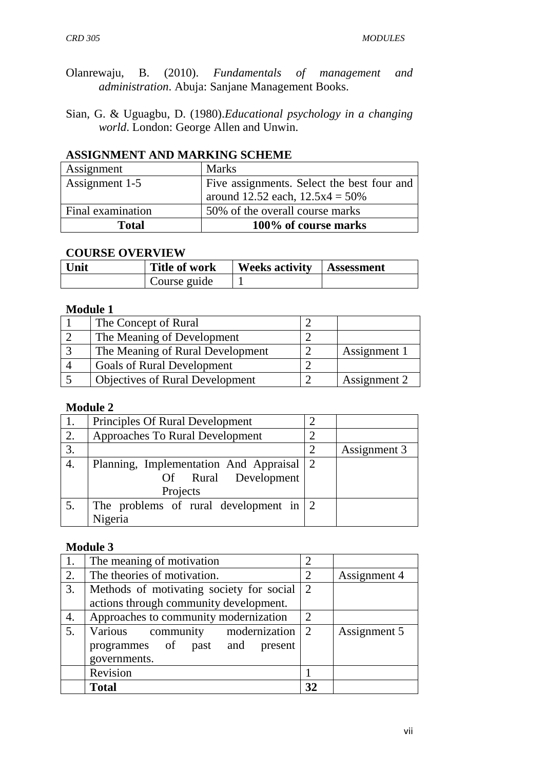Olanrewaju, B. (2010). *Fundamentals of management and administration*. Abuja: Sanjane Management Books.

Sian, G. & Uguagbu, D. (1980).*Educational psychology in a changing world*. London: George Allen and Unwin.

## ASSIGNMENT AND MARKING SCHEME

| Assignment | Marks |
|---|---|
| Assignment 1-5 | Five assignments. Select the best four and around 12.52 each, 12.5x4 = 50% |
| Final examination | 50% of the overall course marks |
| **Total** | **100% of course marks** |

## COURSE OVERVIEW

| Unit | Title of work | Weeks activity | Assessment |
|---|---|---|---|
| | Course guide | 1 | |

**Module 1**

| | | | |
|---|---|---|---|
| 1 | The Concept of Rural | 2 | |
| 2 | The Meaning of Development | 2 | |
| 3 | The Meaning of Rural Development | 2 | Assignment 1 |
| 4 | Goals of Rural Development | 2 | |
| 5 | Objectives of Rural Development | 2 | Assignment 2 |

**Module 2**

| | | | |
|---|---|---|---|
| 1. | Principles Of Rural Development | 2 | |
| 2. | Approaches To Rural Development | 2 | |
| 3. | | 2 | Assignment 3 |
| 4. | Planning, Implementation And Appraisal Of Rural Development Projects | 2 | |
| 5. | The problems of rural development in Nigeria | 2 | |

**Module 3**

| | | | |
|---|---|---|---|
| 1. | The meaning of motivation | 2 | |
| 2. | The theories of motivation. | 2 | Assignment 4 |
| 3. | Methods of motivating society for social actions through community development. | 2 | |
| 4. | Approaches to community modernization | 2 | |
| 5. | Various community modernization programmes of past and present governments. | 2 | Assignment 5 |
| | Revision | 1 | |
| | **Total** | **32** | |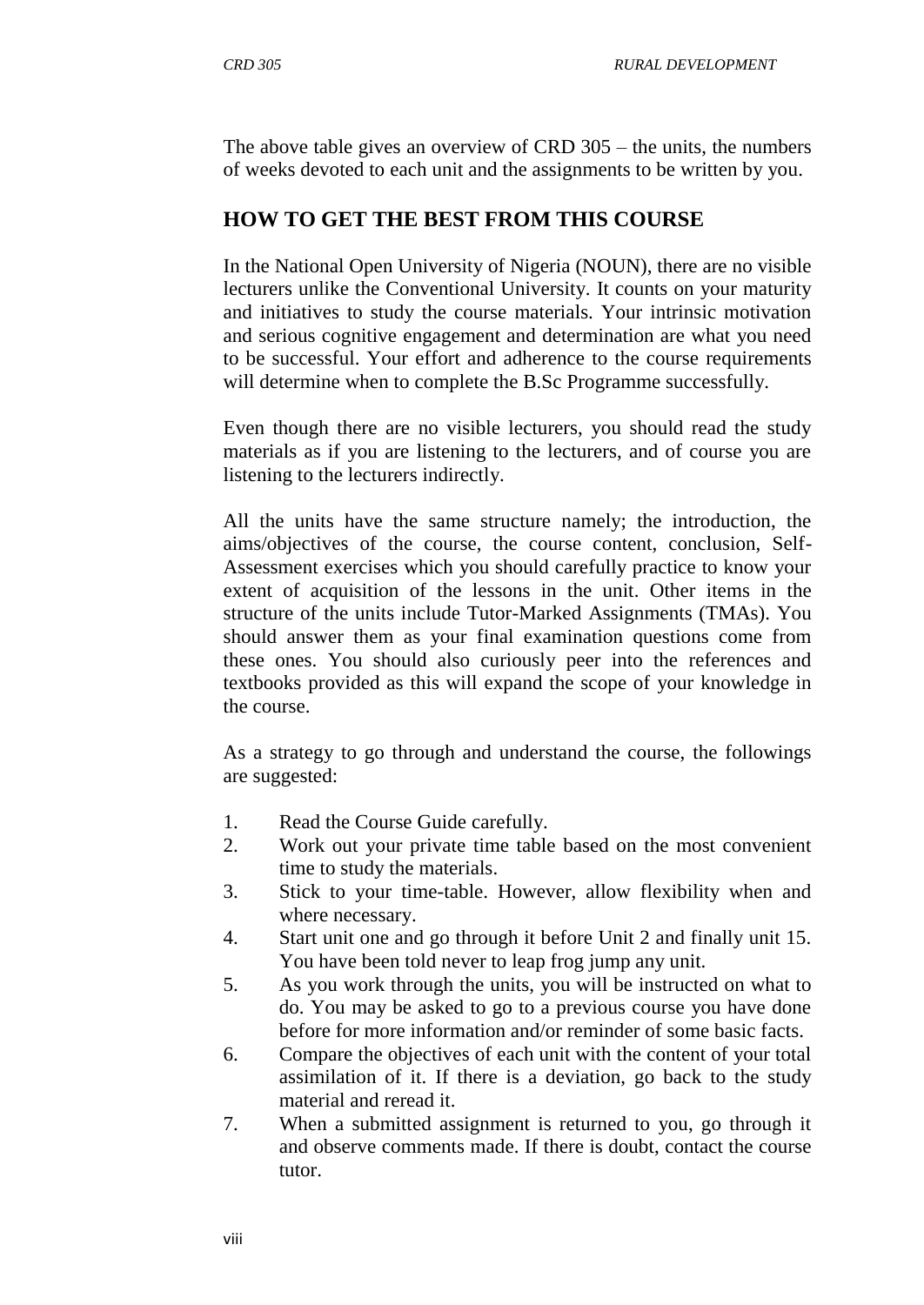The above table gives an overview of CRD 305 – the units, the numbers of weeks devoted to each unit and the assignments to be written by you.

## HOW TO GET THE BEST FROM THIS COURSE

In the National Open University of Nigeria (NOUN), there are no visible lecturers unlike the Conventional University. It counts on your maturity and initiatives to study the course materials. Your intrinsic motivation and serious cognitive engagement and determination are what you need to be successful. Your effort and adherence to the course requirements will determine when to complete the B.Sc Programme successfully.

Even though there are no visible lecturers, you should read the study materials as if you are listening to the lecturers, and of course you are listening to the lecturers indirectly.

All the units have the same structure namely; the introduction, the aims/objectives of the course, the course content, conclusion, Self-Assessment exercises which you should carefully practice to know your extent of acquisition of the lessons in the unit. Other items in the structure of the units include Tutor-Marked Assignments (TMAs). You should answer them as your final examination questions come from these ones. You should also curiously peer into the references and textbooks provided as this will expand the scope of your knowledge in the course.

As a strategy to go through and understand the course, the followings are suggested:

1. Read the Course Guide carefully.
2. Work out your private time table based on the most convenient time to study the materials.
3. Stick to your time-table. However, allow flexibility when and where necessary.
4. Start unit one and go through it before Unit 2 and finally unit 15. You have been told never to leap frog jump any unit.
5. As you work through the units, you will be instructed on what to do. You may be asked to go to a previous course you have done before for more information and/or reminder of some basic facts.
6. Compare the objectives of each unit with the content of your total assimilation of it. If there is a deviation, go back to the study material and reread it.
7. When a submitted assignment is returned to you, go through it and observe comments made. If there is doubt, contact the course tutor.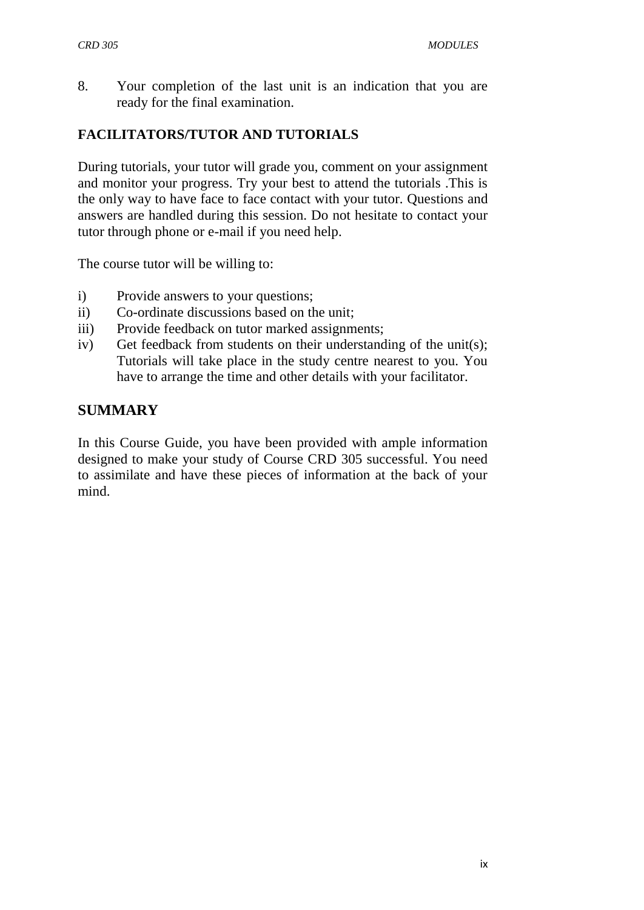8. Your completion of the last unit is an indication that you are ready for the final examination.

## FACILITATORS/TUTOR AND TUTORIALS

During tutorials, your tutor will grade you, comment on your assignment and monitor your progress. Try your best to attend the tutorials .This is the only way to have face to face contact with your tutor. Questions and answers are handled during this session. Do not hesitate to contact your tutor through phone or e-mail if you need help.

The course tutor will be willing to:

i) Provide answers to your questions;
ii) Co-ordinate discussions based on the unit;
iii) Provide feedback on tutor marked assignments;
iv) Get feedback from students on their understanding of the unit(s); Tutorials will take place in the study centre nearest to you. You have to arrange the time and other details with your facilitator.

## SUMMARY

In this Course Guide, you have been provided with ample information designed to make your study of Course CRD 305 successful. You need to assimilate and have these pieces of information at the back of your mind.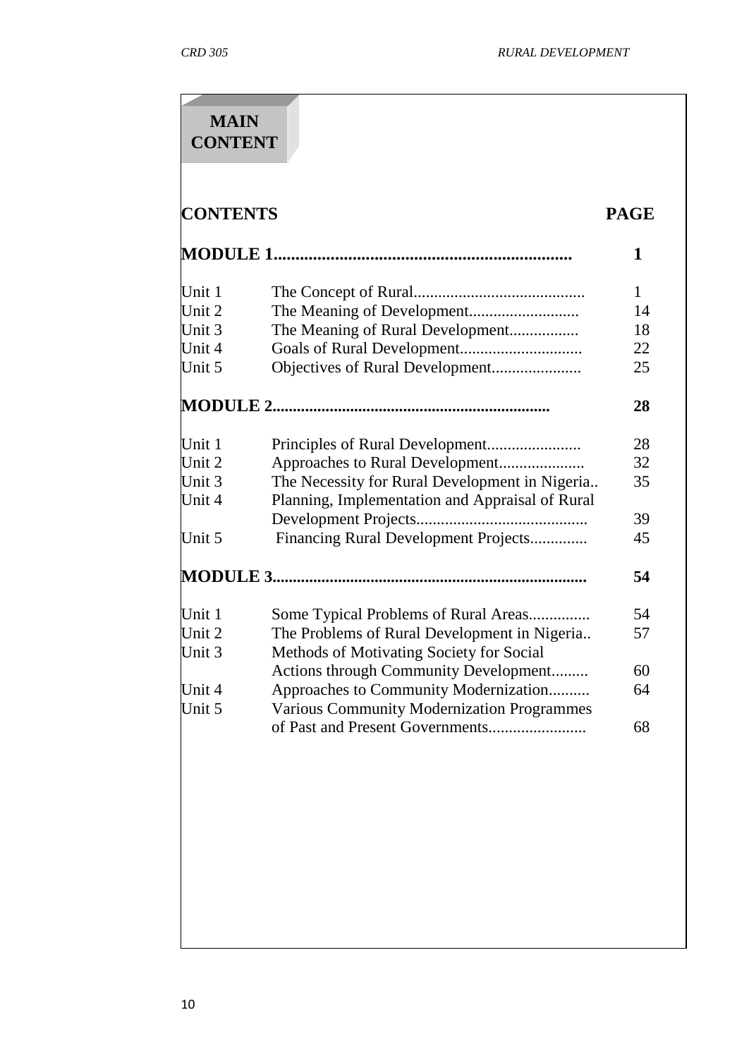# MAIN CONTENT

| CONTENTS | | PAGE |
|---|---|---|
| **MODULE 1**.................................................................... | | **1** |
| Unit 1 | The Concept of Rural.......................................... | 1 |
| Unit 2 | The Meaning of Development........................... | 14 |
| Unit 3 | The Meaning of Rural Development................. | 18 |
| Unit 4 | Goals of Rural Development.............................. | 22 |
| Unit 5 | Objectives of Rural Development...................... | 25 |
| **MODULE 2**.................................................................. | | **28** |
| Unit 1 | Principles of Rural Development....................... | 28 |
| Unit 2 | Approaches to Rural Development..................... | 32 |
| Unit 3 | The Necessity for Rural Development in Nigeria.. | 35 |
| Unit 4 | Planning, Implementation and Appraisal of Rural Development Projects.......................................... | 39 |
| Unit 5 | Financing Rural Development Projects.............. | 45 |
| **MODULE 3**........................................................................... | | **54** |
| Unit 1 | Some Typical Problems of Rural Areas............... | 54 |
| Unit 2 | The Problems of Rural Development in Nigeria.. | 57 |
| Unit 3 | Methods of Motivating Society for Social Actions through Community Development......... | 60 |
| Unit 4 | Approaches to Community Modernization.......... | 64 |
| Unit 5 | Various Community Modernization Programmes of Past and Present Governments........................ | 68 |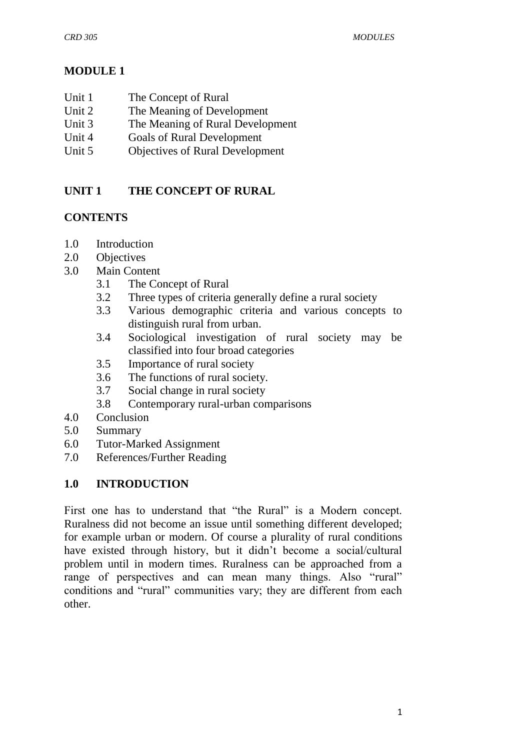# MODULE 1

- Unit 1 The Concept of Rural
- Unit 2 The Meaning of Development
- Unit 3 The Meaning of Rural Development
- Unit 4 Goals of Rural Development
- Unit 5 Objectives of Rural Development

## UNIT 1 THE CONCEPT OF RURAL

### CONTENTS

- 1.0 Introduction
- 2.0 Objectives
- 3.0 Main Content
  - 3.1 The Concept of Rural
  - 3.2 Three types of criteria generally define a rural society
  - 3.3 Various demographic criteria and various concepts to distinguish rural from urban.
  - 3.4 Sociological investigation of rural society may be classified into four broad categories
  - 3.5 Importance of rural society
  - 3.6 The functions of rural society.
  - 3.7 Social change in rural society
  - 3.8 Contemporary rural-urban comparisons
- 4.0 Conclusion
- 5.0 Summary
- 6.0 Tutor-Marked Assignment
- 7.0 References/Further Reading

### 1.0 INTRODUCTION

First one has to understand that "the Rural" is a Modern concept. Ruralness did not become an issue until something different developed; for example urban or modern. Of course a plurality of rural conditions have existed through history, but it didn't become a social/cultural problem until in modern times. Ruralness can be approached from a range of perspectives and can mean many things. Also "rural" conditions and "rural" communities vary; they are different from each other.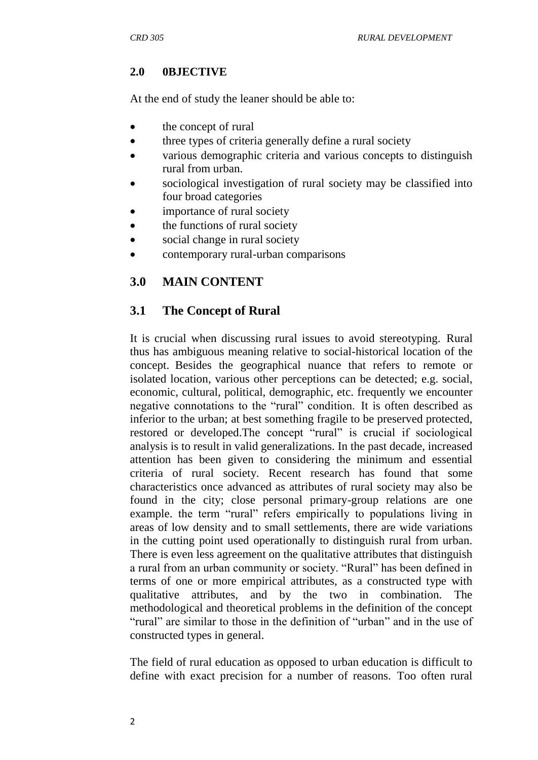## 2.0 0BJECTIVE

At the end of study the leaner should be able to:

- the concept of rural
- three types of criteria generally define a rural society
- various demographic criteria and various concepts to distinguish rural from urban.
- sociological investigation of rural society may be classified into four broad categories
- importance of rural society
- the functions of rural society
- social change in rural society
- contemporary rural-urban comparisons

## 3.0 MAIN CONTENT

### 3.1 The Concept of Rural

It is crucial when discussing rural issues to avoid stereotyping. Rural thus has ambiguous meaning relative to social-historical location of the concept. Besides the geographical nuance that refers to remote or isolated location, various other perceptions can be detected; e.g. social, economic, cultural, political, demographic, etc. frequently we encounter negative connotations to the "rural" condition. It is often described as inferior to the urban; at best something fragile to be preserved protected, restored or developed.The concept "rural" is crucial if sociological analysis is to result in valid generalizations. In the past decade, increased attention has been given to considering the minimum and essential criteria of rural society. Recent research has found that some characteristics once advanced as attributes of rural society may also be found in the city; close personal primary-group relations are one example. the term "rural" refers empirically to populations living in areas of low density and to small settlements, there are wide variations in the cutting point used operationally to distinguish rural from urban. There is even less agreement on the qualitative attributes that distinguish a rural from an urban community or society. "Rural" has been defined in terms of one or more empirical attributes, as a constructed type with qualitative attributes, and by the two in combination. The methodological and theoretical problems in the definition of the concept "rural" are similar to those in the definition of "urban" and in the use of constructed types in general.

The field of rural education as opposed to urban education is difficult to define with exact precision for a number of reasons. Too often rural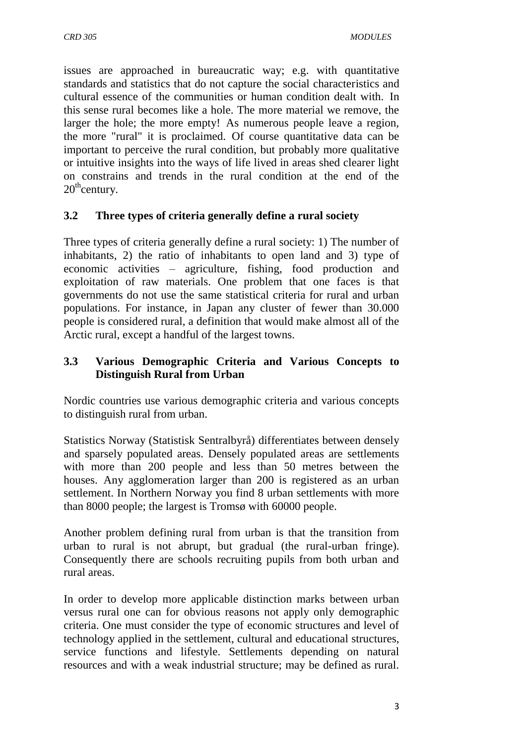issues are approached in bureaucratic way; e.g. with quantitative standards and statistics that do not capture the social characteristics and cultural essence of the communities or human condition dealt with. In this sense rural becomes like a hole. The more material we remove, the larger the hole; the more empty! As numerous people leave a region, the more "rural" it is proclaimed. Of course quantitative data can be important to perceive the rural condition, but probably more qualitative or intuitive insights into the ways of life lived in areas shed clearer light on constrains and trends in the rural condition at the end of the 20th century.

## 3.2 Three types of criteria generally define a rural society

Three types of criteria generally define a rural society: 1) The number of inhabitants, 2) the ratio of inhabitants to open land and 3) type of economic activities – agriculture, fishing, food production and exploitation of raw materials. One problem that one faces is that governments do not use the same statistical criteria for rural and urban populations. For instance, in Japan any cluster of fewer than 30.000 people is considered rural, a definition that would make almost all of the Arctic rural, except a handful of the largest towns.

## 3.3 Various Demographic Criteria and Various Concepts to Distinguish Rural from Urban

Nordic countries use various demographic criteria and various concepts to distinguish rural from urban.

Statistics Norway (Statistisk Sentralbyrå) differentiates between densely and sparsely populated areas. Densely populated areas are settlements with more than 200 people and less than 50 metres between the houses. Any agglomeration larger than 200 is registered as an urban settlement. In Northern Norway you find 8 urban settlements with more than 8000 people; the largest is Tromsø with 60000 people.

Another problem defining rural from urban is that the transition from urban to rural is not abrupt, but gradual (the rural-urban fringe). Consequently there are schools recruiting pupils from both urban and rural areas.

In order to develop more applicable distinction marks between urban versus rural one can for obvious reasons not apply only demographic criteria. One must consider the type of economic structures and level of technology applied in the settlement, cultural and educational structures, service functions and lifestyle. Settlements depending on natural resources and with a weak industrial structure; may be defined as rural.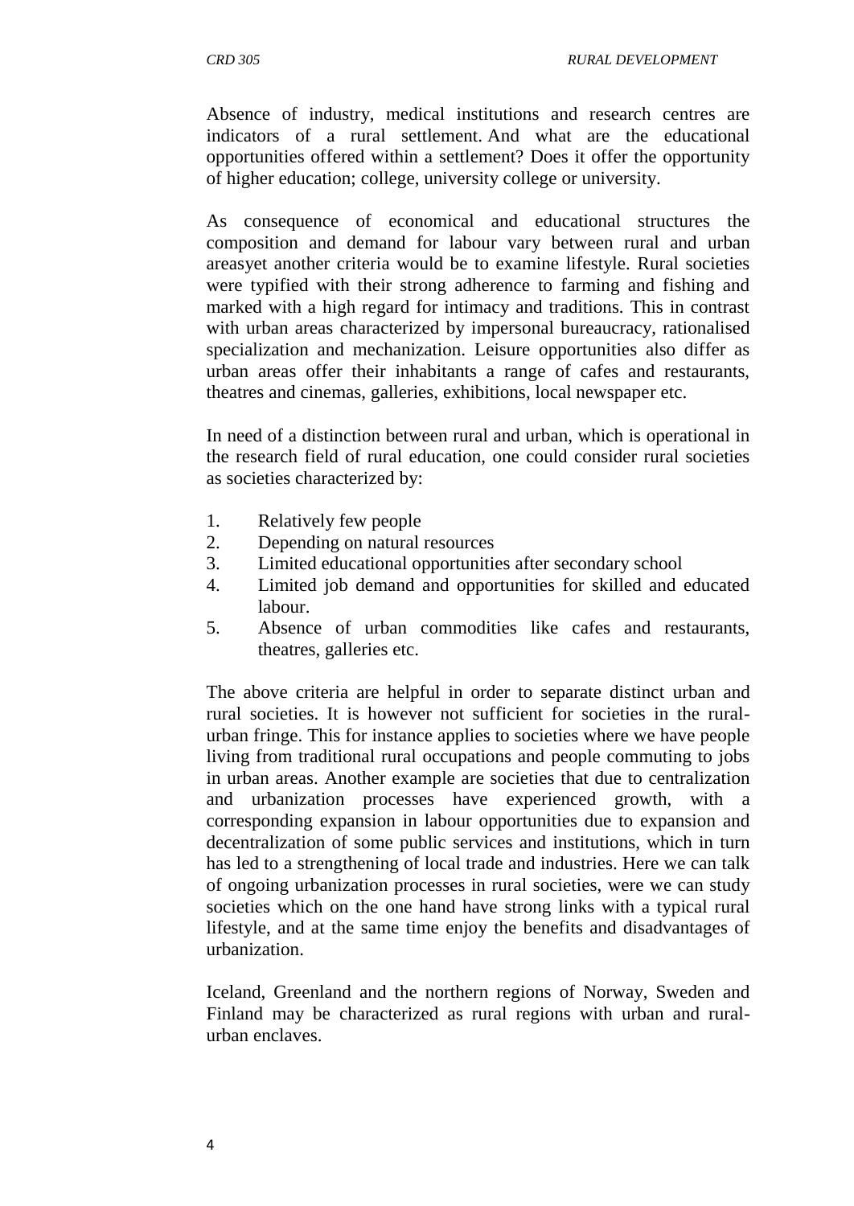Absence of industry, medical institutions and research centres are indicators of a rural settlement. And what are the educational opportunities offered within a settlement? Does it offer the opportunity of higher education; college, university college or university.

As consequence of economical and educational structures the composition and demand for labour vary between rural and urban areasyet another criteria would be to examine lifestyle. Rural societies were typified with their strong adherence to farming and fishing and marked with a high regard for intimacy and traditions. This in contrast with urban areas characterized by impersonal bureaucracy, rationalised specialization and mechanization. Leisure opportunities also differ as urban areas offer their inhabitants a range of cafes and restaurants, theatres and cinemas, galleries, exhibitions, local newspaper etc.

In need of a distinction between rural and urban, which is operational in the research field of rural education, one could consider rural societies as societies characterized by:

1. Relatively few people
2. Depending on natural resources
3. Limited educational opportunities after secondary school
4. Limited job demand and opportunities for skilled and educated labour.
5. Absence of urban commodities like cafes and restaurants, theatres, galleries etc.

The above criteria are helpful in order to separate distinct urban and rural societies. It is however not sufficient for societies in the rural-urban fringe. This for instance applies to societies where we have people living from traditional rural occupations and people commuting to jobs in urban areas. Another example are societies that due to centralization and urbanization processes have experienced growth, with a corresponding expansion in labour opportunities due to expansion and decentralization of some public services and institutions, which in turn has led to a strengthening of local trade and industries. Here we can talk of ongoing urbanization processes in rural societies, were we can study societies which on the one hand have strong links with a typical rural lifestyle, and at the same time enjoy the benefits and disadvantages of urbanization.

Iceland, Greenland and the northern regions of Norway, Sweden and Finland may be characterized as rural regions with urban and rural-urban enclaves.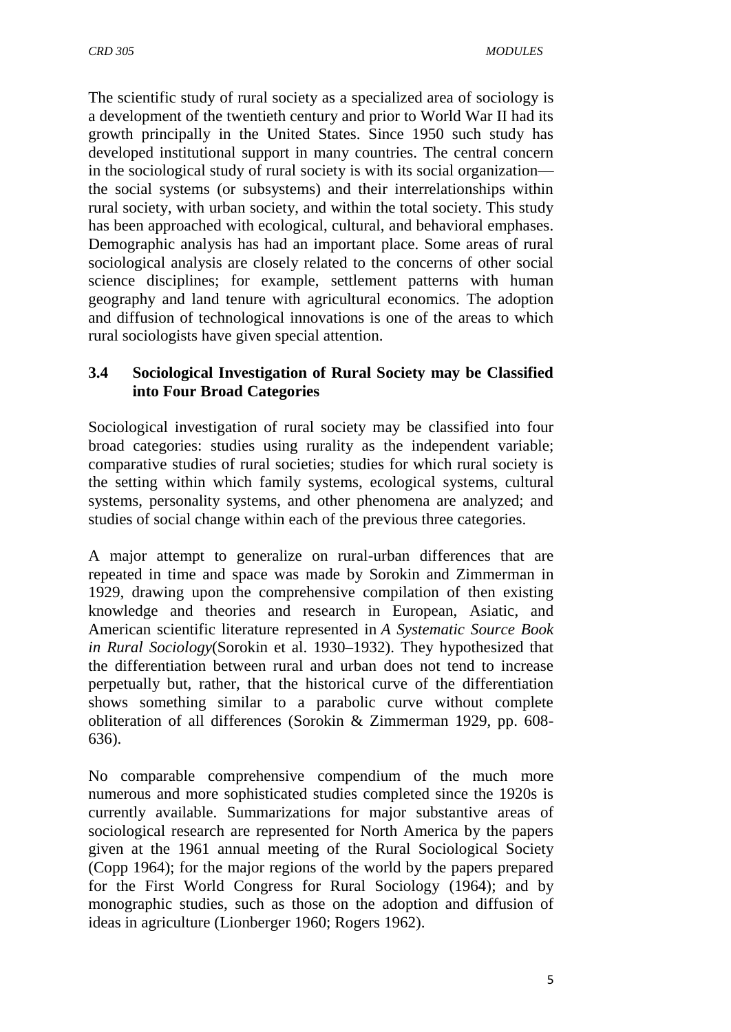The scientific study of rural society as a specialized area of sociology is a development of the twentieth century and prior to World War II had its growth principally in the United States. Since 1950 such study has developed institutional support in many countries. The central concern in the sociological study of rural society is with its social organization—the social systems (or subsystems) and their interrelationships within rural society, with urban society, and within the total society. This study has been approached with ecological, cultural, and behavioral emphases. Demographic analysis has had an important place. Some areas of rural sociological analysis are closely related to the concerns of other social science disciplines; for example, settlement patterns with human geography and land tenure with agricultural economics. The adoption and diffusion of technological innovations is one of the areas to which rural sociologists have given special attention.

### 3.4 Sociological Investigation of Rural Society may be Classified into Four Broad Categories

Sociological investigation of rural society may be classified into four broad categories: studies using rurality as the independent variable; comparative studies of rural societies; studies for which rural society is the setting within which family systems, ecological systems, cultural systems, personality systems, and other phenomena are analyzed; and studies of social change within each of the previous three categories.

A major attempt to generalize on rural-urban differences that are repeated in time and space was made by Sorokin and Zimmerman in 1929, drawing upon the comprehensive compilation of then existing knowledge and theories and research in European, Asiatic, and American scientific literature represented in *A Systematic Source Book in Rural Sociology*(Sorokin et al. 1930–1932). They hypothesized that the differentiation between rural and urban does not tend to increase perpetually but, rather, that the historical curve of the differentiation shows something similar to a parabolic curve without complete obliteration of all differences (Sorokin & Zimmerman 1929, pp. 608-636).

No comparable comprehensive compendium of the much more numerous and more sophisticated studies completed since the 1920s is currently available. Summarizations for major substantive areas of sociological research are represented for North America by the papers given at the 1961 annual meeting of the Rural Sociological Society (Copp 1964); for the major regions of the world by the papers prepared for the First World Congress for Rural Sociology (1964); and by monographic studies, such as those on the adoption and diffusion of ideas in agriculture (Lionberger 1960; Rogers 1962).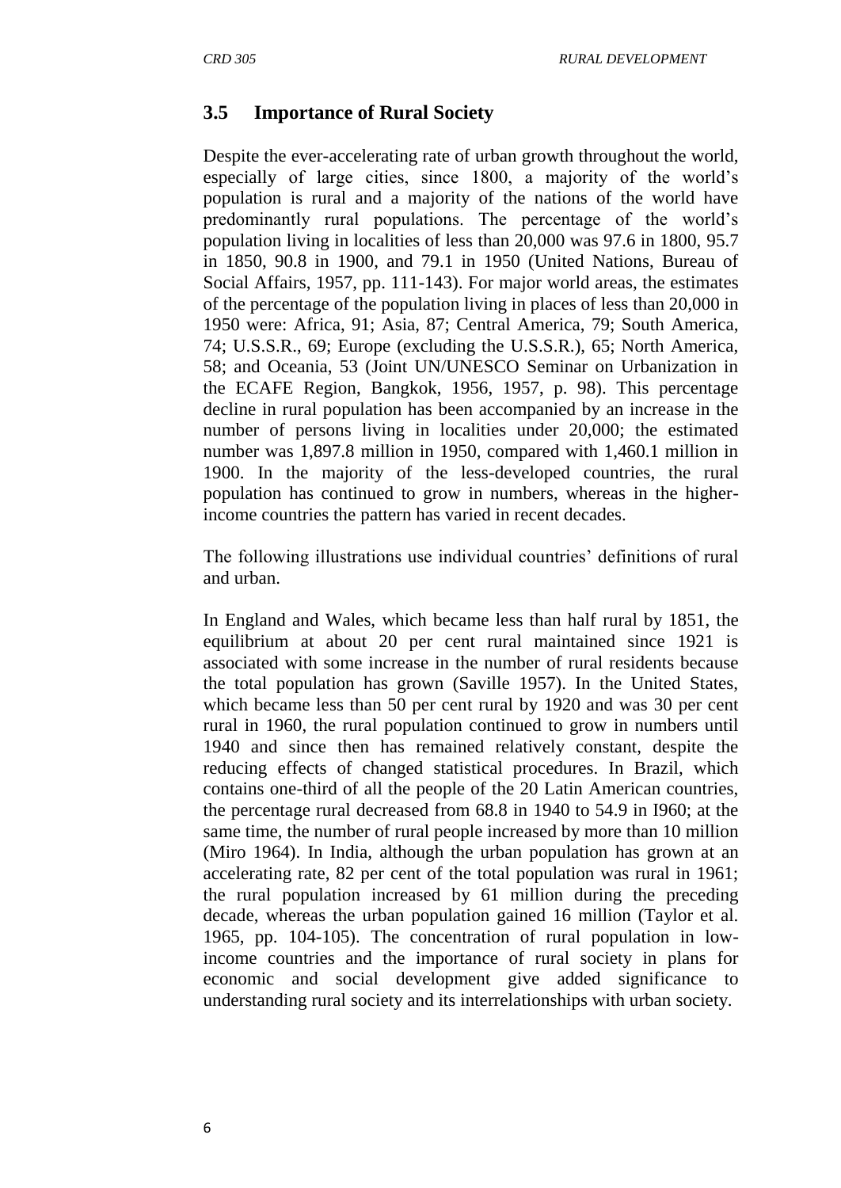## 3.5 Importance of Rural Society

Despite the ever-accelerating rate of urban growth throughout the world, especially of large cities, since 1800, a majority of the world's population is rural and a majority of the nations of the world have predominantly rural populations. The percentage of the world's population living in localities of less than 20,000 was 97.6 in 1800, 95.7 in 1850, 90.8 in 1900, and 79.1 in 1950 (United Nations, Bureau of Social Affairs, 1957, pp. 111-143). For major world areas, the estimates of the percentage of the population living in places of less than 20,000 in 1950 were: Africa, 91; Asia, 87; Central America, 79; South America, 74; U.S.S.R., 69; Europe (excluding the U.S.S.R.), 65; North America, 58; and Oceania, 53 (Joint UN/UNESCO Seminar on Urbanization in the ECAFE Region, Bangkok, 1956, 1957, p. 98). This percentage decline in rural population has been accompanied by an increase in the number of persons living in localities under 20,000; the estimated number was 1,897.8 million in 1950, compared with 1,460.1 million in 1900. In the majority of the less-developed countries, the rural population has continued to grow in numbers, whereas in the higher-income countries the pattern has varied in recent decades.

The following illustrations use individual countries' definitions of rural and urban.

In England and Wales, which became less than half rural by 1851, the equilibrium at about 20 per cent rural maintained since 1921 is associated with some increase in the number of rural residents because the total population has grown (Saville 1957). In the United States, which became less than 50 per cent rural by 1920 and was 30 per cent rural in 1960, the rural population continued to grow in numbers until 1940 and since then has remained relatively constant, despite the reducing effects of changed statistical procedures. In Brazil, which contains one-third of all the people of the 20 Latin American countries, the percentage rural decreased from 68.8 in 1940 to 54.9 in I960; at the same time, the number of rural people increased by more than 10 million (Miro 1964). In India, although the urban population has grown at an accelerating rate, 82 per cent of the total population was rural in 1961; the rural population increased by 61 million during the preceding decade, whereas the urban population gained 16 million (Taylor et al. 1965, pp. 104-105). The concentration of rural population in low-income countries and the importance of rural society in plans for economic and social development give added significance to understanding rural society and its interrelationships with urban society.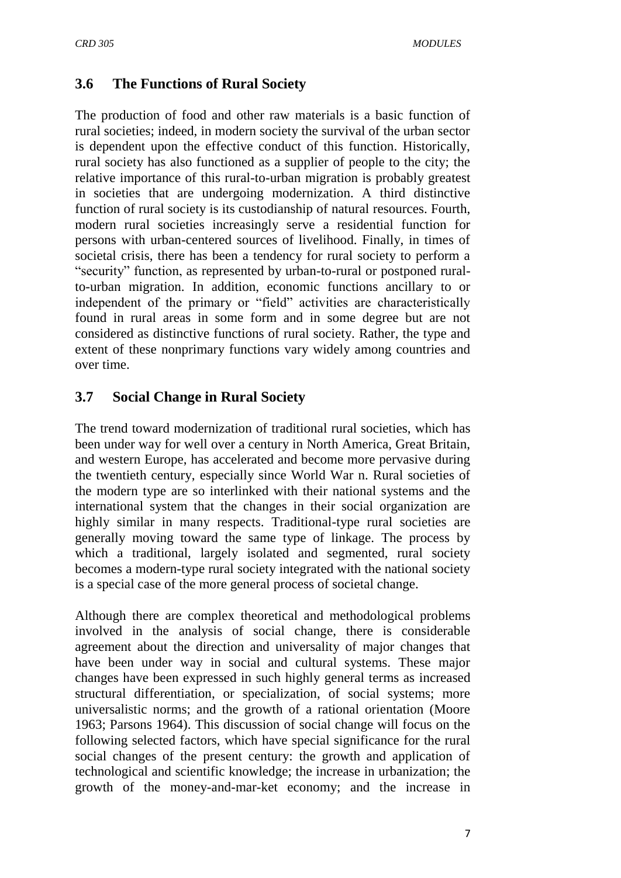## 3.6 The Functions of Rural Society

The production of food and other raw materials is a basic function of rural societies; indeed, in modern society the survival of the urban sector is dependent upon the effective conduct of this function. Historically, rural society has also functioned as a supplier of people to the city; the relative importance of this rural-to-urban migration is probably greatest in societies that are undergoing modernization. A third distinctive function of rural society is its custodianship of natural resources. Fourth, modern rural societies increasingly serve a residential function for persons with urban-centered sources of livelihood. Finally, in times of societal crisis, there has been a tendency for rural society to perform a "security" function, as represented by urban-to-rural or postponed rural-to-urban migration. In addition, economic functions ancillary to or independent of the primary or "field" activities are characteristically found in rural areas in some form and in some degree but are not considered as distinctive functions of rural society. Rather, the type and extent of these nonprimary functions vary widely among countries and over time.

## 3.7 Social Change in Rural Society

The trend toward modernization of traditional rural societies, which has been under way for well over a century in North America, Great Britain, and western Europe, has accelerated and become more pervasive during the twentieth century, especially since World War n. Rural societies of the modern type are so interlinked with their national systems and the international system that the changes in their social organization are highly similar in many respects. Traditional-type rural societies are generally moving toward the same type of linkage. The process by which a traditional, largely isolated and segmented, rural society becomes a modern-type rural society integrated with the national society is a special case of the more general process of societal change.

Although there are complex theoretical and methodological problems involved in the analysis of social change, there is considerable agreement about the direction and universality of major changes that have been under way in social and cultural systems. These major changes have been expressed in such highly general terms as increased structural differentiation, or specialization, of social systems; more universalistic norms; and the growth of a rational orientation (Moore 1963; Parsons 1964). This discussion of social change will focus on the following selected factors, which have special significance for the rural social changes of the present century: the growth and application of technological and scientific knowledge; the increase in urbanization; the growth of the money-and-mar-ket economy; and the increase in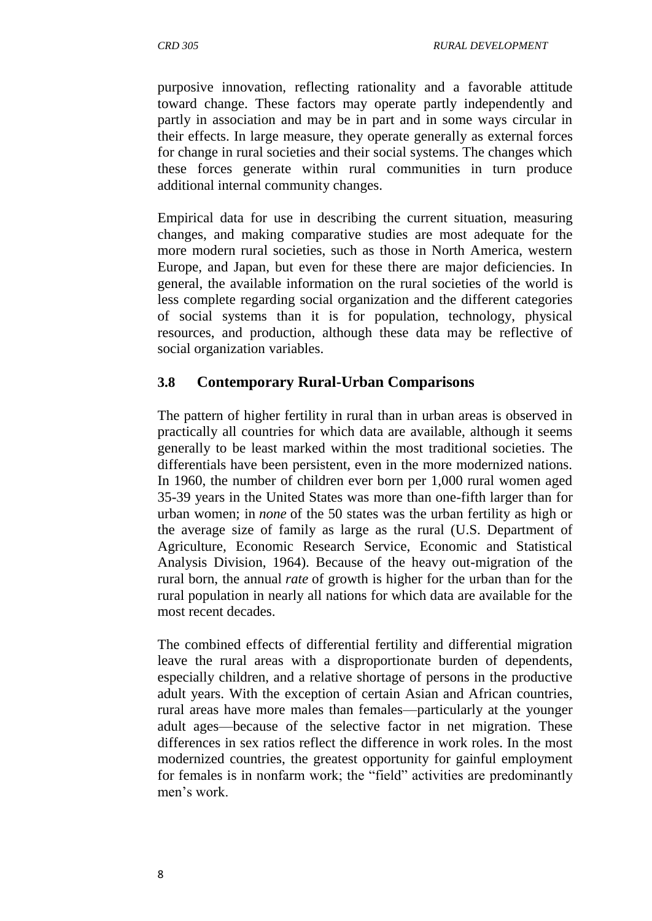purposive innovation, reflecting rationality and a favorable attitude toward change. These factors may operate partly independently and partly in association and may be in part and in some ways circular in their effects. In large measure, they operate generally as external forces for change in rural societies and their social systems. The changes which these forces generate within rural communities in turn produce additional internal community changes.

Empirical data for use in describing the current situation, measuring changes, and making comparative studies are most adequate for the more modern rural societies, such as those in North America, western Europe, and Japan, but even for these there are major deficiencies. In general, the available information on the rural societies of the world is less complete regarding social organization and the different categories of social systems than it is for population, technology, physical resources, and production, although these data may be reflective of social organization variables.

## 3.8 Contemporary Rural-Urban Comparisons

The pattern of higher fertility in rural than in urban areas is observed in practically all countries for which data are available, although it seems generally to be least marked within the most traditional societies. The differentials have been persistent, even in the more modernized nations. In 1960, the number of children ever born per 1,000 rural women aged 35-39 years in the United States was more than one-fifth larger than for urban women; in *none* of the 50 states was the urban fertility as high or the average size of family as large as the rural (U.S. Department of Agriculture, Economic Research Service, Economic and Statistical Analysis Division, 1964). Because of the heavy out-migration of the rural born, the annual *rate* of growth is higher for the urban than for the rural population in nearly all nations for which data are available for the most recent decades.

The combined effects of differential fertility and differential migration leave the rural areas with a disproportionate burden of dependents, especially children, and a relative shortage of persons in the productive adult years. With the exception of certain Asian and African countries, rural areas have more males than females—particularly at the younger adult ages—because of the selective factor in net migration. These differences in sex ratios reflect the difference in work roles. In the most modernized countries, the greatest opportunity for gainful employment for females is in nonfarm work; the "field" activities are predominantly men's work.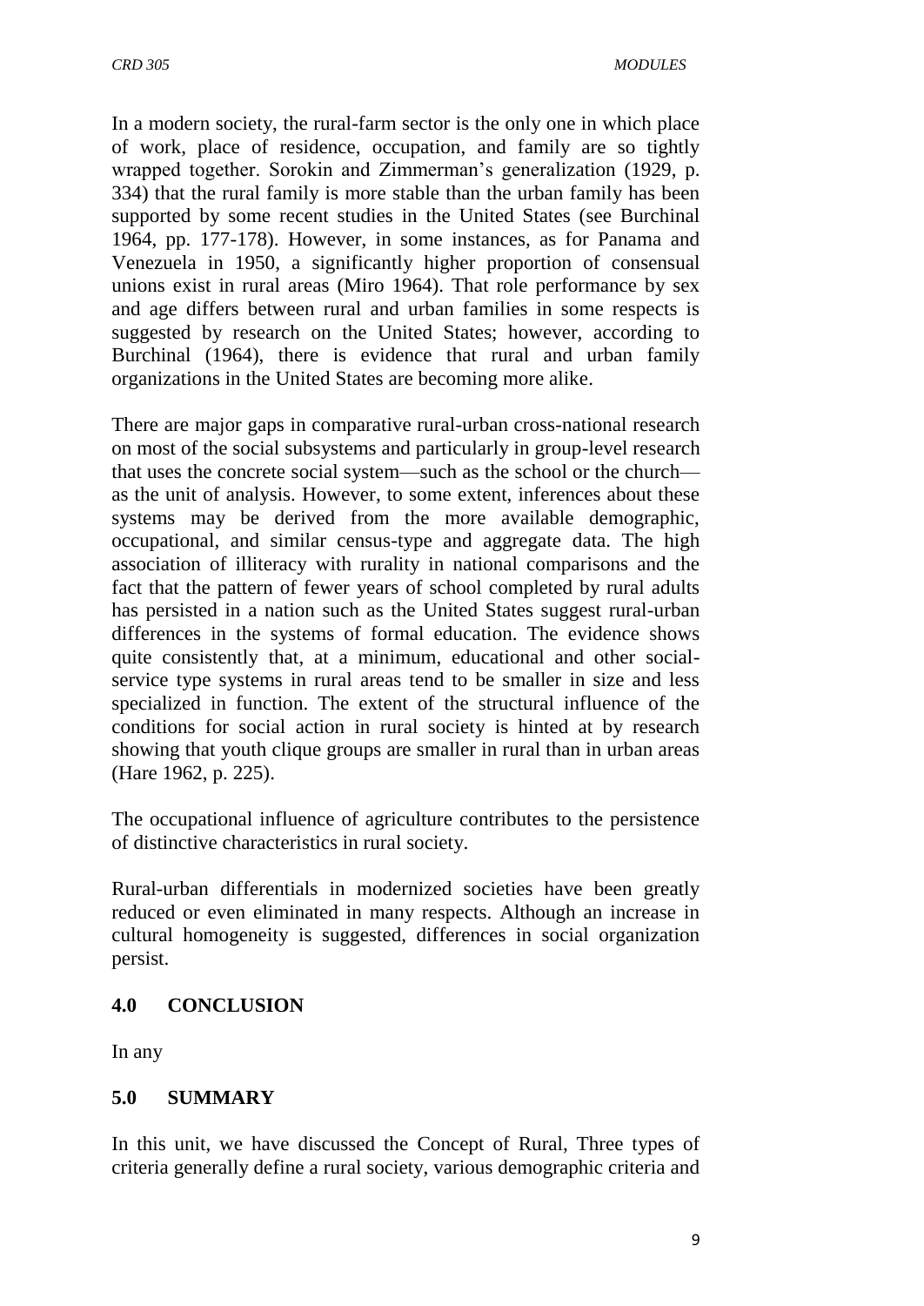In a modern society, the rural-farm sector is the only one in which place of work, place of residence, occupation, and family are so tightly wrapped together. Sorokin and Zimmerman's generalization (1929, p. 334) that the rural family is more stable than the urban family has been supported by some recent studies in the United States (see Burchinal 1964, pp. 177-178). However, in some instances, as for Panama and Venezuela in 1950, a significantly higher proportion of consensual unions exist in rural areas (Miro 1964). That role performance by sex and age differs between rural and urban families in some respects is suggested by research on the United States; however, according to Burchinal (1964), there is evidence that rural and urban family organizations in the United States are becoming more alike.

There are major gaps in comparative rural-urban cross-national research on most of the social subsystems and particularly in group-level research that uses the concrete social system—such as the school or the church—as the unit of analysis. However, to some extent, inferences about these systems may be derived from the more available demographic, occupational, and similar census-type and aggregate data. The high association of illiteracy with rurality in national comparisons and the fact that the pattern of fewer years of school completed by rural adults has persisted in a nation such as the United States suggest rural-urban differences in the systems of formal education. The evidence shows quite consistently that, at a minimum, educational and other social-service type systems in rural areas tend to be smaller in size and less specialized in function. The extent of the structural influence of the conditions for social action in rural society is hinted at by research showing that youth clique groups are smaller in rural than in urban areas (Hare 1962, p. 225).

The occupational influence of agriculture contributes to the persistence of distinctive characteristics in rural society.

Rural-urban differentials in modernized societies have been greatly reduced or even eliminated in many respects. Although an increase in cultural homogeneity is suggested, differences in social organization persist.

## 4.0 CONCLUSION

In any

## 5.0 SUMMARY

In this unit, we have discussed the Concept of Rural, Three types of criteria generally define a rural society, various demographic criteria and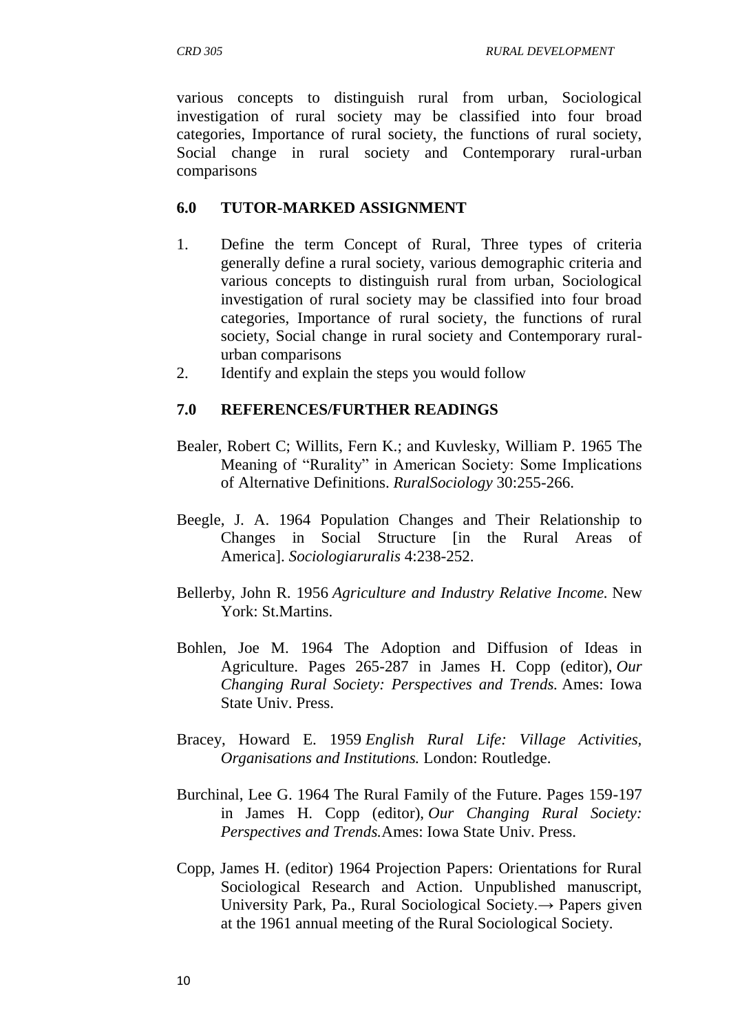various concepts to distinguish rural from urban, Sociological investigation of rural society may be classified into four broad categories, Importance of rural society, the functions of rural society, Social change in rural society and Contemporary rural-urban comparisons

## 6.0 TUTOR-MARKED ASSIGNMENT

1. Define the term Concept of Rural, Three types of criteria generally define a rural society, various demographic criteria and various concepts to distinguish rural from urban, Sociological investigation of rural society may be classified into four broad categories, Importance of rural society, the functions of rural society, Social change in rural society and Contemporary rural-urban comparisons
2. Identify and explain the steps you would follow

## 7.0 REFERENCES/FURTHER READINGS

Bealer, Robert C; Willits, Fern K.; and Kuvlesky, William P. 1965 The Meaning of "Rurality" in American Society: Some Implications of Alternative Definitions. *RuralSociology* 30:255-266.

Beegle, J. A. 1964 Population Changes and Their Relationship to Changes in Social Structure [in the Rural Areas of America]. *Sociologiaruralis* 4:238-252.

Bellerby, John R. 1956 *Agriculture and Industry Relative Income.* New York: St.Martins.

Bohlen, Joe M. 1964 The Adoption and Diffusion of Ideas in Agriculture. Pages 265-287 in James H. Copp (editor), *Our Changing Rural Society: Perspectives and Trends.* Ames: Iowa State Univ. Press.

Bracey, Howard E. 1959 *English Rural Life: Village Activities, Organisations and Institutions.* London: Routledge.

Burchinal, Lee G. 1964 The Rural Family of the Future. Pages 159-197 in James H. Copp (editor), *Our Changing Rural Society: Perspectives and Trends.*Ames: Iowa State Univ. Press.

Copp, James H. (editor) 1964 Projection Papers: Orientations for Rural Sociological Research and Action. Unpublished manuscript, University Park, Pa., Rural Sociological Society.→ Papers given at the 1961 annual meeting of the Rural Sociological Society.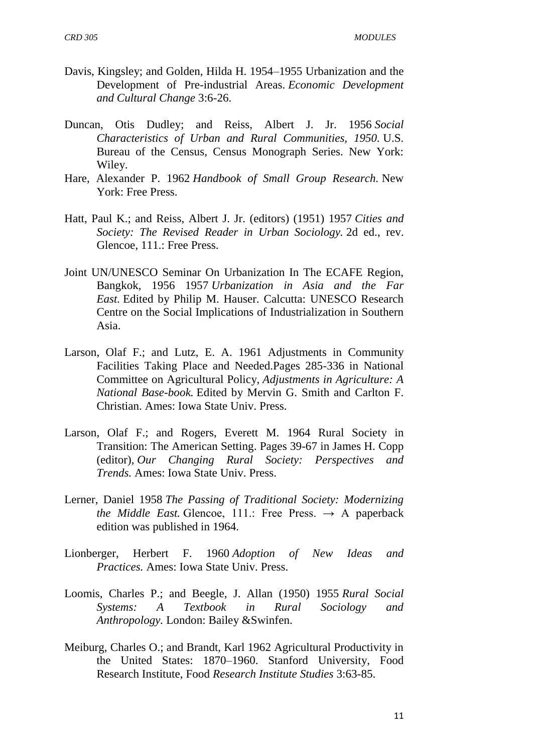Davis, Kingsley; and Golden, Hilda H. 1954–1955 Urbanization and the Development of Pre-industrial Areas. *Economic Development and Cultural Change* 3:6-26.

Duncan, Otis Dudley; and Reiss, Albert J. Jr. 1956 *Social Characteristics of Urban and Rural Communities, 1950.* U.S. Bureau of the Census, Census Monograph Series. New York: Wiley.

Hare, Alexander P. 1962 *Handbook of Small Group Research.* New York: Free Press.

Hatt, Paul K.; and Reiss, Albert J. Jr. (editors) (1951) 1957 *Cities and Society: The Revised Reader in Urban Sociology.* 2d ed., rev. Glencoe, 111.: Free Press.

Joint UN/UNESCO Seminar On Urbanization In The ECAFE Region, Bangkok, 1956 1957 *Urbanization in Asia and the Far East.* Edited by Philip M. Hauser. Calcutta: UNESCO Research Centre on the Social Implications of Industrialization in Southern Asia.

Larson, Olaf F.; and Lutz, E. A. 1961 Adjustments in Community Facilities Taking Place and Needed.Pages 285-336 in National Committee on Agricultural Policy, *Adjustments in Agriculture: A National Base-book.* Edited by Mervin G. Smith and Carlton F. Christian. Ames: Iowa State Univ. Press.

Larson, Olaf F.; and Rogers, Everett M. 1964 Rural Society in Transition: The American Setting. Pages 39-67 in James H. Copp (editor), *Our Changing Rural Society: Perspectives and Trends.* Ames: Iowa State Univ. Press.

Lerner, Daniel 1958 *The Passing of Traditional Society: Modernizing the Middle East.* Glencoe, 111.: Free Press. → A paperback edition was published in 1964.

Lionberger, Herbert F. 1960 *Adoption of New Ideas and Practices.* Ames: Iowa State Univ. Press.

Loomis, Charles P.; and Beegle, J. Allan (1950) 1955 *Rural Social Systems: A Textbook in Rural Sociology and Anthropology.* London: Bailey &Swinfen.

Meiburg, Charles O.; and Brandt, Karl 1962 Agricultural Productivity in the United States: 1870–1960. Stanford University, Food Research Institute, Food *Research Institute Studies* 3:63-85.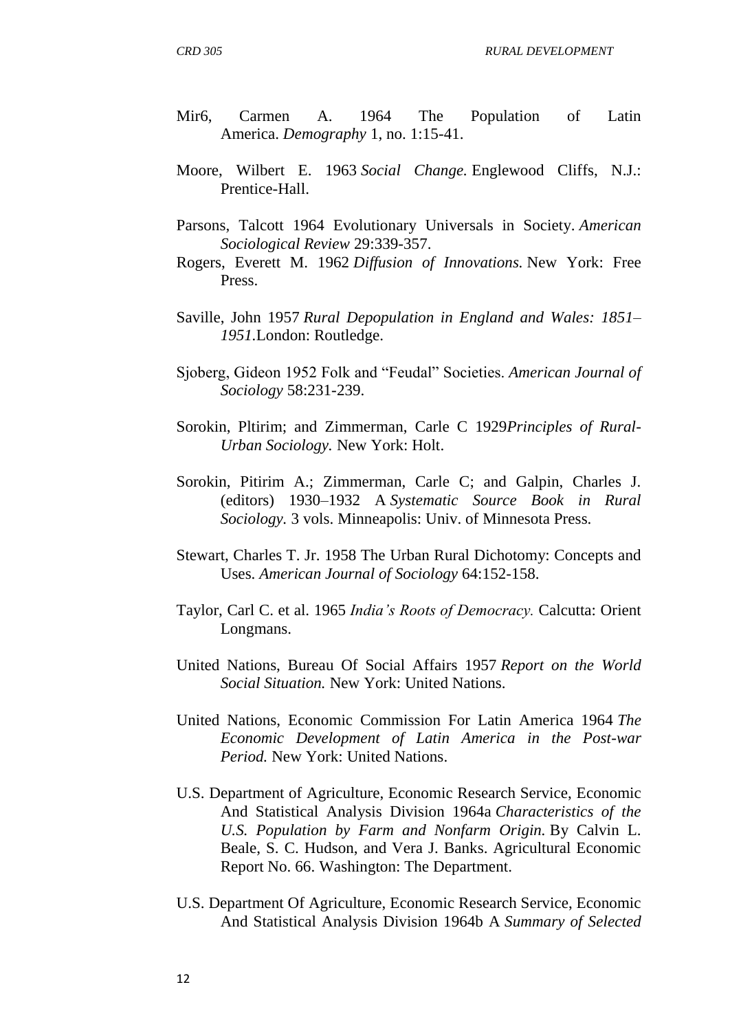Mir6, Carmen A. 1964 The Population of Latin America. *Demography* 1, no. 1:15-41.

Moore, Wilbert E. 1963 *Social Change.* Englewood Cliffs, N.J.: Prentice-Hall.

Parsons, Talcott 1964 Evolutionary Universals in Society. *American Sociological Review* 29:339-357.

Rogers, Everett M. 1962 *Diffusion of Innovations.* New York: Free Press.

Saville, John 1957 *Rural Depopulation in England and Wales: 1851–1951.*London: Routledge.

Sjoberg, Gideon 1952 Folk and "Feudal" Societies. *American Journal of Sociology* 58:231-239.

Sorokin, Pltirim; and Zimmerman, Carle C 1929*Principles of Rural-Urban Sociology.* New York: Holt.

Sorokin, Pitirim A.; Zimmerman, Carle C; and Galpin, Charles J. (editors) 1930–1932 A *Systematic Source Book in Rural Sociology.* 3 vols. Minneapolis: Univ. of Minnesota Press.

Stewart, Charles T. Jr. 1958 The Urban Rural Dichotomy: Concepts and Uses. *American Journal of Sociology* 64:152-158.

Taylor, Carl C. et al. 1965 *India's Roots of Democracy.* Calcutta: Orient Longmans.

United Nations, Bureau Of Social Affairs 1957 *Report on the World Social Situation.* New York: United Nations.

United Nations, Economic Commission For Latin America 1964 *The Economic Development of Latin America in the Post-war Period.* New York: United Nations.

U.S. Department of Agriculture, Economic Research Service, Economic And Statistical Analysis Division 1964a *Characteristics of the U.S. Population by Farm and Nonfarm Origin.* By Calvin L. Beale, S. C. Hudson, and Vera J. Banks. Agricultural Economic Report No. 66. Washington: The Department.

U.S. Department Of Agriculture, Economic Research Service, Economic And Statistical Analysis Division 1964b A *Summary of Selected*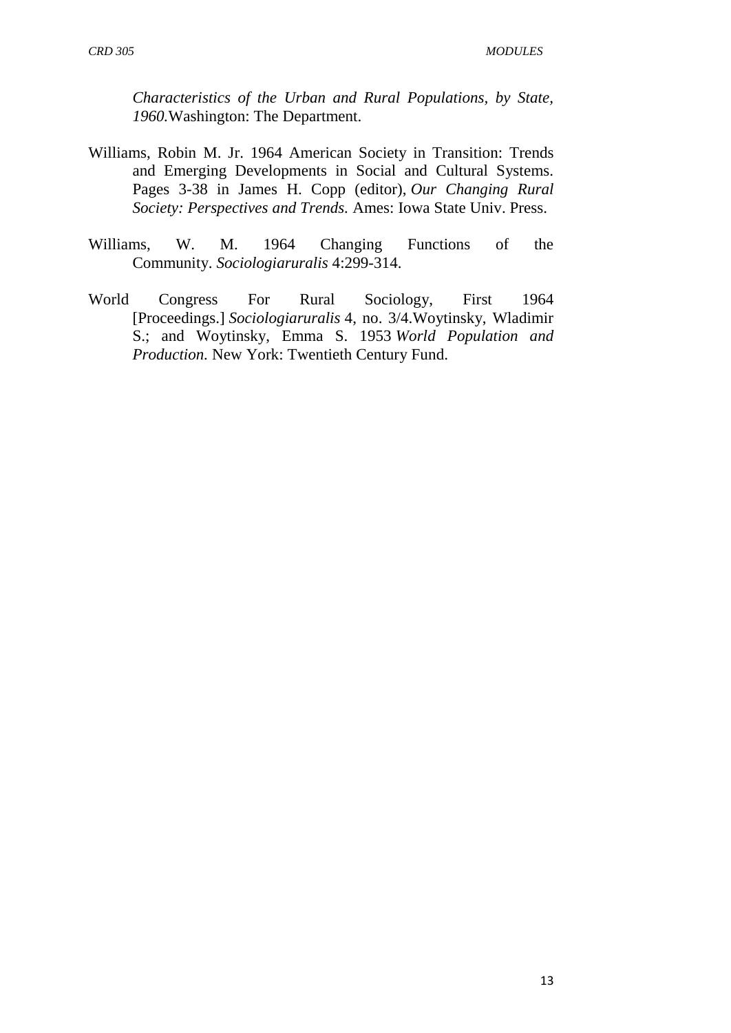*Characteristics of the Urban and Rural Populations, by State, 1960.*Washington: The Department.

Williams, Robin M. Jr. 1964 American Society in Transition: Trends and Emerging Developments in Social and Cultural Systems. Pages 3-38 in James H. Copp (editor), *Our Changing Rural Society: Perspectives and Trends.* Ames: Iowa State Univ. Press.

Williams, W. M. 1964 Changing Functions of the Community. *Sociologiaruralis* 4:299-314.

World Congress For Rural Sociology, First 1964 [Proceedings.] *Sociologiaruralis* 4, no. 3/4.Woytinsky, Wladimir S.; and Woytinsky, Emma S. 1953 *World Population and Production.* New York: Twentieth Century Fund.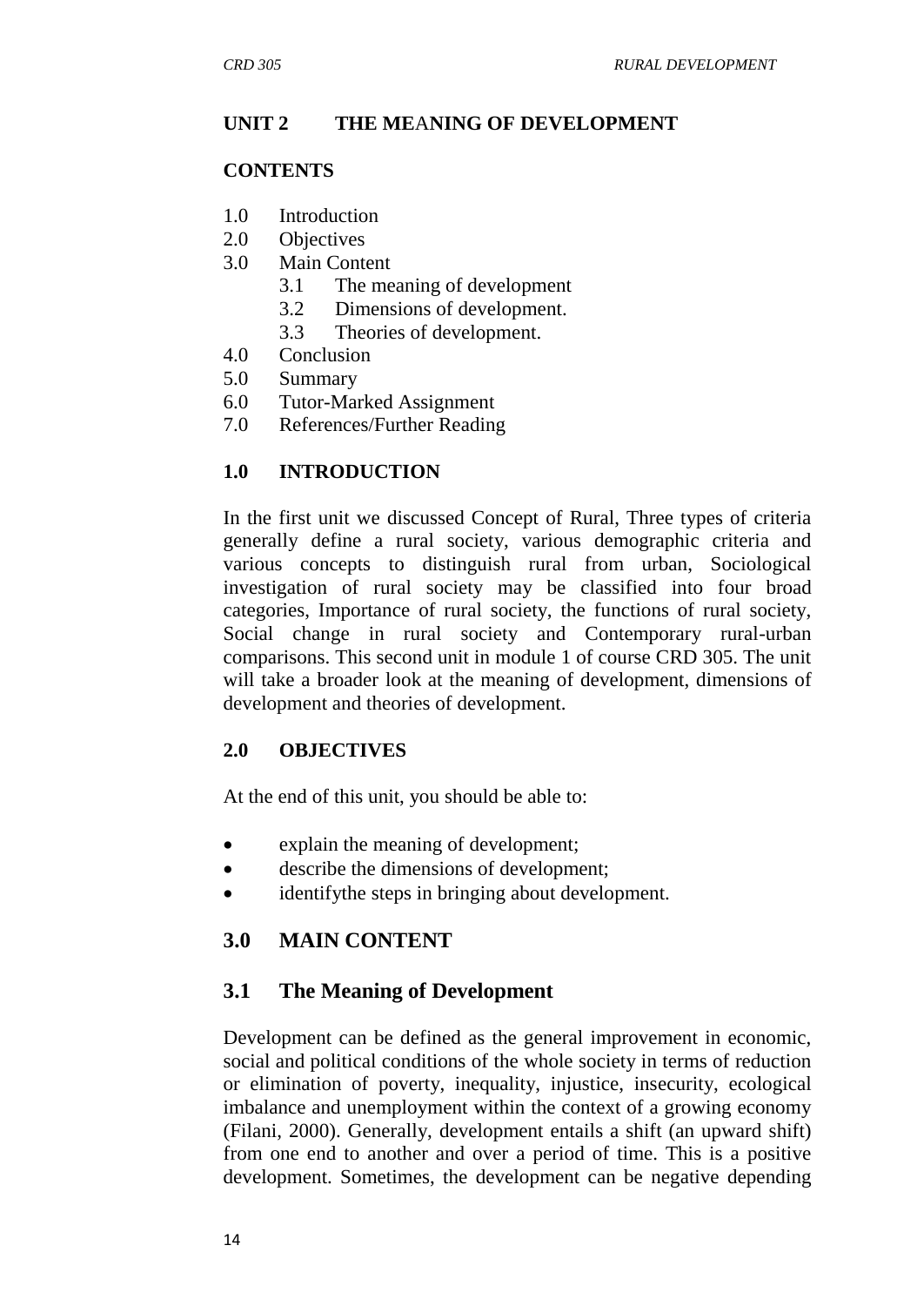## UNIT 2 THE MEANING OF DEVELOPMENT

**CONTENTS**

1.0 Introduction
2.0 Objectives
3.0 Main Content
  3.1 The meaning of development
  3.2 Dimensions of development.
  3.3 Theories of development.
4.0 Conclusion
5.0 Summary
6.0 Tutor-Marked Assignment
7.0 References/Further Reading

### 1.0 INTRODUCTION

In the first unit we discussed Concept of Rural, Three types of criteria generally define a rural society, various demographic criteria and various concepts to distinguish rural from urban, Sociological investigation of rural society may be classified into four broad categories, Importance of rural society, the functions of rural society, Social change in rural society and Contemporary rural-urban comparisons. This second unit in module 1 of course CRD 305. The unit will take a broader look at the meaning of development, dimensions of development and theories of development.

### 2.0 OBJECTIVES

At the end of this unit, you should be able to:

- explain the meaning of development;
- describe the dimensions of development;
- identifythe steps in bringing about development.

## 3.0 MAIN CONTENT

### 3.1 The Meaning of Development

Development can be defined as the general improvement in economic, social and political conditions of the whole society in terms of reduction or elimination of poverty, inequality, injustice, insecurity, ecological imbalance and unemployment within the context of a growing economy (Filani, 2000). Generally, development entails a shift (an upward shift) from one end to another and over a period of time. This is a positive development. Sometimes, the development can be negative depending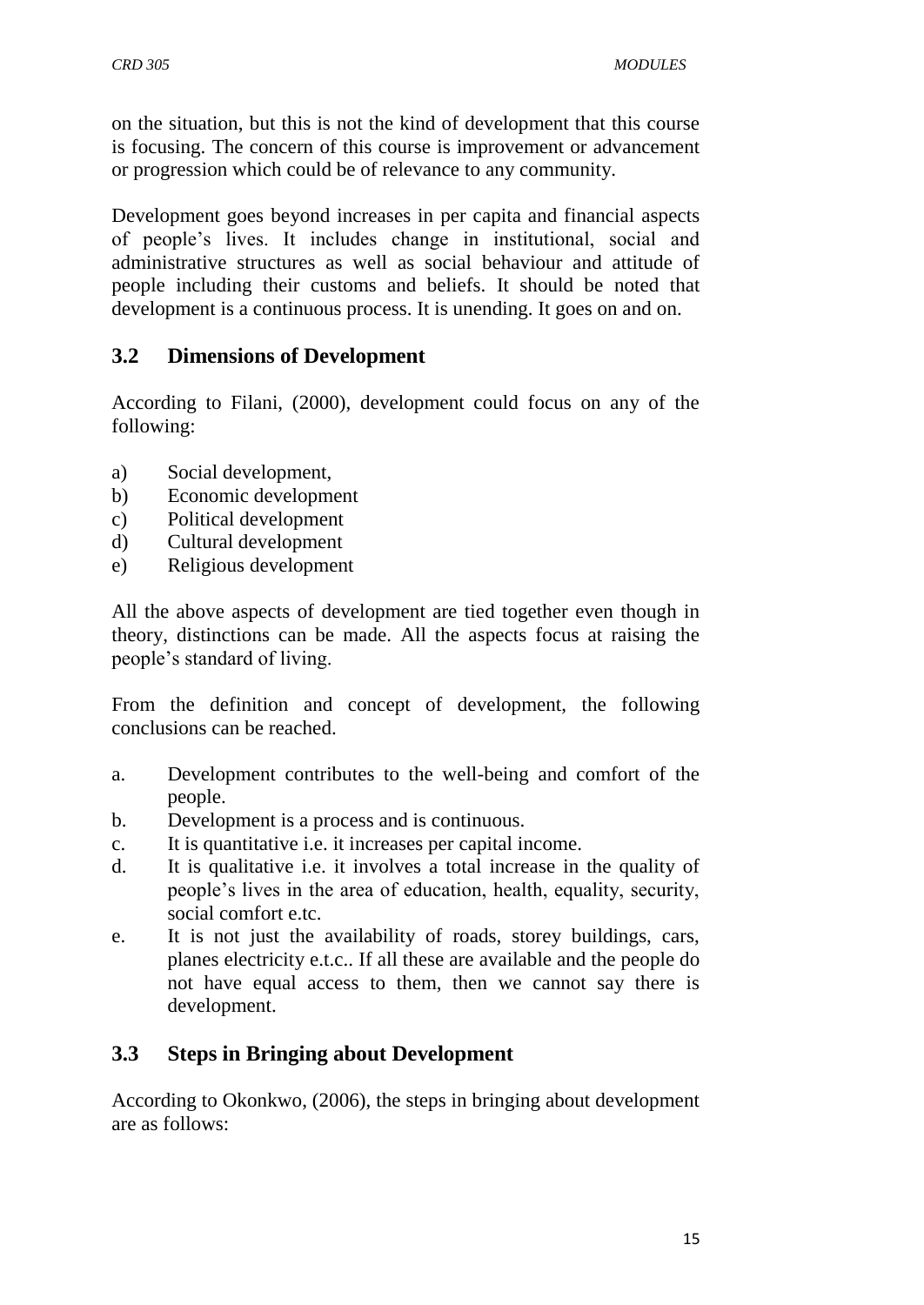on the situation, but this is not the kind of development that this course is focusing. The concern of this course is improvement or advancement or progression which could be of relevance to any community.

Development goes beyond increases in per capita and financial aspects of people's lives. It includes change in institutional, social and administrative structures as well as social behaviour and attitude of people including their customs and beliefs. It should be noted that development is a continuous process. It is unending. It goes on and on.

## 3.2 Dimensions of Development

According to Filani, (2000), development could focus on any of the following:

a) Social development,
b) Economic development
c) Political development
d) Cultural development
e) Religious development

All the above aspects of development are tied together even though in theory, distinctions can be made. All the aspects focus at raising the people's standard of living.

From the definition and concept of development, the following conclusions can be reached.

a. Development contributes to the well-being and comfort of the people.
b. Development is a process and is continuous.
c. It is quantitative i.e. it increases per capital income.
d. It is qualitative i.e. it involves a total increase in the quality of people's lives in the area of education, health, equality, security, social comfort e.tc.
e. It is not just the availability of roads, storey buildings, cars, planes electricity e.t.c.. If all these are available and the people do not have equal access to them, then we cannot say there is development.

## 3.3 Steps in Bringing about Development

According to Okonkwo, (2006), the steps in bringing about development are as follows: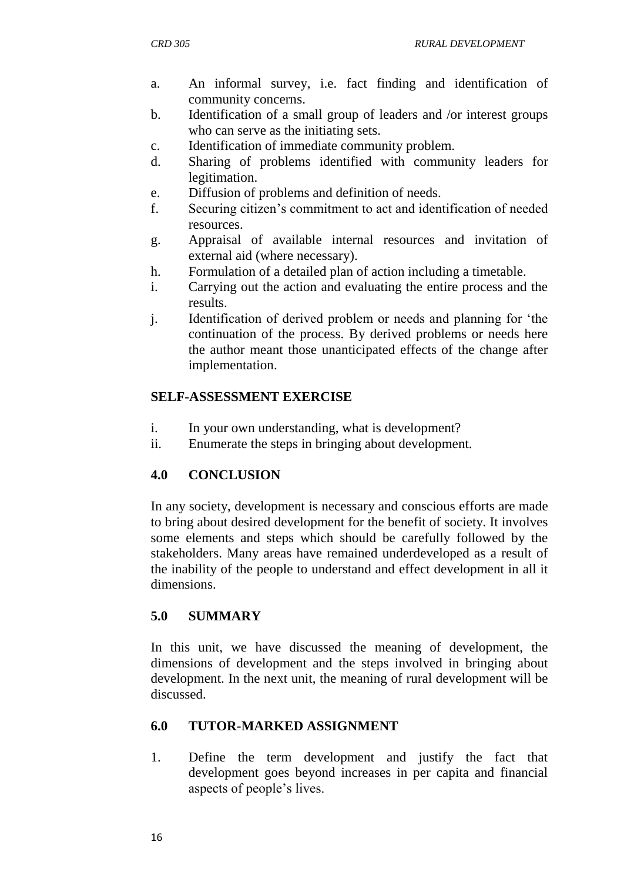a. An informal survey, i.e. fact finding and identification of community concerns.
b. Identification of a small group of leaders and /or interest groups who can serve as the initiating sets.
c. Identification of immediate community problem.
d. Sharing of problems identified with community leaders for legitimation.
e. Diffusion of problems and definition of needs.
f. Securing citizen's commitment to act and identification of needed resources.
g. Appraisal of available internal resources and invitation of external aid (where necessary).
h. Formulation of a detailed plan of action including a timetable.
i. Carrying out the action and evaluating the entire process and the results.
j. Identification of derived problem or needs and planning for 'the continuation of the process. By derived problems or needs here the author meant those unanticipated effects of the change after implementation.

**SELF-ASSESSMENT EXERCISE**

i. In your own understanding, what is development?
ii. Enumerate the steps in bringing about development.

## 4.0 CONCLUSION

In any society, development is necessary and conscious efforts are made to bring about desired development for the benefit of society. It involves some elements and steps which should be carefully followed by the stakeholders. Many areas have remained underdeveloped as a result of the inability of the people to understand and effect development in all it dimensions.

## 5.0 SUMMARY

In this unit, we have discussed the meaning of development, the dimensions of development and the steps involved in bringing about development. In the next unit, the meaning of rural development will be discussed.

## 6.0 TUTOR-MARKED ASSIGNMENT

1. Define the term development and justify the fact that development goes beyond increases in per capita and financial aspects of people's lives.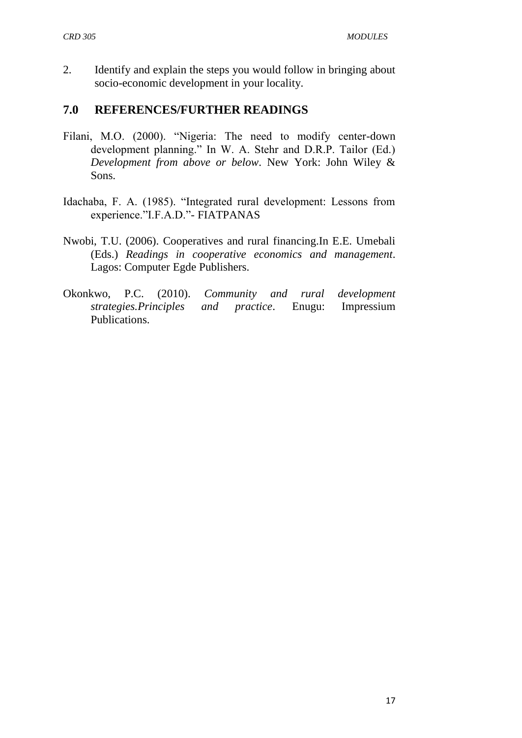2. Identify and explain the steps you would follow in bringing about socio-economic development in your locality.

## 7.0 REFERENCES/FURTHER READINGS

Filani, M.O. (2000). "Nigeria: The need to modify center-down development planning." In W. A. Stehr and D.R.P. Tailor (Ed.) *Development from above or below*. New York: John Wiley & Sons.

Idachaba, F. A. (1985). "Integrated rural development: Lessons from experience."I.F.A.D."- FIATPANAS

Nwobi, T.U. (2006). Cooperatives and rural financing.In E.E. Umebali (Eds.) *Readings in cooperative economics and management*. Lagos: Computer Egde Publishers.

Okonkwo, P.C. (2010). *Community and rural development strategies.Principles and practice*. Enugu: Impressium Publications.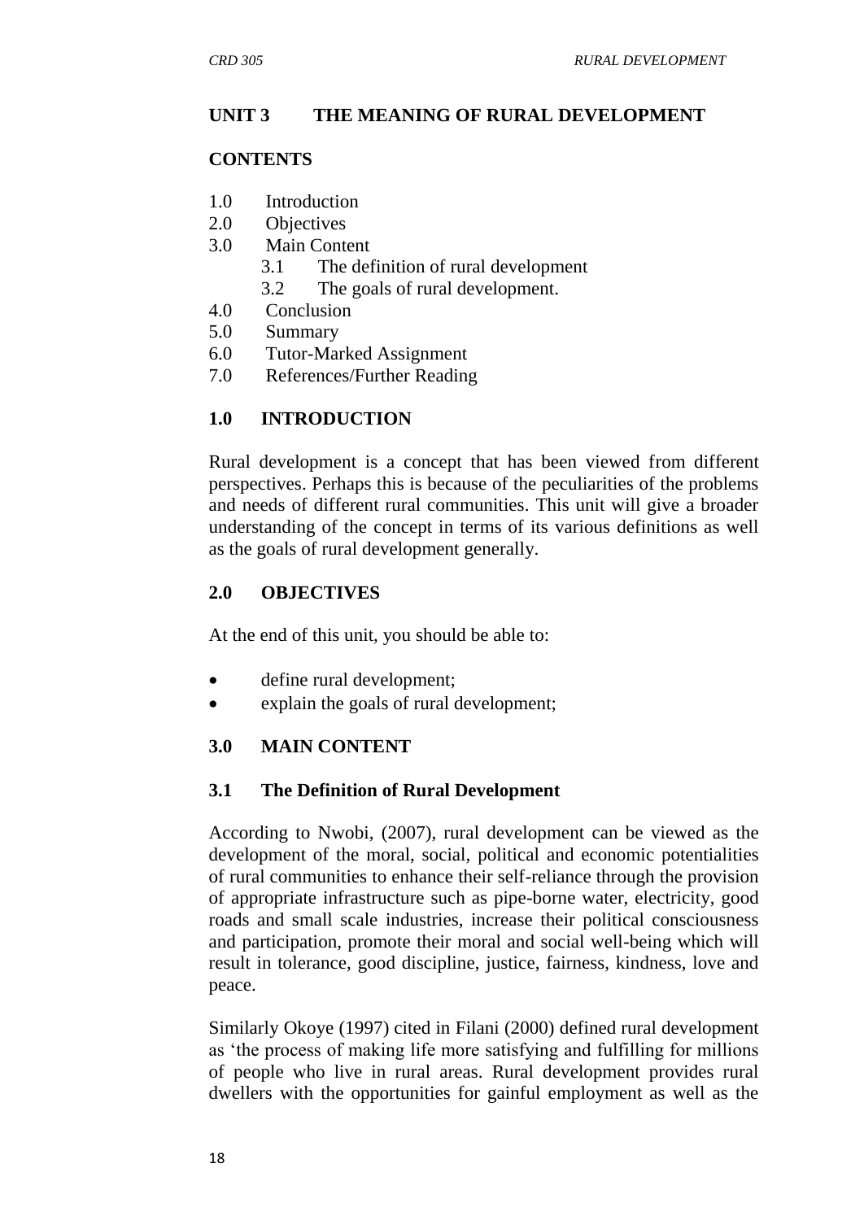## UNIT 3 THE MEANING OF RURAL DEVELOPMENT

### CONTENTS

1.0 Introduction
2.0 Objectives
3.0 Main Content
 3.1 The definition of rural development
 3.2 The goals of rural development.
4.0 Conclusion
5.0 Summary
6.0 Tutor-Marked Assignment
7.0 References/Further Reading

### 1.0 INTRODUCTION

Rural development is a concept that has been viewed from different perspectives. Perhaps this is because of the peculiarities of the problems and needs of different rural communities. This unit will give a broader understanding of the concept in terms of its various definitions as well as the goals of rural development generally.

### 2.0 OBJECTIVES

At the end of this unit, you should be able to:

- define rural development;
- explain the goals of rural development;

### 3.0 MAIN CONTENT

#### 3.1 The Definition of Rural Development

According to Nwobi, (2007), rural development can be viewed as the development of the moral, social, political and economic potentialities of rural communities to enhance their self-reliance through the provision of appropriate infrastructure such as pipe-borne water, electricity, good roads and small scale industries, increase their political consciousness and participation, promote their moral and social well-being which will result in tolerance, good discipline, justice, fairness, kindness, love and peace.

Similarly Okoye (1997) cited in Filani (2000) defined rural development as 'the process of making life more satisfying and fulfilling for millions of people who live in rural areas. Rural development provides rural dwellers with the opportunities for gainful employment as well as the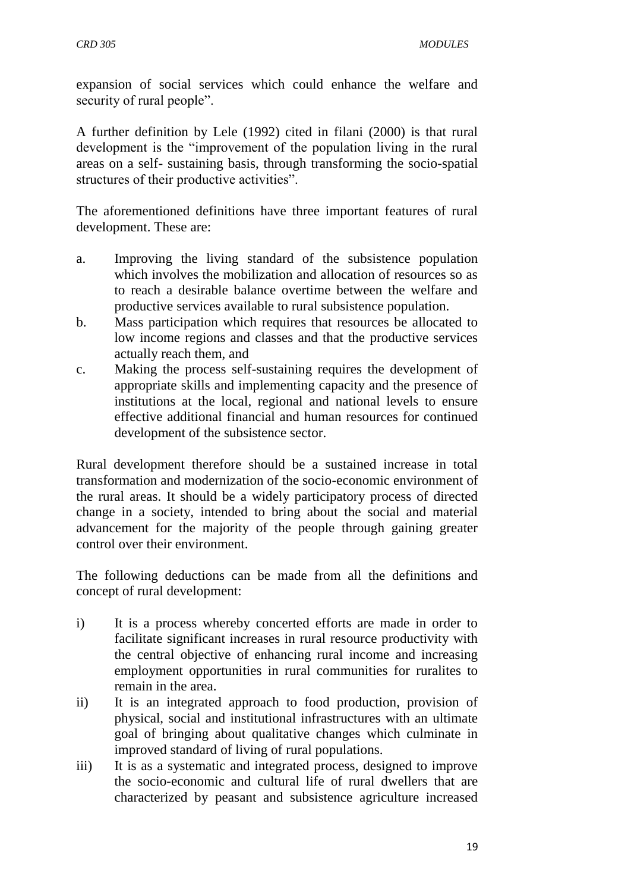expansion of social services which could enhance the welfare and security of rural people".

A further definition by Lele (1992) cited in filani (2000) is that rural development is the "improvement of the population living in the rural areas on a self- sustaining basis, through transforming the socio-spatial structures of their productive activities".

The aforementioned definitions have three important features of rural development. These are:

a. Improving the living standard of the subsistence population which involves the mobilization and allocation of resources so as to reach a desirable balance overtime between the welfare and productive services available to rural subsistence population.
b. Mass participation which requires that resources be allocated to low income regions and classes and that the productive services actually reach them, and
c. Making the process self-sustaining requires the development of appropriate skills and implementing capacity and the presence of institutions at the local, regional and national levels to ensure effective additional financial and human resources for continued development of the subsistence sector.

Rural development therefore should be a sustained increase in total transformation and modernization of the socio-economic environment of the rural areas. It should be a widely participatory process of directed change in a society, intended to bring about the social and material advancement for the majority of the people through gaining greater control over their environment.

The following deductions can be made from all the definitions and concept of rural development:

i) It is a process whereby concerted efforts are made in order to facilitate significant increases in rural resource productivity with the central objective of enhancing rural income and increasing employment opportunities in rural communities for ruralites to remain in the area.
ii) It is an integrated approach to food production, provision of physical, social and institutional infrastructures with an ultimate goal of bringing about qualitative changes which culminate in improved standard of living of rural populations.
iii) It is as a systematic and integrated process, designed to improve the socio-economic and cultural life of rural dwellers that are characterized by peasant and subsistence agriculture increased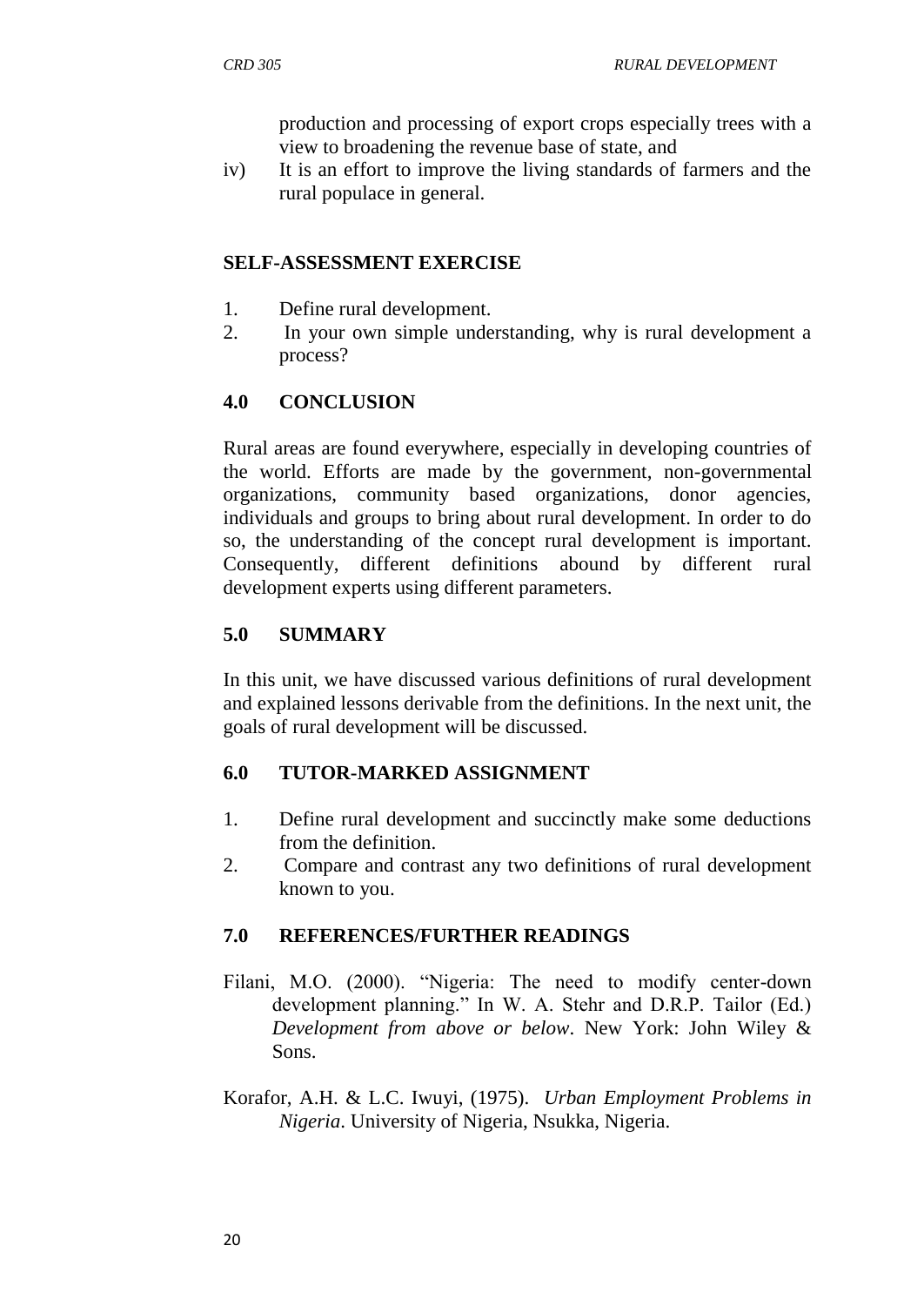production and processing of export crops especially trees with a view to broadening the revenue base of state, and

iv) It is an effort to improve the living standards of farmers and the rural populace in general.

## SELF-ASSESSMENT EXERCISE

1. Define rural development.
2. In your own simple understanding, why is rural development a process?

## 4.0 CONCLUSION

Rural areas are found everywhere, especially in developing countries of the world. Efforts are made by the government, non-governmental organizations, community based organizations, donor agencies, individuals and groups to bring about rural development. In order to do so, the understanding of the concept rural development is important. Consequently, different definitions abound by different rural development experts using different parameters.

## 5.0 SUMMARY

In this unit, we have discussed various definitions of rural development and explained lessons derivable from the definitions. In the next unit, the goals of rural development will be discussed.

## 6.0 TUTOR-MARKED ASSIGNMENT

1. Define rural development and succinctly make some deductions from the definition.
2. Compare and contrast any two definitions of rural development known to you.

## 7.0 REFERENCES/FURTHER READINGS

Filani, M.O. (2000). "Nigeria: The need to modify center-down development planning." In W. A. Stehr and D.R.P. Tailor (Ed.) *Development from above or below*. New York: John Wiley & Sons.

Korafor, A.H. & L.C. Iwuyi, (1975). *Urban Employment Problems in Nigeria*. University of Nigeria, Nsukka, Nigeria.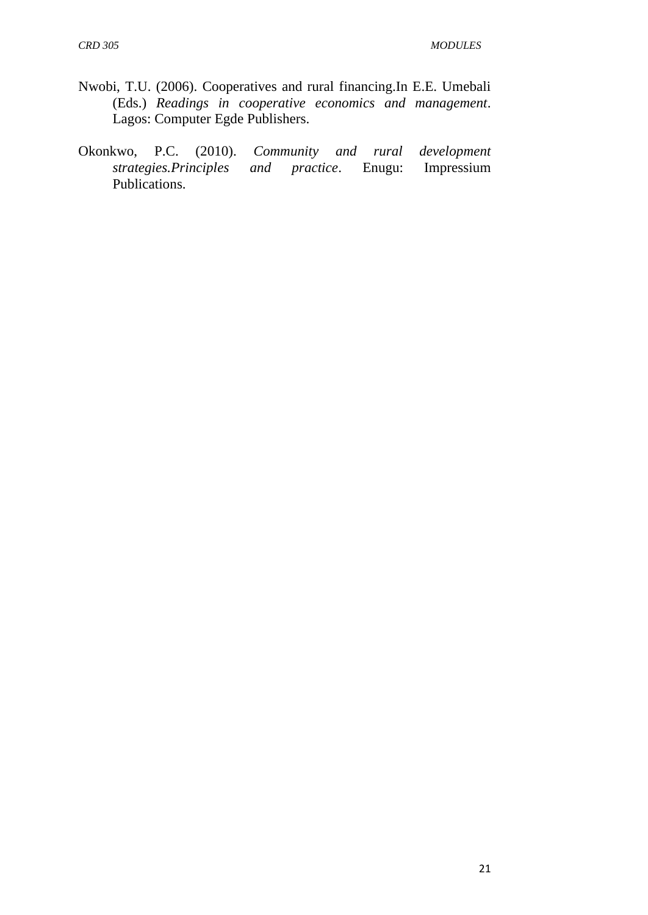Nwobi, T.U. (2006). Cooperatives and rural financing.In E.E. Umebali (Eds.) *Readings in cooperative economics and management*. Lagos: Computer Egde Publishers.

Okonkwo, P.C. (2010). *Community and rural development strategies.Principles and practice*. Enugu: Impressium Publications.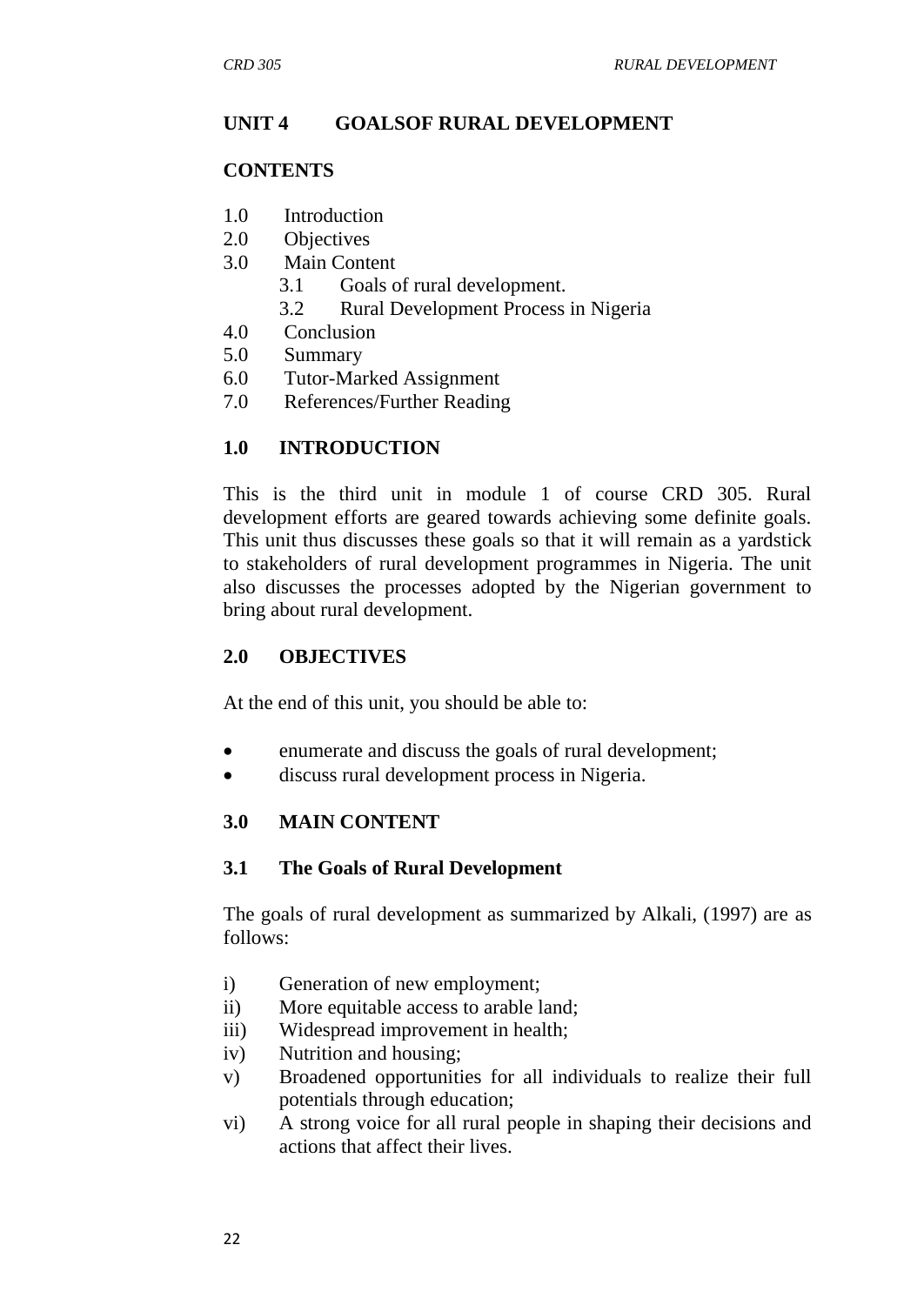## UNIT 4 GOALSOF RURAL DEVELOPMENT

### CONTENTS

1.0 Introduction
2.0 Objectives
3.0 Main Content
   3.1 Goals of rural development.
   3.2 Rural Development Process in Nigeria
4.0 Conclusion
5.0 Summary
6.0 Tutor-Marked Assignment
7.0 References/Further Reading

### 1.0 INTRODUCTION

This is the third unit in module 1 of course CRD 305. Rural development efforts are geared towards achieving some definite goals. This unit thus discusses these goals so that it will remain as a yardstick to stakeholders of rural development programmes in Nigeria. The unit also discusses the processes adopted by the Nigerian government to bring about rural development.

### 2.0 OBJECTIVES

At the end of this unit, you should be able to:

- enumerate and discuss the goals of rural development;
- discuss rural development process in Nigeria.

### 3.0 MAIN CONTENT

#### 3.1 The Goals of Rural Development

The goals of rural development as summarized by Alkali, (1997) are as follows:

i) Generation of new employment;
ii) More equitable access to arable land;
iii) Widespread improvement in health;
iv) Nutrition and housing;
v) Broadened opportunities for all individuals to realize their full potentials through education;
vi) A strong voice for all rural people in shaping their decisions and actions that affect their lives.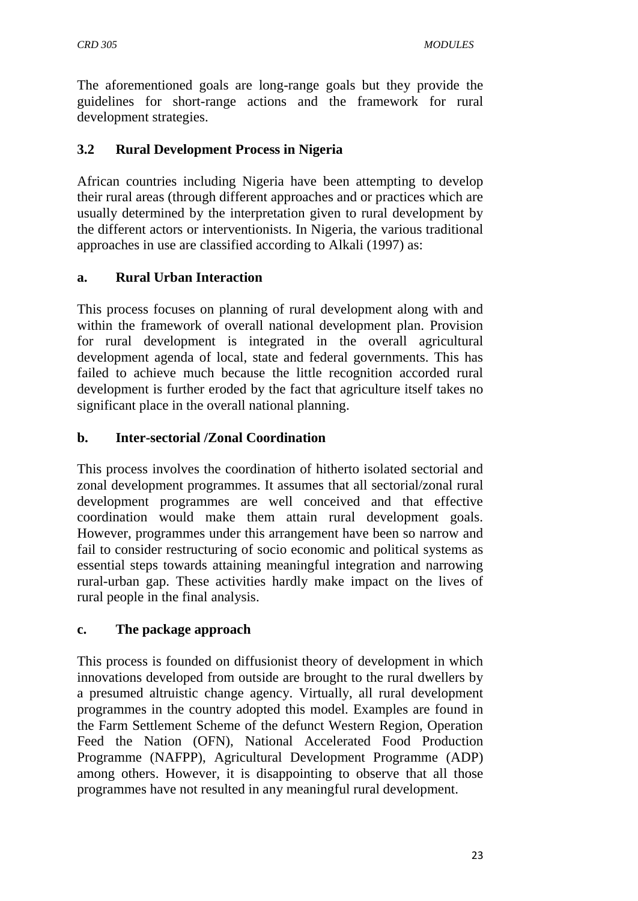The aforementioned goals are long-range goals but they provide the guidelines for short-range actions and the framework for rural development strategies.

### 3.2 Rural Development Process in Nigeria

African countries including Nigeria have been attempting to develop their rural areas (through different approaches and or practices which are usually determined by the interpretation given to rural development by the different actors or interventionists. In Nigeria, the various traditional approaches in use are classified according to Alkali (1997) as:

#### a. Rural Urban Interaction

This process focuses on planning of rural development along with and within the framework of overall national development plan. Provision for rural development is integrated in the overall agricultural development agenda of local, state and federal governments. This has failed to achieve much because the little recognition accorded rural development is further eroded by the fact that agriculture itself takes no significant place in the overall national planning.

#### b. Inter-sectorial /Zonal Coordination

This process involves the coordination of hitherto isolated sectorial and zonal development programmes. It assumes that all sectorial/zonal rural development programmes are well conceived and that effective coordination would make them attain rural development goals. However, programmes under this arrangement have been so narrow and fail to consider restructuring of socio economic and political systems as essential steps towards attaining meaningful integration and narrowing rural-urban gap. These activities hardly make impact on the lives of rural people in the final analysis.

#### c. The package approach

This process is founded on diffusionist theory of development in which innovations developed from outside are brought to the rural dwellers by a presumed altruistic change agency. Virtually, all rural development programmes in the country adopted this model. Examples are found in the Farm Settlement Scheme of the defunct Western Region, Operation Feed the Nation (OFN), National Accelerated Food Production Programme (NAFPP), Agricultural Development Programme (ADP) among others. However, it is disappointing to observe that all those programmes have not resulted in any meaningful rural development.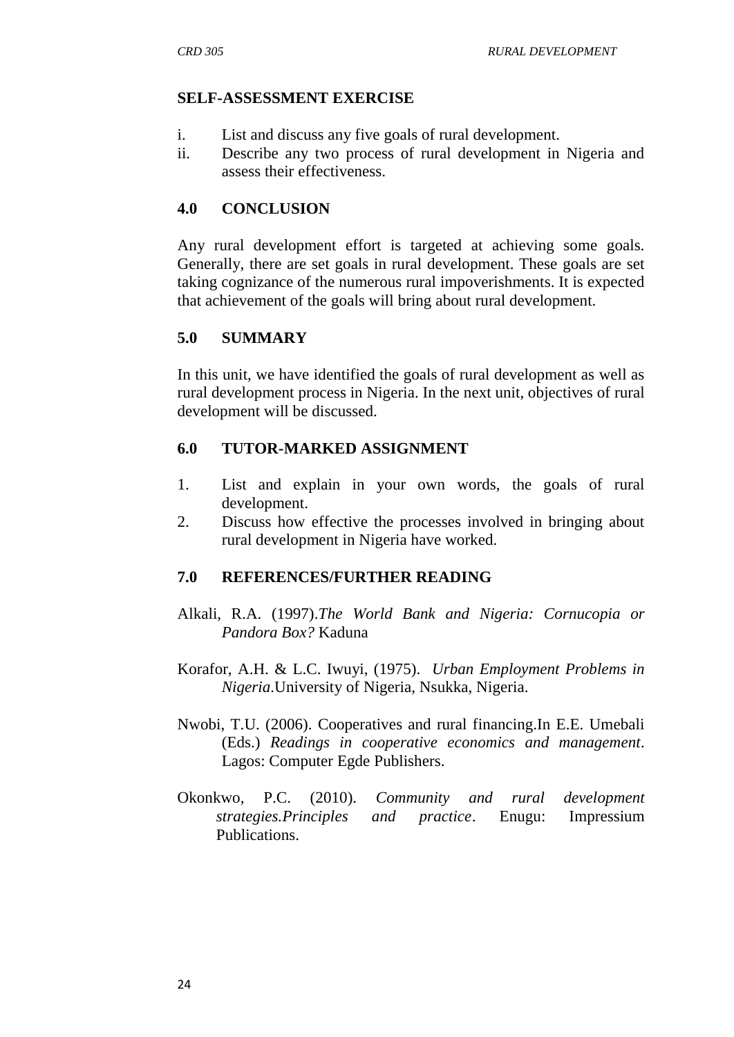## SELF-ASSESSMENT EXERCISE

i. List and discuss any five goals of rural development.
ii. Describe any two process of rural development in Nigeria and assess their effectiveness.

## 4.0 CONCLUSION

Any rural development effort is targeted at achieving some goals. Generally, there are set goals in rural development. These goals are set taking cognizance of the numerous rural impoverishments. It is expected that achievement of the goals will bring about rural development.

## 5.0 SUMMARY

In this unit, we have identified the goals of rural development as well as rural development process in Nigeria. In the next unit, objectives of rural development will be discussed.

## 6.0 TUTOR-MARKED ASSIGNMENT

1. List and explain in your own words, the goals of rural development.
2. Discuss how effective the processes involved in bringing about rural development in Nigeria have worked.

## 7.0 REFERENCES/FURTHER READING

Alkali, R.A. (1997).*The World Bank and Nigeria: Cornucopia or Pandora Box?* Kaduna

Korafor, A.H. & L.C. Iwuyi, (1975). *Urban Employment Problems in Nigeria*.University of Nigeria, Nsukka, Nigeria.

Nwobi, T.U. (2006). Cooperatives and rural financing.In E.E. Umebali (Eds.) *Readings in cooperative economics and management*. Lagos: Computer Egde Publishers.

Okonkwo, P.C. (2010). *Community and rural development strategies.Principles and practice*. Enugu: Impressium Publications.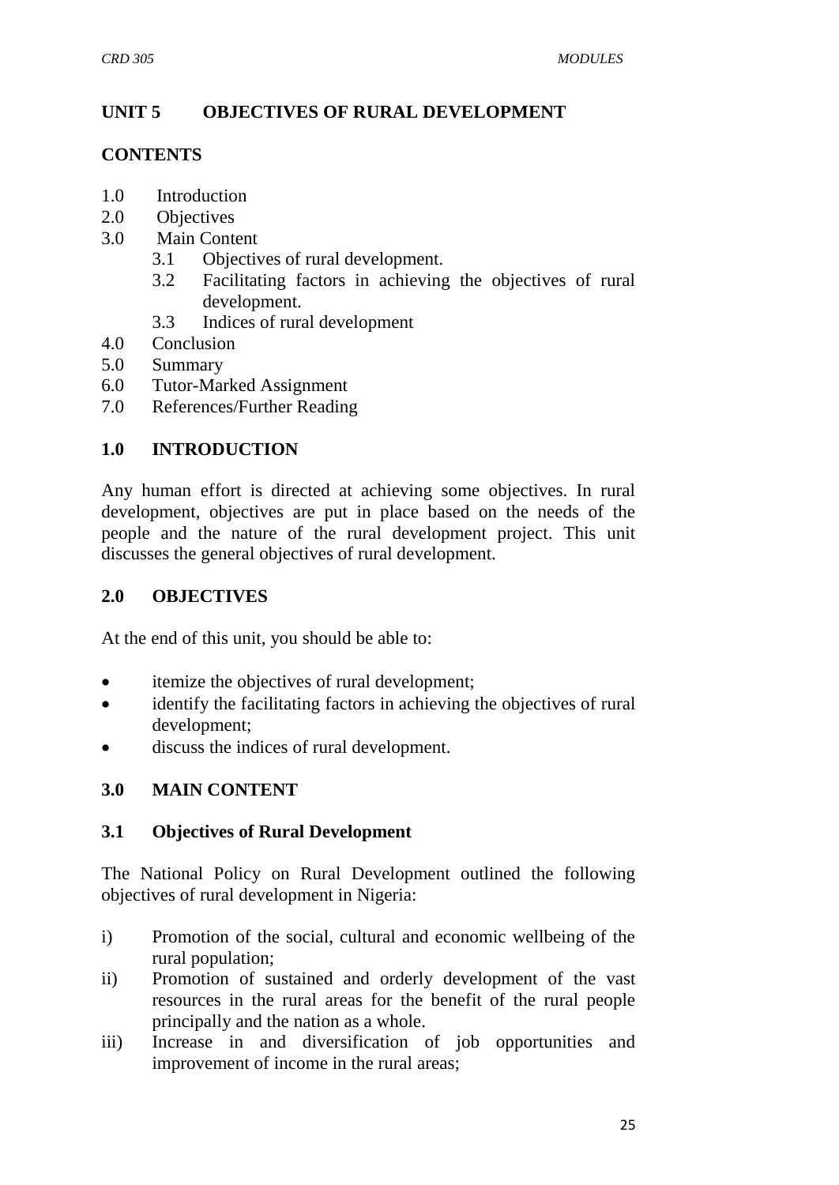## UNIT 5 OBJECTIVES OF RURAL DEVELOPMENT

### CONTENTS

1.0 Introduction
2.0 Objectives
3.0 Main Content
    3.1 Objectives of rural development.
    3.2 Facilitating factors in achieving the objectives of rural development.
    3.3 Indices of rural development
4.0 Conclusion
5.0 Summary
6.0 Tutor-Marked Assignment
7.0 References/Further Reading

### 1.0 INTRODUCTION

Any human effort is directed at achieving some objectives. In rural development, objectives are put in place based on the needs of the people and the nature of the rural development project. This unit discusses the general objectives of rural development.

### 2.0 OBJECTIVES

At the end of this unit, you should be able to:

- itemize the objectives of rural development;
- identify the facilitating factors in achieving the objectives of rural development;
- discuss the indices of rural development.

### 3.0 MAIN CONTENT

#### 3.1 Objectives of Rural Development

The National Policy on Rural Development outlined the following objectives of rural development in Nigeria:

i) Promotion of the social, cultural and economic wellbeing of the rural population;
ii) Promotion of sustained and orderly development of the vast resources in the rural areas for the benefit of the rural people principally and the nation as a whole.
iii) Increase in and diversification of job opportunities and improvement of income in the rural areas;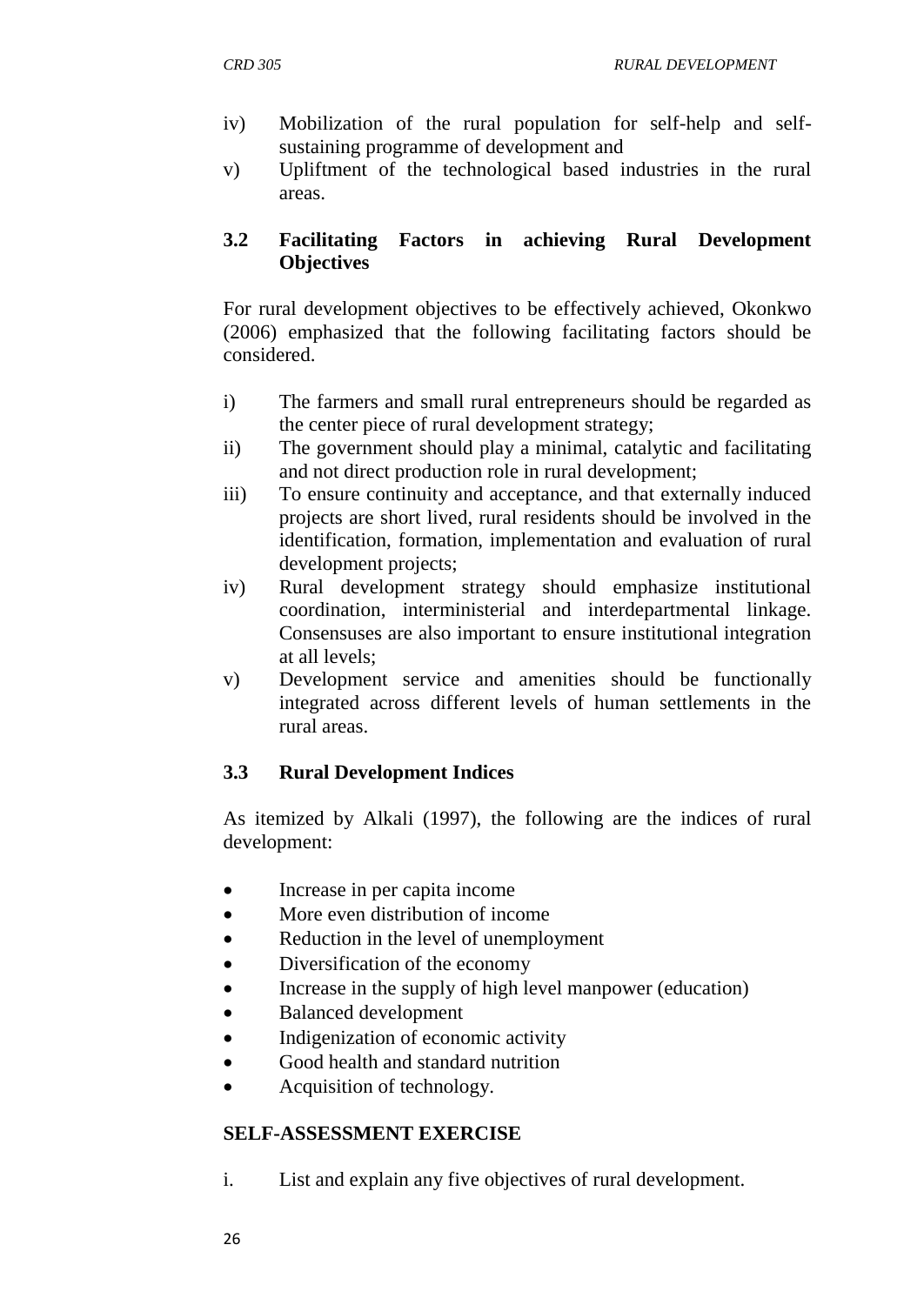iv) Mobilization of the rural population for self-help and self-sustaining programme of development and
v) Upliftment of the technological based industries in the rural areas.

## 3.2 Facilitating Factors in achieving Rural Development Objectives

For rural development objectives to be effectively achieved, Okonkwo (2006) emphasized that the following facilitating factors should be considered.

i) The farmers and small rural entrepreneurs should be regarded as the center piece of rural development strategy;
ii) The government should play a minimal, catalytic and facilitating and not direct production role in rural development;
iii) To ensure continuity and acceptance, and that externally induced projects are short lived, rural residents should be involved in the identification, formation, implementation and evaluation of rural development projects;
iv) Rural development strategy should emphasize institutional coordination, interministerial and interdepartmental linkage. Consensuses are also important to ensure institutional integration at all levels;
v) Development service and amenities should be functionally integrated across different levels of human settlements in the rural areas.

## 3.3 Rural Development Indices

As itemized by Alkali (1997), the following are the indices of rural development:

- Increase in per capita income
- More even distribution of income
- Reduction in the level of unemployment
- Diversification of the economy
- Increase in the supply of high level manpower (education)
- Balanced development
- Indigenization of economic activity
- Good health and standard nutrition
- Acquisition of technology.

**SELF-ASSESSMENT EXERCISE**

i. List and explain any five objectives of rural development.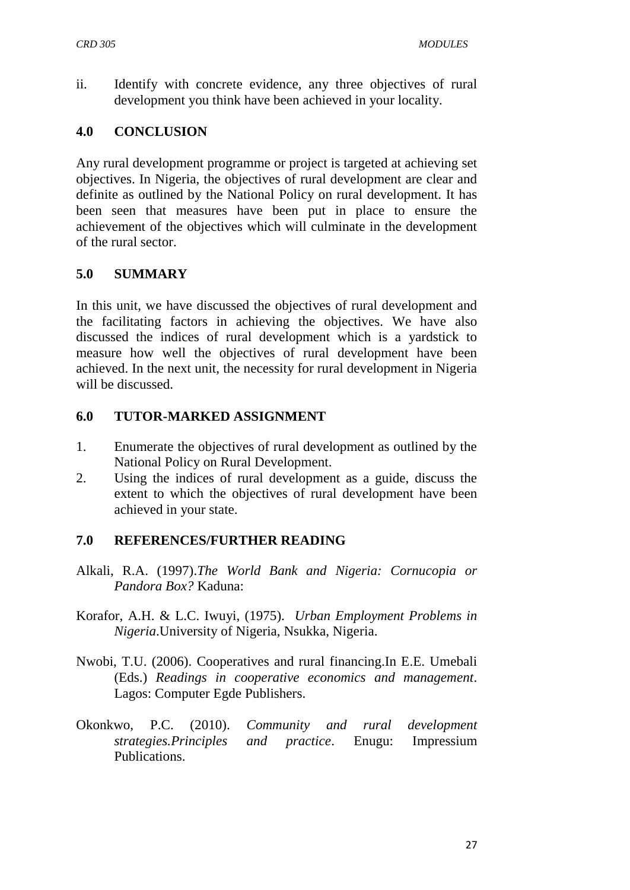ii. Identify with concrete evidence, any three objectives of rural development you think have been achieved in your locality.

## 4.0 CONCLUSION

Any rural development programme or project is targeted at achieving set objectives. In Nigeria, the objectives of rural development are clear and definite as outlined by the National Policy on rural development. It has been seen that measures have been put in place to ensure the achievement of the objectives which will culminate in the development of the rural sector.

## 5.0 SUMMARY

In this unit, we have discussed the objectives of rural development and the facilitating factors in achieving the objectives. We have also discussed the indices of rural development which is a yardstick to measure how well the objectives of rural development have been achieved. In the next unit, the necessity for rural development in Nigeria will be discussed.

## 6.0 TUTOR-MARKED ASSIGNMENT

1. Enumerate the objectives of rural development as outlined by the National Policy on Rural Development.
2. Using the indices of rural development as a guide, discuss the extent to which the objectives of rural development have been achieved in your state.

## 7.0 REFERENCES/FURTHER READING

Alkali, R.A. (1997).*The World Bank and Nigeria: Cornucopia or Pandora Box?* Kaduna:

Korafor, A.H. & L.C. Iwuyi, (1975). *Urban Employment Problems in Nigeria*.University of Nigeria, Nsukka, Nigeria.

Nwobi, T.U. (2006). Cooperatives and rural financing.In E.E. Umebali (Eds.) *Readings in cooperative economics and management*. Lagos: Computer Egde Publishers.

Okonkwo, P.C. (2010). *Community and rural development strategies.Principles and practice*. Enugu: Impressium Publications.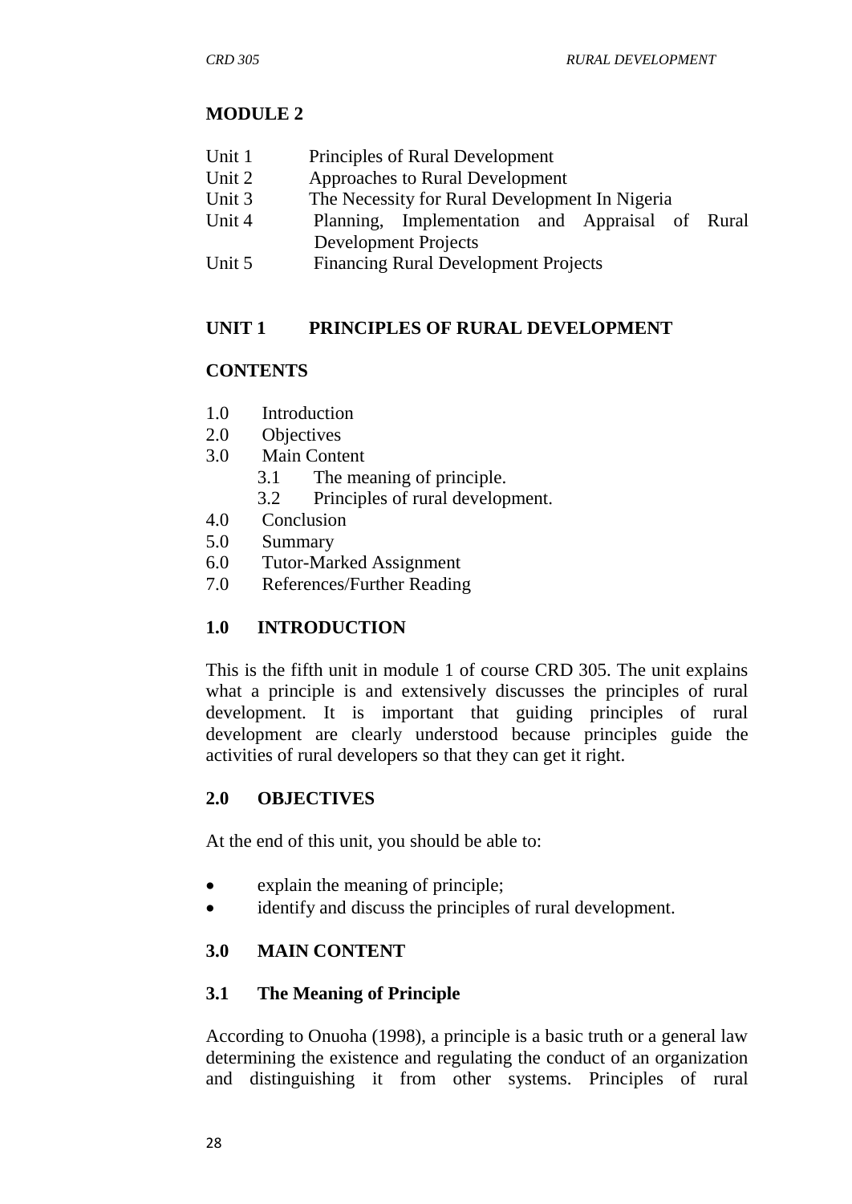## MODULE 2

| | |
|---|---|
| Unit 1 | Principles of Rural Development |
| Unit 2 | Approaches to Rural Development |
| Unit 3 | The Necessity for Rural Development In Nigeria |
| Unit 4 | Planning, Implementation and Appraisal of Rural Development Projects |
| Unit 5 | Financing Rural Development Projects |

## UNIT 1 PRINCIPLES OF RURAL DEVELOPMENT

### CONTENTS

1.0 Introduction
2.0 Objectives
3.0 Main Content
  3.1 The meaning of principle.
  3.2 Principles of rural development.
4.0 Conclusion
5.0 Summary
6.0 Tutor-Marked Assignment
7.0 References/Further Reading

### 1.0 INTRODUCTION

This is the fifth unit in module 1 of course CRD 305. The unit explains what a principle is and extensively discusses the principles of rural development. It is important that guiding principles of rural development are clearly understood because principles guide the activities of rural developers so that they can get it right.

### 2.0 OBJECTIVES

At the end of this unit, you should be able to:

- explain the meaning of principle;
- identify and discuss the principles of rural development.

### 3.0 MAIN CONTENT

#### 3.1 The Meaning of Principle

According to Onuoha (1998), a principle is a basic truth or a general law determining the existence and regulating the conduct of an organization and distinguishing it from other systems. Principles of rural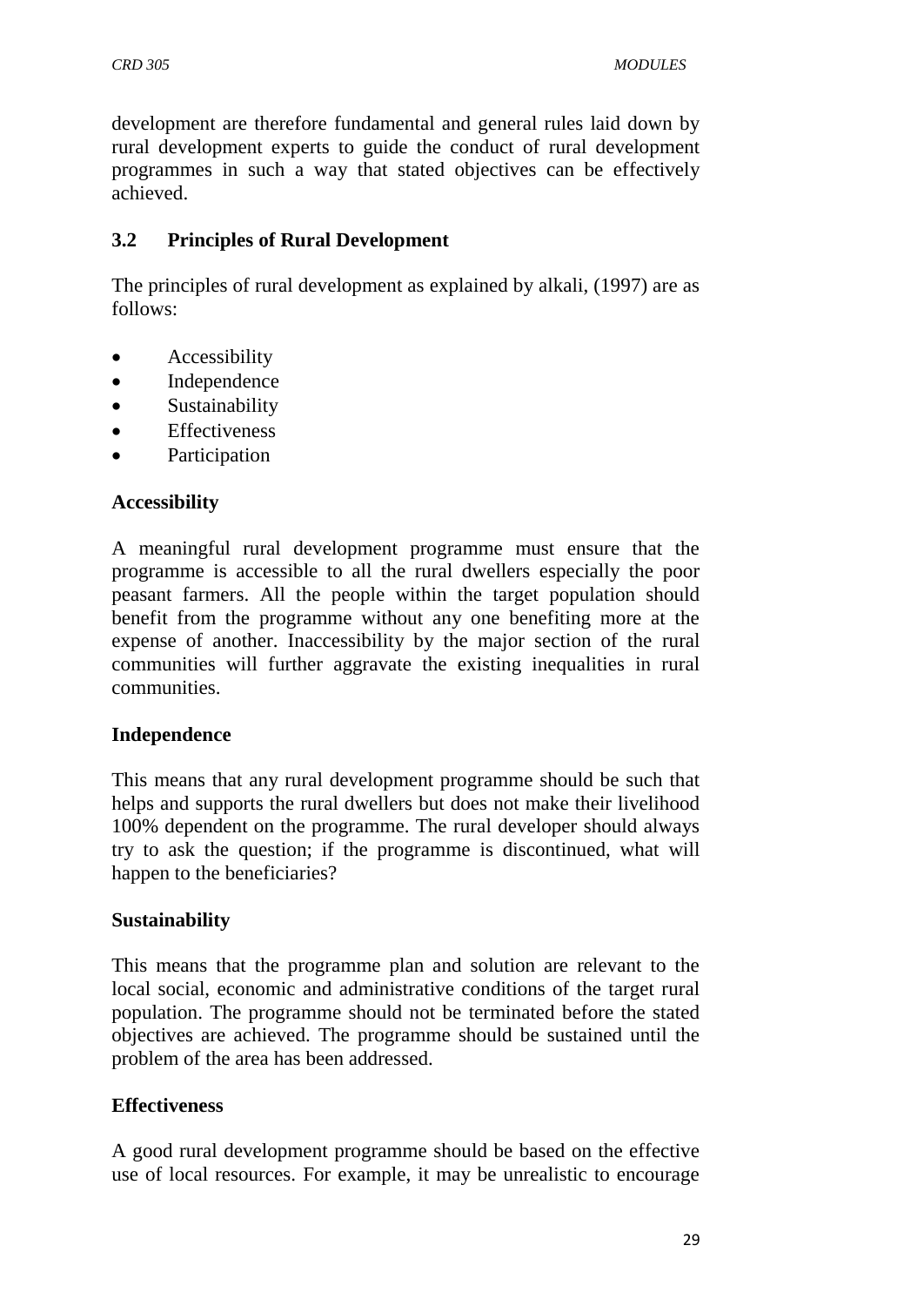development are therefore fundamental and general rules laid down by rural development experts to guide the conduct of rural development programmes in such a way that stated objectives can be effectively achieved.

### 3.2 Principles of Rural Development

The principles of rural development as explained by alkali, (1997) are as follows:

- Accessibility
- Independence
- Sustainability
- Effectiveness
- Participation

**Accessibility**

A meaningful rural development programme must ensure that the programme is accessible to all the rural dwellers especially the poor peasant farmers. All the people within the target population should benefit from the programme without any one benefiting more at the expense of another. Inaccessibility by the major section of the rural communities will further aggravate the existing inequalities in rural communities.

**Independence**

This means that any rural development programme should be such that helps and supports the rural dwellers but does not make their livelihood 100% dependent on the programme. The rural developer should always try to ask the question; if the programme is discontinued, what will happen to the beneficiaries?

**Sustainability**

This means that the programme plan and solution are relevant to the local social, economic and administrative conditions of the target rural population. The programme should not be terminated before the stated objectives are achieved. The programme should be sustained until the problem of the area has been addressed.

**Effectiveness**

A good rural development programme should be based on the effective use of local resources. For example, it may be unrealistic to encourage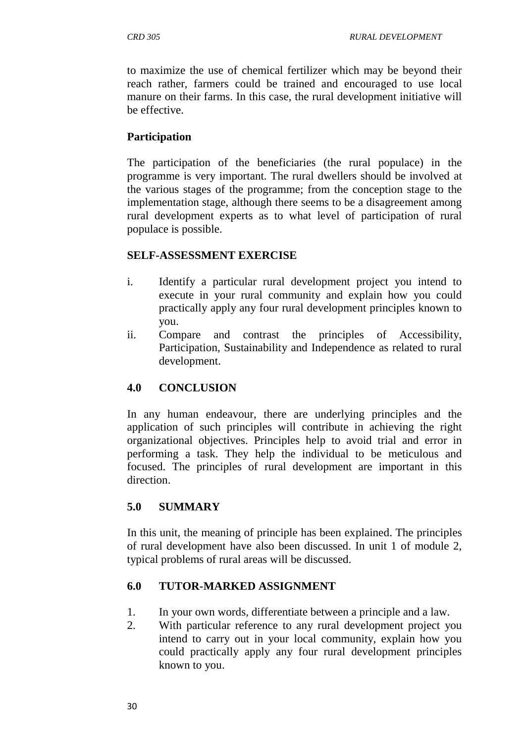to maximize the use of chemical fertilizer which may be beyond their reach rather, farmers could be trained and encouraged to use local manure on their farms. In this case, the rural development initiative will be effective.

**Participation**

The participation of the beneficiaries (the rural populace) in the programme is very important. The rural dwellers should be involved at the various stages of the programme; from the conception stage to the implementation stage, although there seems to be a disagreement among rural development experts as to what level of participation of rural populace is possible.

**SELF-ASSESSMENT EXERCISE**

i. Identify a particular rural development project you intend to execute in your rural community and explain how you could practically apply any four rural development principles known to you.
ii. Compare and contrast the principles of Accessibility, Participation, Sustainability and Independence as related to rural development.

## 4.0 CONCLUSION

In any human endeavour, there are underlying principles and the application of such principles will contribute in achieving the right organizational objectives. Principles help to avoid trial and error in performing a task. They help the individual to be meticulous and focused. The principles of rural development are important in this direction.

## 5.0 SUMMARY

In this unit, the meaning of principle has been explained. The principles of rural development have also been discussed. In unit 1 of module 2, typical problems of rural areas will be discussed.

## 6.0 TUTOR-MARKED ASSIGNMENT

1. In your own words, differentiate between a principle and a law.
2. With particular reference to any rural development project you intend to carry out in your local community, explain how you could practically apply any four rural development principles known to you.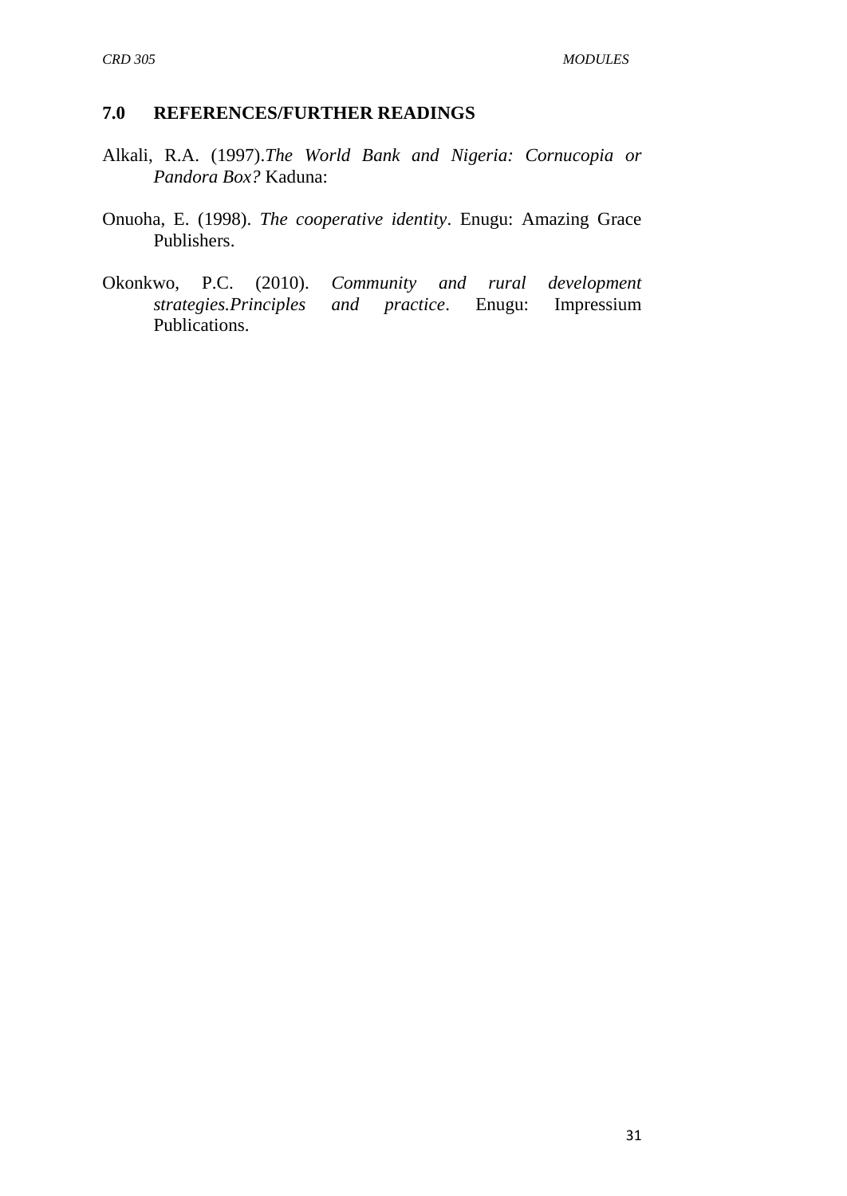## 7.0 REFERENCES/FURTHER READINGS

Alkali, R.A. (1997).*The World Bank and Nigeria: Cornucopia or Pandora Box?* Kaduna:

Onuoha, E. (1998). *The cooperative identity*. Enugu: Amazing Grace Publishers.

Okonkwo, P.C. (2010). *Community and rural development strategies.Principles and practice*. Enugu: Impressium Publications.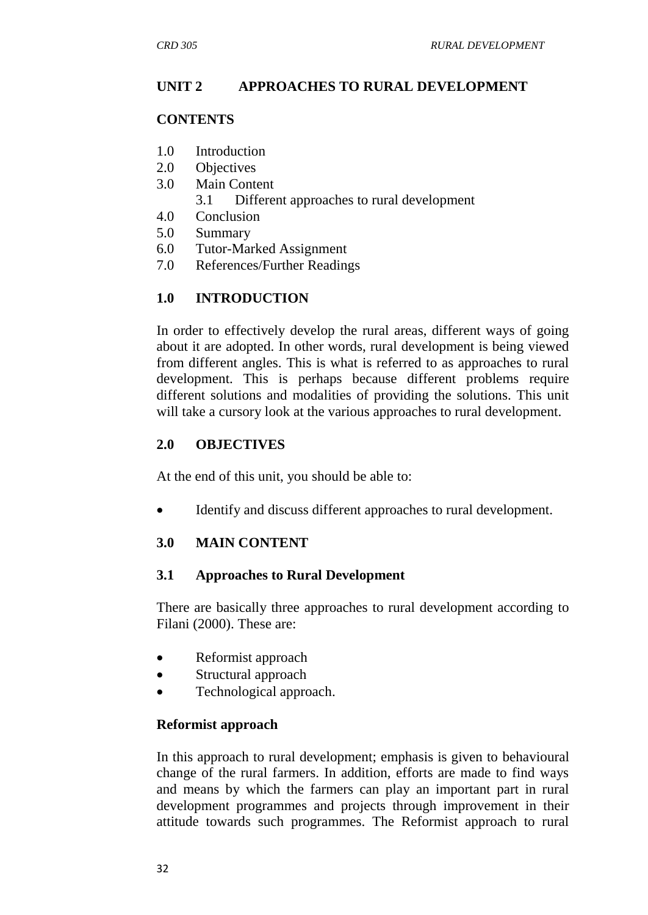## UNIT 2 APPROACHES TO RURAL DEVELOPMENT

### CONTENTS

1.0 Introduction
2.0 Objectives
3.0 Main Content
 3.1 Different approaches to rural development
4.0 Conclusion
5.0 Summary
6.0 Tutor-Marked Assignment
7.0 References/Further Readings

### 1.0 INTRODUCTION

In order to effectively develop the rural areas, different ways of going about it are adopted. In other words, rural development is being viewed from different angles. This is what is referred to as approaches to rural development. This is perhaps because different problems require different solutions and modalities of providing the solutions. This unit will take a cursory look at the various approaches to rural development.

### 2.0 OBJECTIVES

At the end of this unit, you should be able to:

- Identify and discuss different approaches to rural development.

### 3.0 MAIN CONTENT

### 3.1 Approaches to Rural Development

There are basically three approaches to rural development according to Filani (2000). These are:

- Reformist approach
- Structural approach
- Technological approach.

**Reformist approach**

In this approach to rural development; emphasis is given to behavioural change of the rural farmers. In addition, efforts are made to find ways and means by which the farmers can play an important part in rural development programmes and projects through improvement in their attitude towards such programmes. The Reformist approach to rural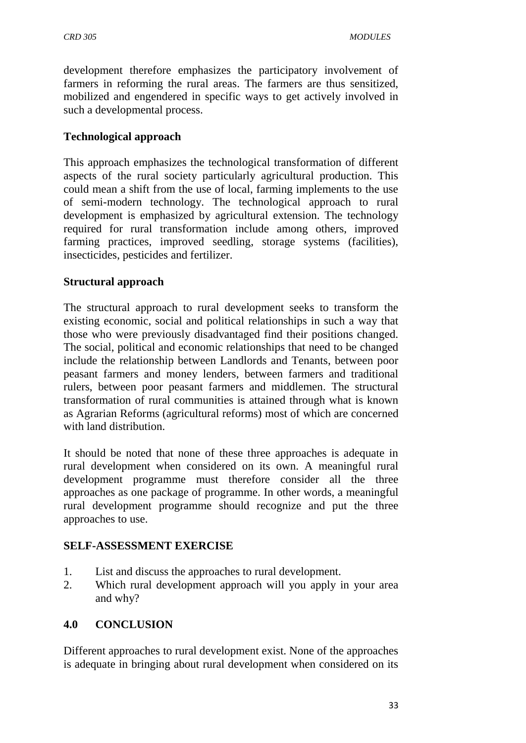development therefore emphasizes the participatory involvement of farmers in reforming the rural areas. The farmers are thus sensitized, mobilized and engendered in specific ways to get actively involved in such a developmental process.

**Technological approach**

This approach emphasizes the technological transformation of different aspects of the rural society particularly agricultural production. This could mean a shift from the use of local, farming implements to the use of semi-modern technology. The technological approach to rural development is emphasized by agricultural extension. The technology required for rural transformation include among others, improved farming practices, improved seedling, storage systems (facilities), insecticides, pesticides and fertilizer.

**Structural approach**

The structural approach to rural development seeks to transform the existing economic, social and political relationships in such a way that those who were previously disadvantaged find their positions changed. The social, political and economic relationships that need to be changed include the relationship between Landlords and Tenants, between poor peasant farmers and money lenders, between farmers and traditional rulers, between poor peasant farmers and middlemen. The structural transformation of rural communities is attained through what is known as Agrarian Reforms (agricultural reforms) most of which are concerned with land distribution.

It should be noted that none of these three approaches is adequate in rural development when considered on its own. A meaningful rural development programme must therefore consider all the three approaches as one package of programme. In other words, a meaningful rural development programme should recognize and put the three approaches to use.

**SELF-ASSESSMENT EXERCISE**

1. List and discuss the approaches to rural development.
2. Which rural development approach will you apply in your area and why?

## 4.0 CONCLUSION

Different approaches to rural development exist. None of the approaches is adequate in bringing about rural development when considered on its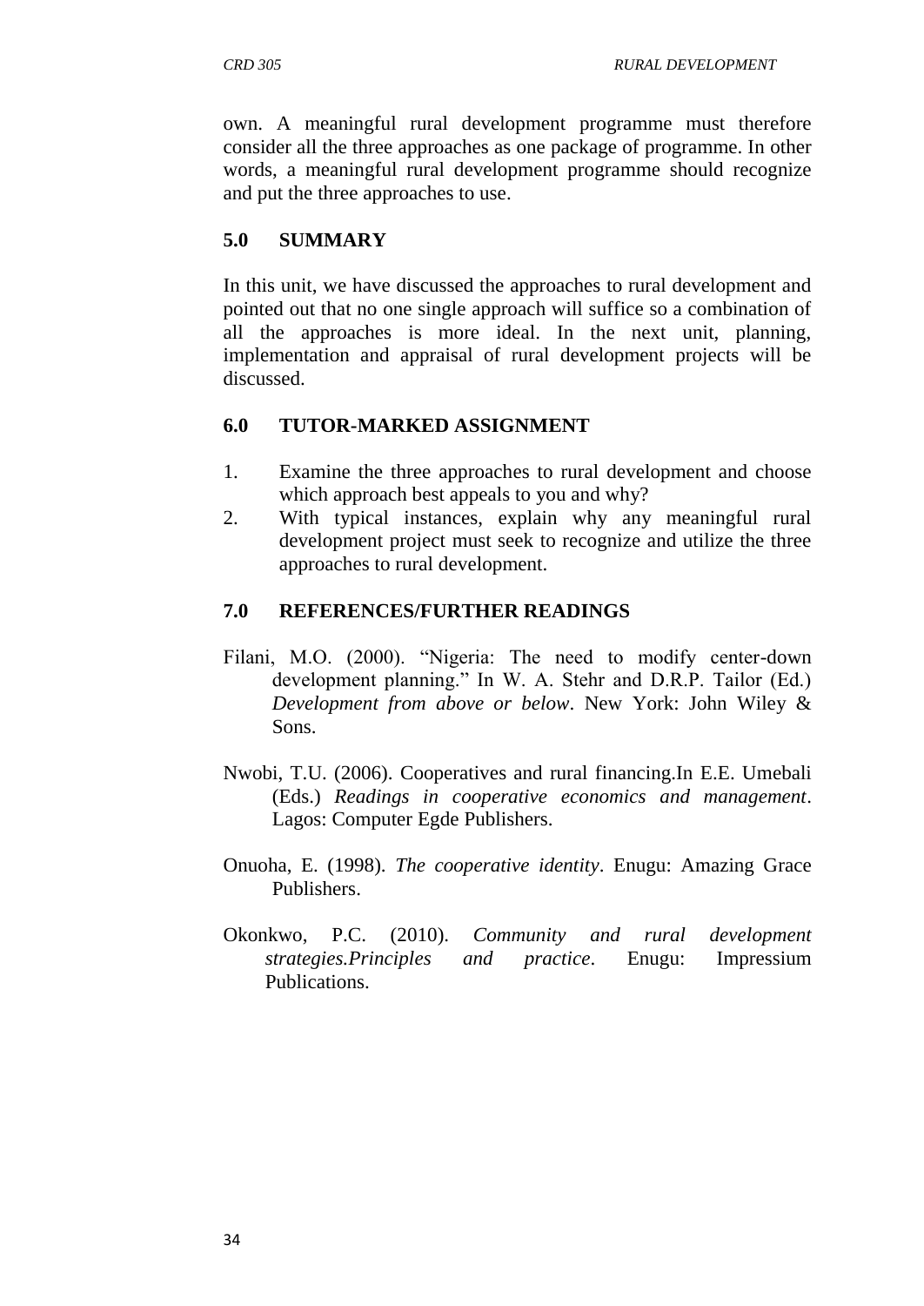own. A meaningful rural development programme must therefore consider all the three approaches as one package of programme. In other words, a meaningful rural development programme should recognize and put the three approaches to use.

## 5.0 SUMMARY

In this unit, we have discussed the approaches to rural development and pointed out that no one single approach will suffice so a combination of all the approaches is more ideal. In the next unit, planning, implementation and appraisal of rural development projects will be discussed.

## 6.0 TUTOR-MARKED ASSIGNMENT

1. Examine the three approaches to rural development and choose which approach best appeals to you and why?
2. With typical instances, explain why any meaningful rural development project must seek to recognize and utilize the three approaches to rural development.

## 7.0 REFERENCES/FURTHER READINGS

Filani, M.O. (2000). "Nigeria: The need to modify center-down development planning." In W. A. Stehr and D.R.P. Tailor (Ed.) *Development from above or below*. New York: John Wiley & Sons.

Nwobi, T.U. (2006). Cooperatives and rural financing.In E.E. Umebali (Eds.) *Readings in cooperative economics and management*. Lagos: Computer Egde Publishers.

Onuoha, E. (1998). *The cooperative identity*. Enugu: Amazing Grace Publishers.

Okonkwo, P.C. (2010). *Community and rural development strategies.Principles and practice*. Enugu: Impressium Publications.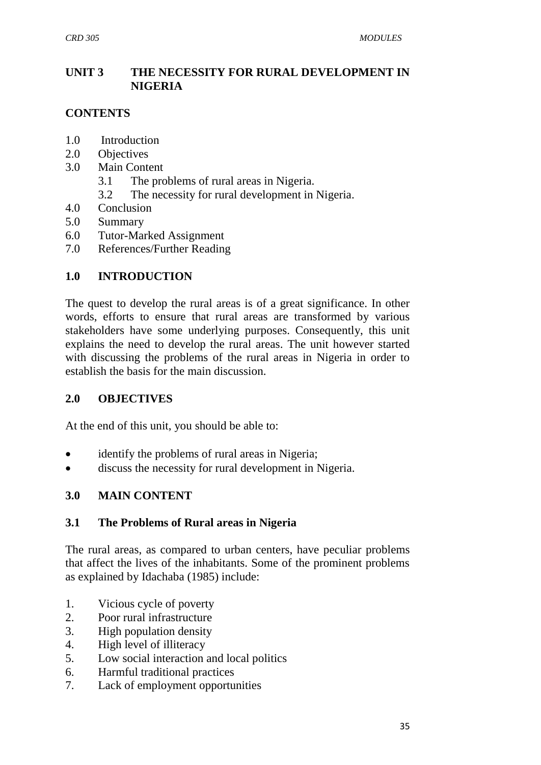# UNIT 3 THE NECESSITY FOR RURAL DEVELOPMENT IN NIGERIA

**CONTENTS**

1.0 Introduction
2.0 Objectives
3.0 Main Content
   3.1 The problems of rural areas in Nigeria.
   3.2 The necessity for rural development in Nigeria.
4.0 Conclusion
5.0 Summary
6.0 Tutor-Marked Assignment
7.0 References/Further Reading

## 1.0 INTRODUCTION

The quest to develop the rural areas is of a great significance. In other words, efforts to ensure that rural areas are transformed by various stakeholders have some underlying purposes. Consequently, this unit explains the need to develop the rural areas. The unit however started with discussing the problems of the rural areas in Nigeria in order to establish the basis for the main discussion.

## 2.0 OBJECTIVES

At the end of this unit, you should be able to:

- identify the problems of rural areas in Nigeria;
- discuss the necessity for rural development in Nigeria.

## 3.0 MAIN CONTENT

### 3.1 The Problems of Rural areas in Nigeria

The rural areas, as compared to urban centers, have peculiar problems that affect the lives of the inhabitants. Some of the prominent problems as explained by Idachaba (1985) include:

1. Vicious cycle of poverty
2. Poor rural infrastructure
3. High population density
4. High level of illiteracy
5. Low social interaction and local politics
6. Harmful traditional practices
7. Lack of employment opportunities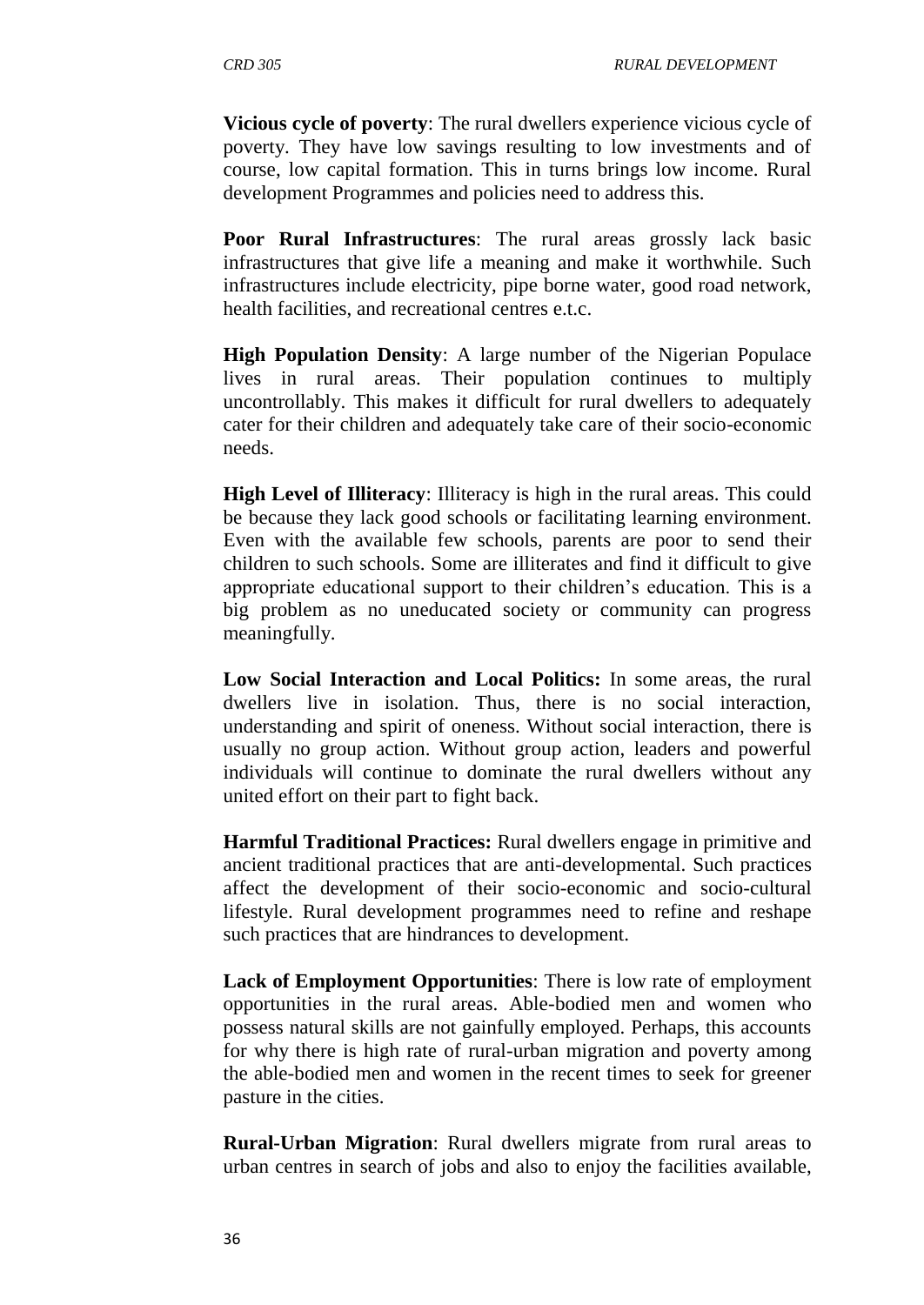**Vicious cycle of poverty**: The rural dwellers experience vicious cycle of poverty. They have low savings resulting to low investments and of course, low capital formation. This in turns brings low income. Rural development Programmes and policies need to address this.

**Poor Rural Infrastructures**: The rural areas grossly lack basic infrastructures that give life a meaning and make it worthwhile. Such infrastructures include electricity, pipe borne water, good road network, health facilities, and recreational centres e.t.c.

**High Population Density**: A large number of the Nigerian Populace lives in rural areas. Their population continues to multiply uncontrollably. This makes it difficult for rural dwellers to adequately cater for their children and adequately take care of their socio-economic needs.

**High Level of Illiteracy**: Illiteracy is high in the rural areas. This could be because they lack good schools or facilitating learning environment. Even with the available few schools, parents are poor to send their children to such schools. Some are illiterates and find it difficult to give appropriate educational support to their children's education. This is a big problem as no uneducated society or community can progress meaningfully.

**Low Social Interaction and Local Politics:** In some areas, the rural dwellers live in isolation. Thus, there is no social interaction, understanding and spirit of oneness. Without social interaction, there is usually no group action. Without group action, leaders and powerful individuals will continue to dominate the rural dwellers without any united effort on their part to fight back.

**Harmful Traditional Practices:** Rural dwellers engage in primitive and ancient traditional practices that are anti-developmental. Such practices affect the development of their socio-economic and socio-cultural lifestyle. Rural development programmes need to refine and reshape such practices that are hindrances to development.

**Lack of Employment Opportunities**: There is low rate of employment opportunities in the rural areas. Able-bodied men and women who possess natural skills are not gainfully employed. Perhaps, this accounts for why there is high rate of rural-urban migration and poverty among the able-bodied men and women in the recent times to seek for greener pasture in the cities.

**Rural-Urban Migration**: Rural dwellers migrate from rural areas to urban centres in search of jobs and also to enjoy the facilities available,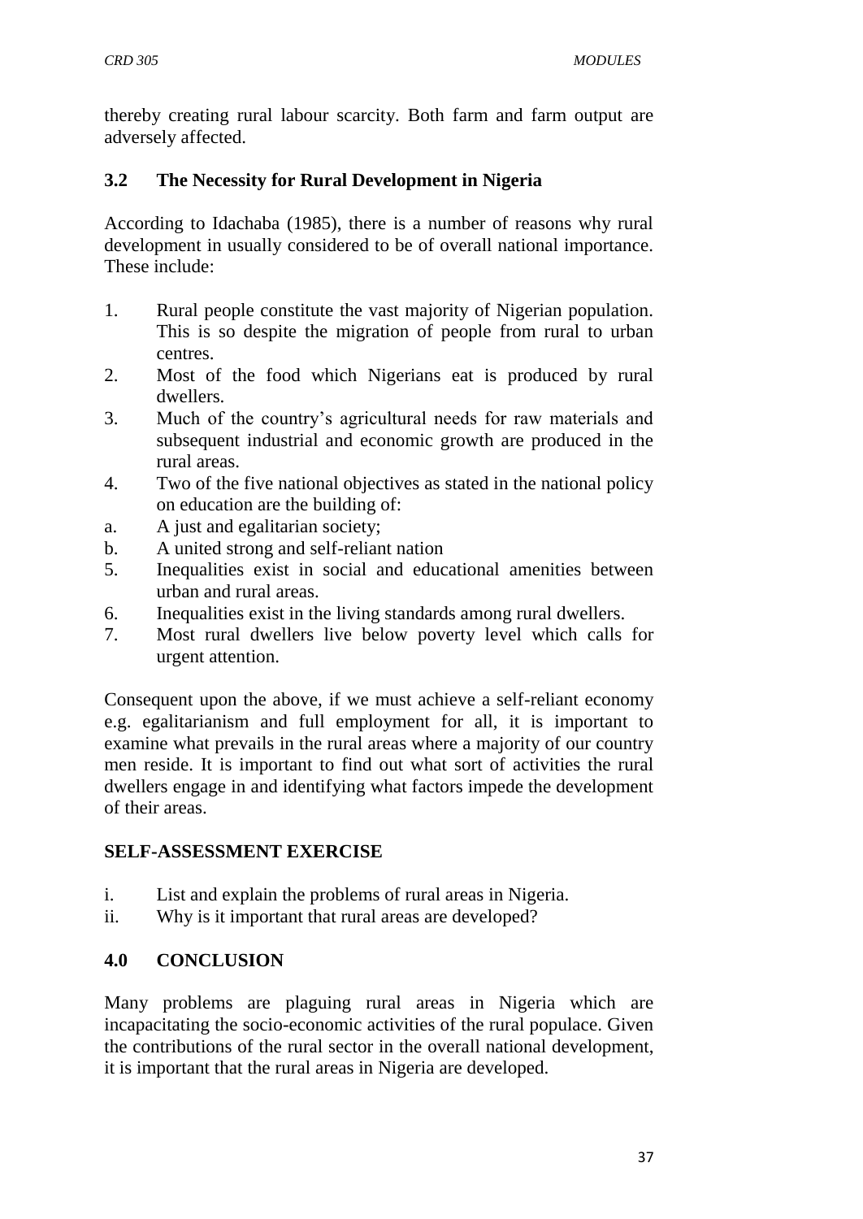thereby creating rural labour scarcity. Both farm and farm output are adversely affected.

## 3.2 The Necessity for Rural Development in Nigeria

According to Idachaba (1985), there is a number of reasons why rural development in usually considered to be of overall national importance. These include:

1. Rural people constitute the vast majority of Nigerian population. This is so despite the migration of people from rural to urban centres.
2. Most of the food which Nigerians eat is produced by rural dwellers.
3. Much of the country's agricultural needs for raw materials and subsequent industrial and economic growth are produced in the rural areas.
4. Two of the five national objectives as stated in the national policy on education are the building of:
   a. A just and egalitarian society;
   b. A united strong and self-reliant nation
5. Inequalities exist in social and educational amenities between urban and rural areas.
6. Inequalities exist in the living standards among rural dwellers.
7. Most rural dwellers live below poverty level which calls for urgent attention.

Consequent upon the above, if we must achieve a self-reliant economy e.g. egalitarianism and full employment for all, it is important to examine what prevails in the rural areas where a majority of our country men reside. It is important to find out what sort of activities the rural dwellers engage in and identifying what factors impede the development of their areas.

## SELF-ASSESSMENT EXERCISE

i. List and explain the problems of rural areas in Nigeria.
ii. Why is it important that rural areas are developed?

## 4.0 CONCLUSION

Many problems are plaguing rural areas in Nigeria which are incapacitating the socio-economic activities of the rural populace. Given the contributions of the rural sector in the overall national development, it is important that the rural areas in Nigeria are developed.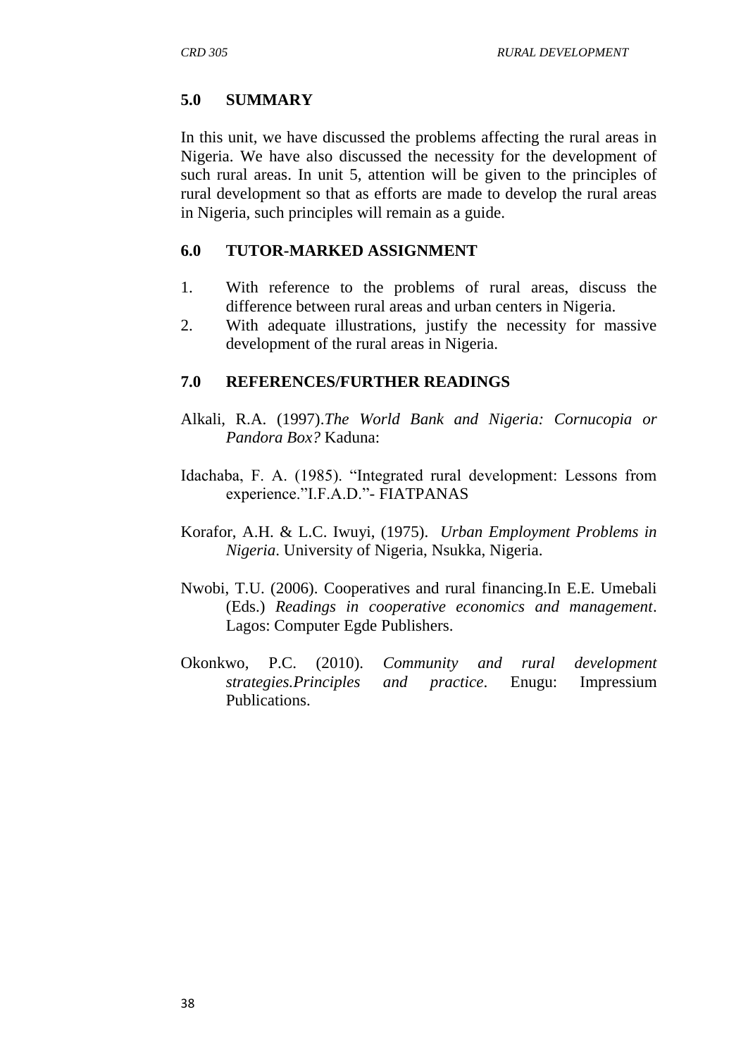## 5.0 SUMMARY

In this unit, we have discussed the problems affecting the rural areas in Nigeria. We have also discussed the necessity for the development of such rural areas. In unit 5, attention will be given to the principles of rural development so that as efforts are made to develop the rural areas in Nigeria, such principles will remain as a guide.

## 6.0 TUTOR-MARKED ASSIGNMENT

1. With reference to the problems of rural areas, discuss the difference between rural areas and urban centers in Nigeria.
2. With adequate illustrations, justify the necessity for massive development of the rural areas in Nigeria.

## 7.0 REFERENCES/FURTHER READINGS

Alkali, R.A. (1997).*The World Bank and Nigeria: Cornucopia or Pandora Box?* Kaduna:

Idachaba, F. A. (1985). "Integrated rural development: Lessons from experience."I.F.A.D."- FIATPANAS

Korafor, A.H. & L.C. Iwuyi, (1975). *Urban Employment Problems in Nigeria*. University of Nigeria, Nsukka, Nigeria.

Nwobi, T.U. (2006). Cooperatives and rural financing.In E.E. Umebali (Eds.) *Readings in cooperative economics and management*. Lagos: Computer Egde Publishers.

Okonkwo, P.C. (2010). *Community and rural development strategies.Principles and practice*. Enugu: Impressium Publications.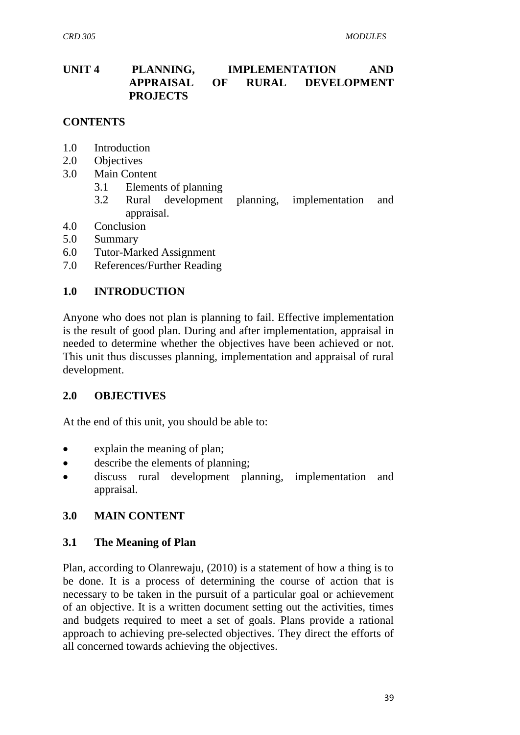## UNIT 4 PLANNING, IMPLEMENTATION AND APPRAISAL OF RURAL DEVELOPMENT PROJECTS

**CONTENTS**

- 1.0 Introduction
- 2.0 Objectives
- 3.0 Main Content
  - 3.1 Elements of planning
  - 3.2 Rural development planning, implementation and appraisal.
- 4.0 Conclusion
- 5.0 Summary
- 6.0 Tutor-Marked Assignment
- 7.0 References/Further Reading

### 1.0 INTRODUCTION

Anyone who does not plan is planning to fail. Effective implementation is the result of good plan. During and after implementation, appraisal in needed to determine whether the objectives have been achieved or not. This unit thus discusses planning, implementation and appraisal of rural development.

### 2.0 OBJECTIVES

At the end of this unit, you should be able to:

- explain the meaning of plan;
- describe the elements of planning;
- discuss rural development planning, implementation and appraisal.

### 3.0 MAIN CONTENT

### 3.1 The Meaning of Plan

Plan, according to Olanrewaju, (2010) is a statement of how a thing is to be done. It is a process of determining the course of action that is necessary to be taken in the pursuit of a particular goal or achievement of an objective. It is a written document setting out the activities, times and budgets required to meet a set of goals. Plans provide a rational approach to achieving pre-selected objectives. They direct the efforts of all concerned towards achieving the objectives.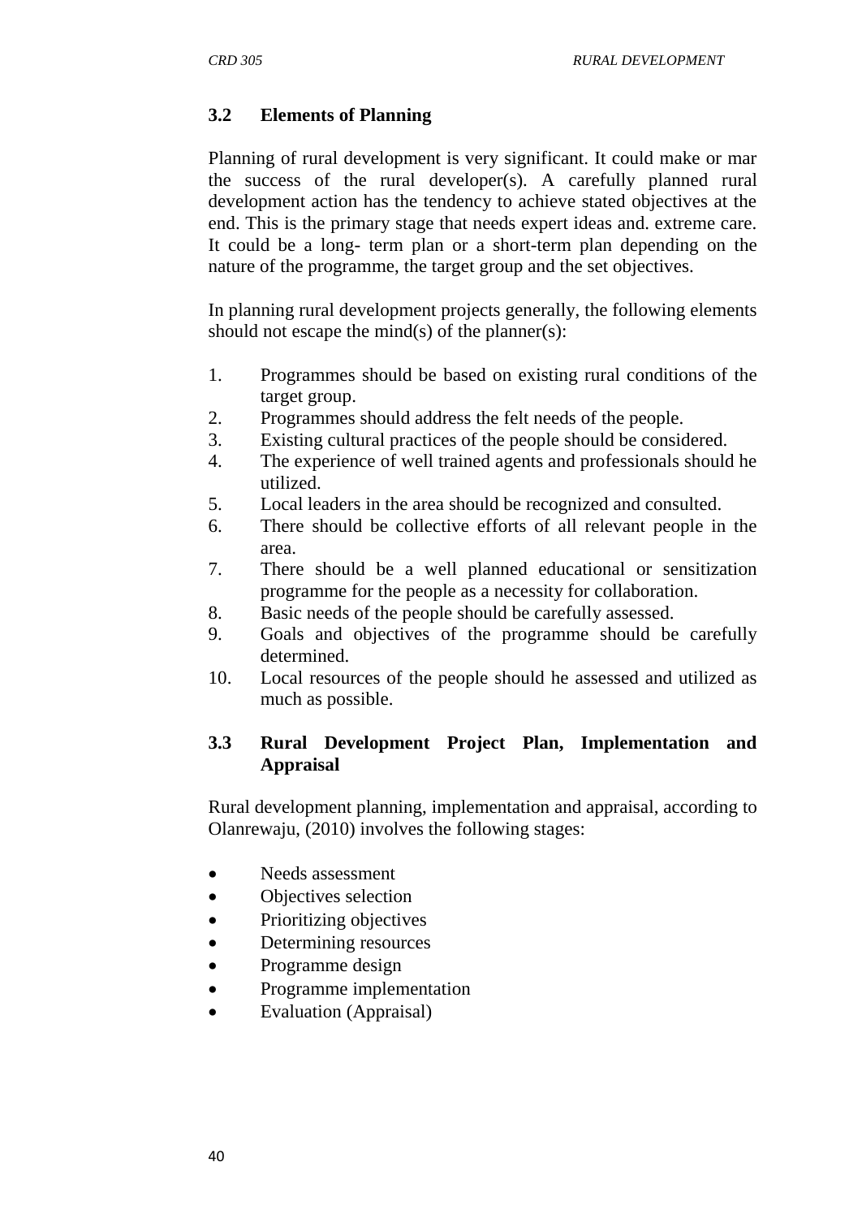### 3.2 Elements of Planning

Planning of rural development is very significant. It could make or mar the success of the rural developer(s). A carefully planned rural development action has the tendency to achieve stated objectives at the end. This is the primary stage that needs expert ideas and. extreme care. It could be a long- term plan or a short-term plan depending on the nature of the programme, the target group and the set objectives.

In planning rural development projects generally, the following elements should not escape the mind(s) of the planner(s):

1. Programmes should be based on existing rural conditions of the target group.
2. Programmes should address the felt needs of the people.
3. Existing cultural practices of the people should be considered.
4. The experience of well trained agents and professionals should he utilized.
5. Local leaders in the area should be recognized and consulted.
6. There should be collective efforts of all relevant people in the area.
7. There should be a well planned educational or sensitization programme for the people as a necessity for collaboration.
8. Basic needs of the people should be carefully assessed.
9. Goals and objectives of the programme should be carefully determined.
10. Local resources of the people should he assessed and utilized as much as possible.

### 3.3 Rural Development Project Plan, Implementation and Appraisal

Rural development planning, implementation and appraisal, according to Olanrewaju, (2010) involves the following stages:

- Needs assessment
- Objectives selection
- Prioritizing objectives
- Determining resources
- Programme design
- Programme implementation
- Evaluation (Appraisal)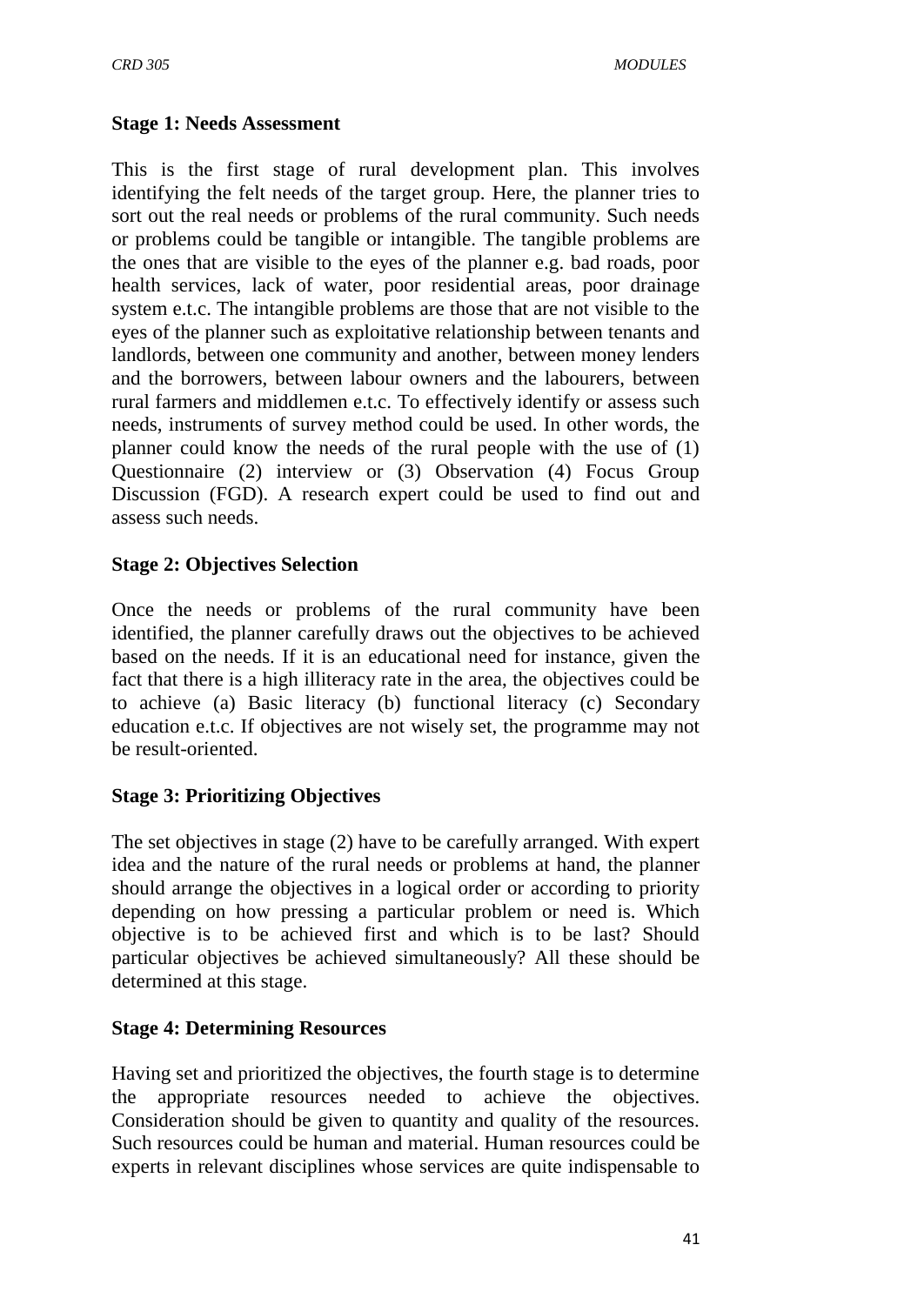**Stage 1: Needs Assessment**

This is the first stage of rural development plan. This involves identifying the felt needs of the target group. Here, the planner tries to sort out the real needs or problems of the rural community. Such needs or problems could be tangible or intangible. The tangible problems are the ones that are visible to the eyes of the planner e.g. bad roads, poor health services, lack of water, poor residential areas, poor drainage system e.t.c. The intangible problems are those that are not visible to the eyes of the planner such as exploitative relationship between tenants and landlords, between one community and another, between money lenders and the borrowers, between labour owners and the labourers, between rural farmers and middlemen e.t.c. To effectively identify or assess such needs, instruments of survey method could be used. In other words, the planner could know the needs of the rural people with the use of (1) Questionnaire (2) interview or (3) Observation (4) Focus Group Discussion (FGD). A research expert could be used to find out and assess such needs.

**Stage 2: Objectives Selection**

Once the needs or problems of the rural community have been identified, the planner carefully draws out the objectives to be achieved based on the needs. If it is an educational need for instance, given the fact that there is a high illiteracy rate in the area, the objectives could be to achieve (a) Basic literacy (b) functional literacy (c) Secondary education e.t.c. If objectives are not wisely set, the programme may not be result-oriented.

**Stage 3: Prioritizing Objectives**

The set objectives in stage (2) have to be carefully arranged. With expert idea and the nature of the rural needs or problems at hand, the planner should arrange the objectives in a logical order or according to priority depending on how pressing a particular problem or need is. Which objective is to be achieved first and which is to be last? Should particular objectives be achieved simultaneously? All these should be determined at this stage.

**Stage 4: Determining Resources**

Having set and prioritized the objectives, the fourth stage is to determine the appropriate resources needed to achieve the objectives. Consideration should be given to quantity and quality of the resources. Such resources could be human and material. Human resources could be experts in relevant disciplines whose services are quite indispensable to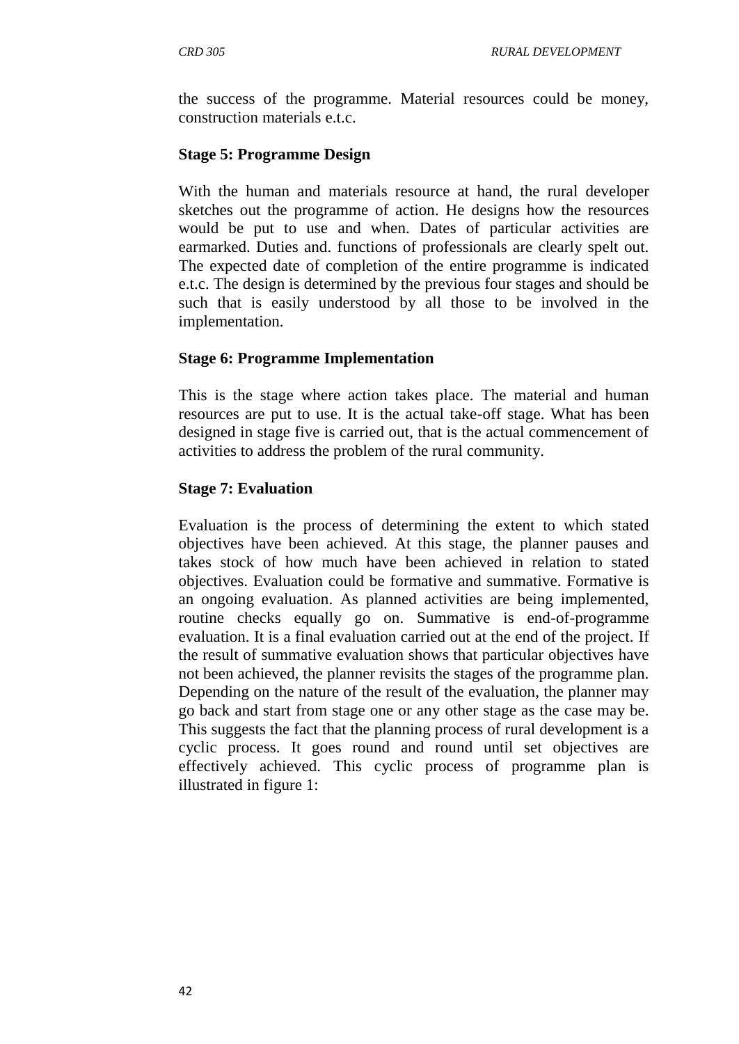the success of the programme. Material resources could be money, construction materials e.t.c.

**Stage 5: Programme Design**

With the human and materials resource at hand, the rural developer sketches out the programme of action. He designs how the resources would be put to use and when. Dates of particular activities are earmarked. Duties and. functions of professionals are clearly spelt out. The expected date of completion of the entire programme is indicated e.t.c. The design is determined by the previous four stages and should be such that is easily understood by all those to be involved in the implementation.

**Stage 6: Programme Implementation**

This is the stage where action takes place. The material and human resources are put to use. It is the actual take-off stage. What has been designed in stage five is carried out, that is the actual commencement of activities to address the problem of the rural community.

**Stage 7: Evaluation**

Evaluation is the process of determining the extent to which stated objectives have been achieved. At this stage, the planner pauses and takes stock of how much have been achieved in relation to stated objectives. Evaluation could be formative and summative. Formative is an ongoing evaluation. As planned activities are being implemented, routine checks equally go on. Summative is end-of-programme evaluation. It is a final evaluation carried out at the end of the project. If the result of summative evaluation shows that particular objectives have not been achieved, the planner revisits the stages of the programme plan. Depending on the nature of the result of the evaluation, the planner may go back and start from stage one or any other stage as the case may be. This suggests the fact that the planning process of rural development is a cyclic process. It goes round and round until set objectives are effectively achieved. This cyclic process of programme plan is illustrated in figure 1: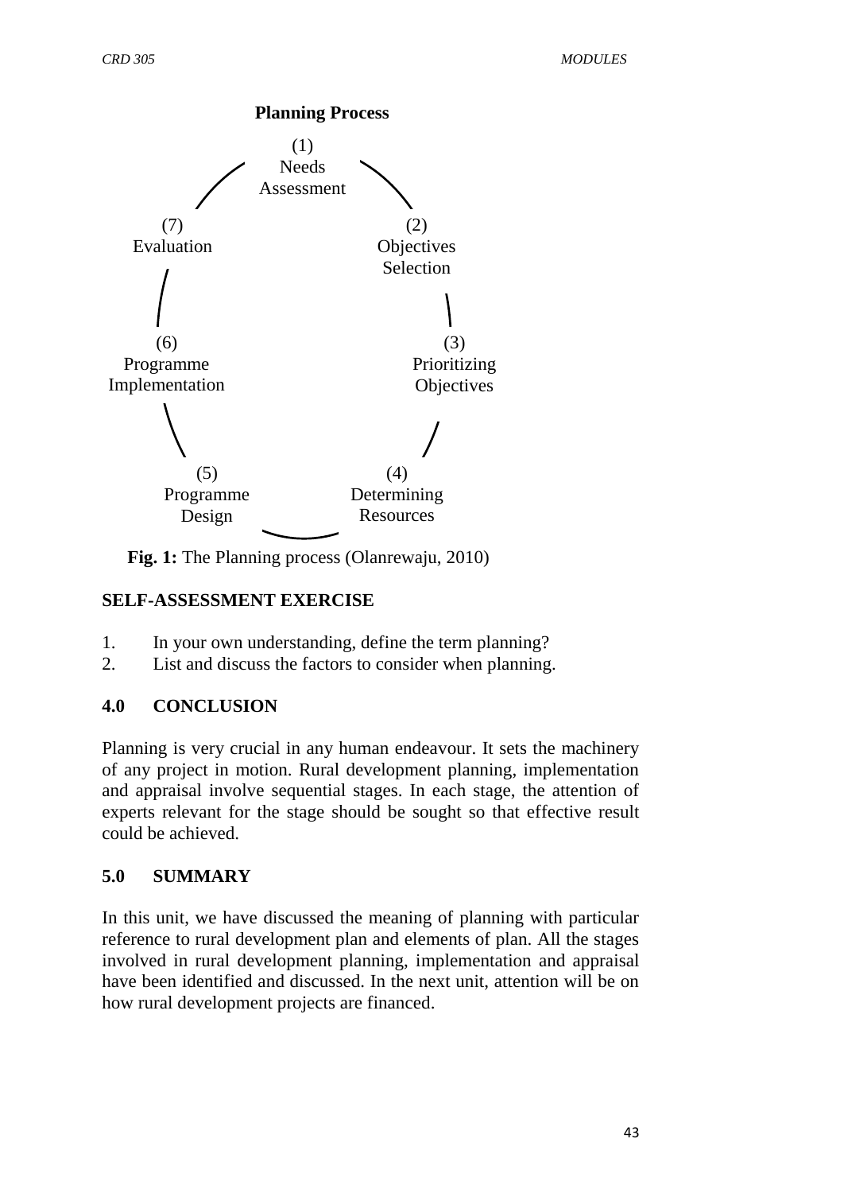**Planning Process**

(1) Needs Assessment

(2) Objectives Selection

(3) Prioritizing Objectives

(4) Determining Resources

(5) Programme Design

(6) Programme Implementation

(7) Evaluation

**Fig. 1:** The Planning process (Olanrewaju, 2010)

## SELF-ASSESSMENT EXERCISE

1. In your own understanding, define the term planning?
2. List and discuss the factors to consider when planning.

## 4.0 CONCLUSION

Planning is very crucial in any human endeavour. It sets the machinery of any project in motion. Rural development planning, implementation and appraisal involve sequential stages. In each stage, the attention of experts relevant for the stage should be sought so that effective result could be achieved.

## 5.0 SUMMARY

In this unit, we have discussed the meaning of planning with particular reference to rural development plan and elements of plan. All the stages involved in rural development planning, implementation and appraisal have been identified and discussed. In the next unit, attention will be on how rural development projects are financed.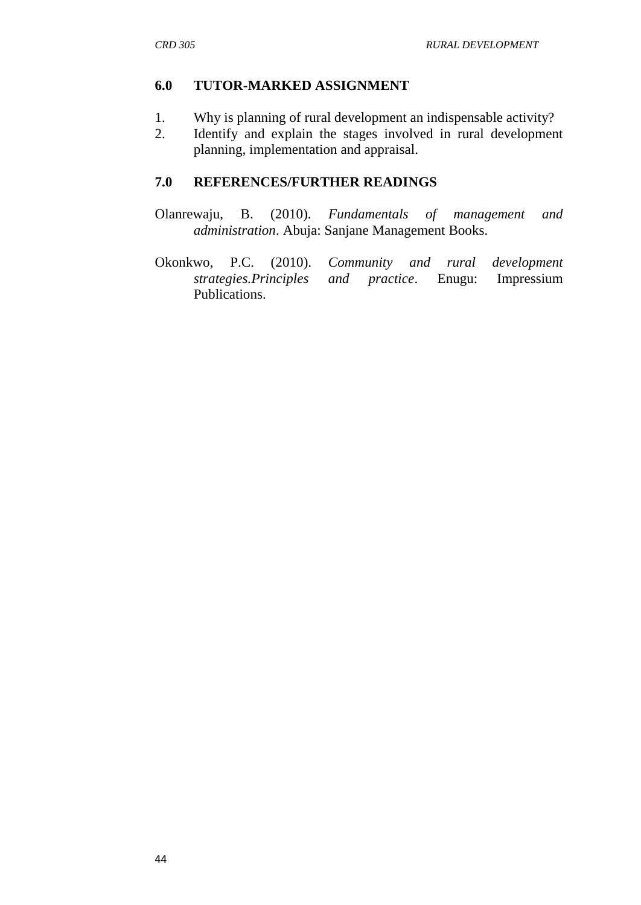## 6.0 TUTOR-MARKED ASSIGNMENT

1. Why is planning of rural development an indispensable activity?
2. Identify and explain the stages involved in rural development planning, implementation and appraisal.

## 7.0 REFERENCES/FURTHER READINGS

Olanrewaju, B. (2010). *Fundamentals of management and administration*. Abuja: Sanjane Management Books.

Okonkwo, P.C. (2010). *Community and rural development strategies.Principles and practice*. Enugu: Impressium Publications.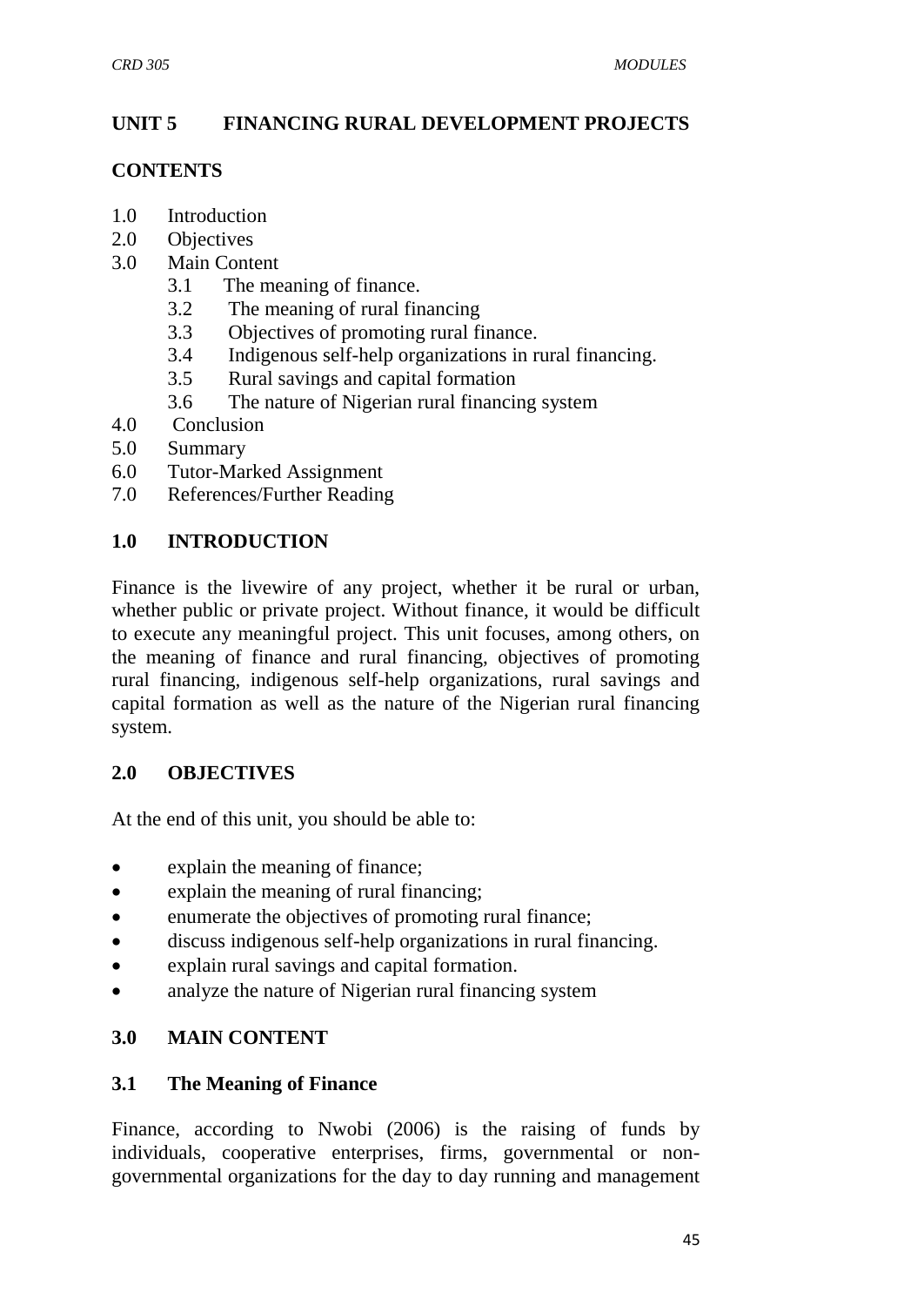## UNIT 5 FINANCING RURAL DEVELOPMENT PROJECTS

### CONTENTS

1.0 Introduction
2.0 Objectives
3.0 Main Content
    3.1 The meaning of finance.
    3.2 The meaning of rural financing
    3.3 Objectives of promoting rural finance.
    3.4 Indigenous self-help organizations in rural financing.
    3.5 Rural savings and capital formation
    3.6 The nature of Nigerian rural financing system
4.0 Conclusion
5.0 Summary
6.0 Tutor-Marked Assignment
7.0 References/Further Reading

### 1.0 INTRODUCTION

Finance is the livewire of any project, whether it be rural or urban, whether public or private project. Without finance, it would be difficult to execute any meaningful project. This unit focuses, among others, on the meaning of finance and rural financing, objectives of promoting rural financing, indigenous self-help organizations, rural savings and capital formation as well as the nature of the Nigerian rural financing system.

### 2.0 OBJECTIVES

At the end of this unit, you should be able to:

- explain the meaning of finance;
- explain the meaning of rural financing;
- enumerate the objectives of promoting rural finance;
- discuss indigenous self-help organizations in rural financing.
- explain rural savings and capital formation.
- analyze the nature of Nigerian rural financing system

### 3.0 MAIN CONTENT

#### 3.1 The Meaning of Finance

Finance, according to Nwobi (2006) is the raising of funds by individuals, cooperative enterprises, firms, governmental or non-governmental organizations for the day to day running and management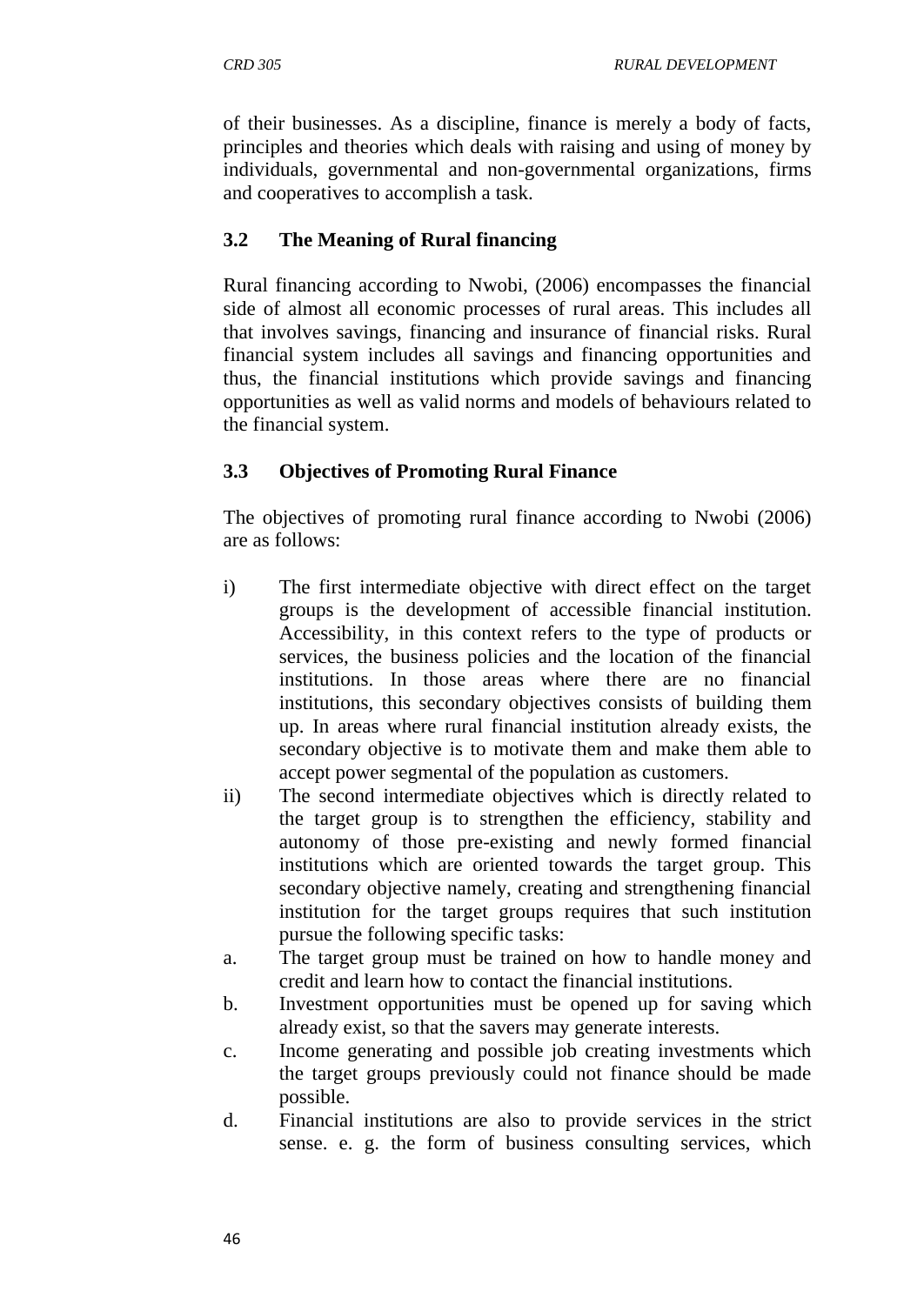of their businesses. As a discipline, finance is merely a body of facts, principles and theories which deals with raising and using of money by individuals, governmental and non-governmental organizations, firms and cooperatives to accomplish a task.

### 3.2 The Meaning of Rural financing

Rural financing according to Nwobi, (2006) encompasses the financial side of almost all economic processes of rural areas. This includes all that involves savings, financing and insurance of financial risks. Rural financial system includes all savings and financing opportunities and thus, the financial institutions which provide savings and financing opportunities as well as valid norms and models of behaviours related to the financial system.

### 3.3 Objectives of Promoting Rural Finance

The objectives of promoting rural finance according to Nwobi (2006) are as follows:

i) The first intermediate objective with direct effect on the target groups is the development of accessible financial institution. Accessibility, in this context refers to the type of products or services, the business policies and the location of the financial institutions. In those areas where there are no financial institutions, this secondary objectives consists of building them up. In areas where rural financial institution already exists, the secondary objective is to motivate them and make them able to accept power segmental of the population as customers.

ii) The second intermediate objectives which is directly related to the target group is to strengthen the efficiency, stability and autonomy of those pre-existing and newly formed financial institutions which are oriented towards the target group. This secondary objective namely, creating and strengthening financial institution for the target groups requires that such institution pursue the following specific tasks:

a. The target group must be trained on how to handle money and credit and learn how to contact the financial institutions.

b. Investment opportunities must be opened up for saving which already exist, so that the savers may generate interests.

c. Income generating and possible job creating investments which the target groups previously could not finance should be made possible.

d. Financial institutions are also to provide services in the strict sense. e. g. the form of business consulting services, which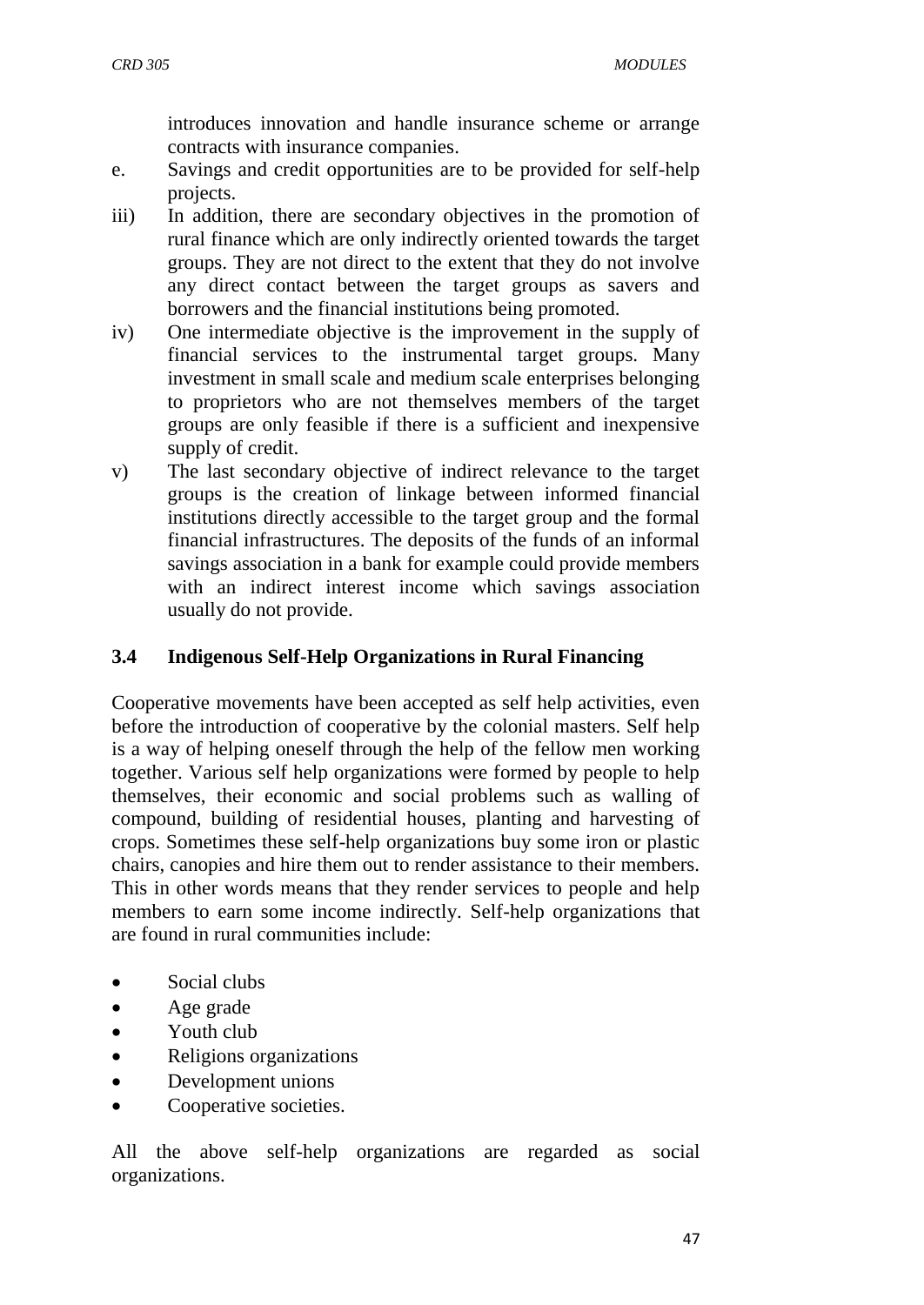introduces innovation and handle insurance scheme or arrange contracts with insurance companies.

e. Savings and credit opportunities are to be provided for self-help projects.

iii) In addition, there are secondary objectives in the promotion of rural finance which are only indirectly oriented towards the target groups. They are not direct to the extent that they do not involve any direct contact between the target groups as savers and borrowers and the financial institutions being promoted.

iv) One intermediate objective is the improvement in the supply of financial services to the instrumental target groups. Many investment in small scale and medium scale enterprises belonging to proprietors who are not themselves members of the target groups are only feasible if there is a sufficient and inexpensive supply of credit.

v) The last secondary objective of indirect relevance to the target groups is the creation of linkage between informed financial institutions directly accessible to the target group and the formal financial infrastructures. The deposits of the funds of an informal savings association in a bank for example could provide members with an indirect interest income which savings association usually do not provide.

### 3.4 Indigenous Self-Help Organizations in Rural Financing

Cooperative movements have been accepted as self help activities, even before the introduction of cooperative by the colonial masters. Self help is a way of helping oneself through the help of the fellow men working together. Various self help organizations were formed by people to help themselves, their economic and social problems such as walling of compound, building of residential houses, planting and harvesting of crops. Sometimes these self-help organizations buy some iron or plastic chairs, canopies and hire them out to render assistance to their members. This in other words means that they render services to people and help members to earn some income indirectly. Self-help organizations that are found in rural communities include:

- Social clubs
- Age grade
- Youth club
- Religions organizations
- Development unions
- Cooperative societies.

All the above self-help organizations are regarded as social organizations.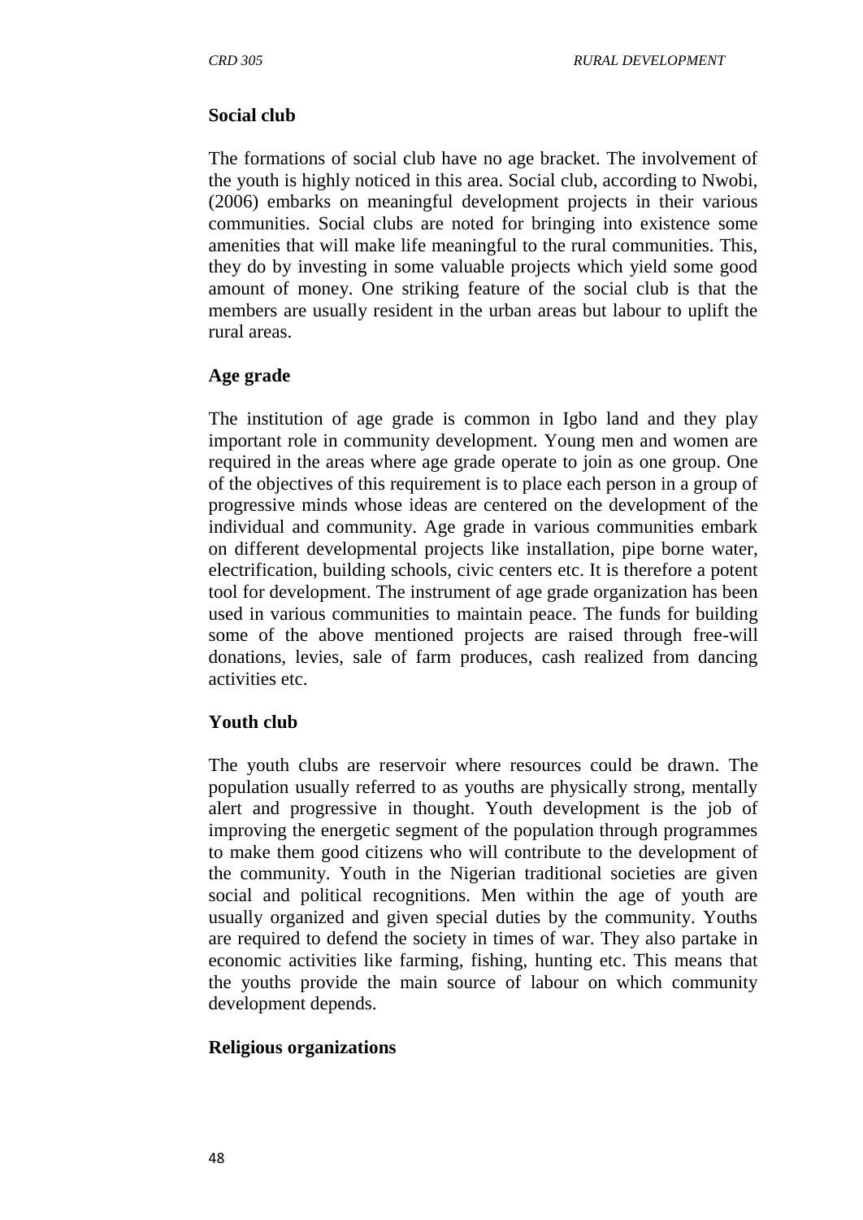**Social club**

The formations of social club have no age bracket. The involvement of the youth is highly noticed in this area. Social club, according to Nwobi, (2006) embarks on meaningful development projects in their various communities. Social clubs are noted for bringing into existence some amenities that will make life meaningful to the rural communities. This, they do by investing in some valuable projects which yield some good amount of money. One striking feature of the social club is that the members are usually resident in the urban areas but labour to uplift the rural areas.

**Age grade**

The institution of age grade is common in Igbo land and they play important role in community development. Young men and women are required in the areas where age grade operate to join as one group. One of the objectives of this requirement is to place each person in a group of progressive minds whose ideas are centered on the development of the individual and community. Age grade in various communities embark on different developmental projects like installation, pipe borne water, electrification, building schools, civic centers etc. It is therefore a potent tool for development. The instrument of age grade organization has been used in various communities to maintain peace. The funds for building some of the above mentioned projects are raised through free-will donations, levies, sale of farm produces, cash realized from dancing activities etc.

**Youth club**

The youth clubs are reservoir where resources could be drawn. The population usually referred to as youths are physically strong, mentally alert and progressive in thought. Youth development is the job of improving the energetic segment of the population through programmes to make them good citizens who will contribute to the development of the community. Youth in the Nigerian traditional societies are given social and political recognitions. Men within the age of youth are usually organized and given special duties by the community. Youths are required to defend the society in times of war. They also partake in economic activities like farming, fishing, hunting etc. This means that the youths provide the main source of labour on which community development depends.

**Religious organizations**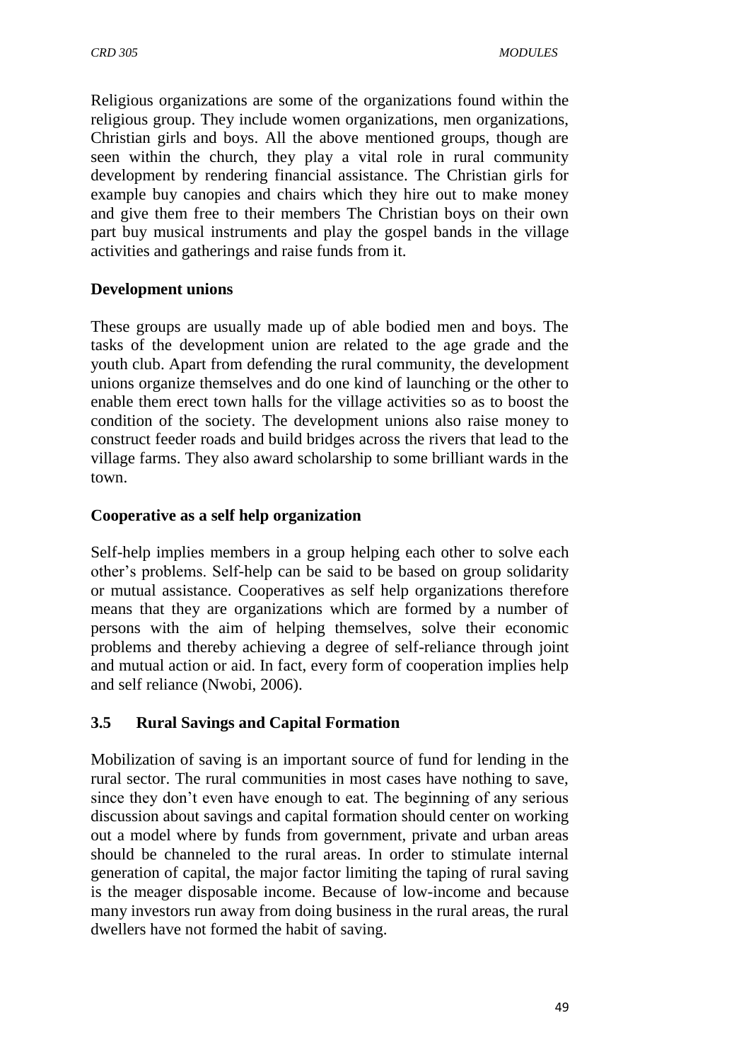Religious organizations are some of the organizations found within the religious group. They include women organizations, men organizations, Christian girls and boys. All the above mentioned groups, though are seen within the church, they play a vital role in rural community development by rendering financial assistance. The Christian girls for example buy canopies and chairs which they hire out to make money and give them free to their members The Christian boys on their own part buy musical instruments and play the gospel bands in the village activities and gatherings and raise funds from it.

**Development unions**

These groups are usually made up of able bodied men and boys. The tasks of the development union are related to the age grade and the youth club. Apart from defending the rural community, the development unions organize themselves and do one kind of launching or the other to enable them erect town halls for the village activities so as to boost the condition of the society. The development unions also raise money to construct feeder roads and build bridges across the rivers that lead to the village farms. They also award scholarship to some brilliant wards in the town.

**Cooperative as a self help organization**

Self-help implies members in a group helping each other to solve each other's problems. Self-help can be said to be based on group solidarity or mutual assistance. Cooperatives as self help organizations therefore means that they are organizations which are formed by a number of persons with the aim of helping themselves, solve their economic problems and thereby achieving a degree of self-reliance through joint and mutual action or aid. In fact, every form of cooperation implies help and self reliance (Nwobi, 2006).

## 3.5 Rural Savings and Capital Formation

Mobilization of saving is an important source of fund for lending in the rural sector. The rural communities in most cases have nothing to save, since they don't even have enough to eat. The beginning of any serious discussion about savings and capital formation should center on working out a model where by funds from government, private and urban areas should be channeled to the rural areas. In order to stimulate internal generation of capital, the major factor limiting the taping of rural saving is the meager disposable income. Because of low-income and because many investors run away from doing business in the rural areas, the rural dwellers have not formed the habit of saving.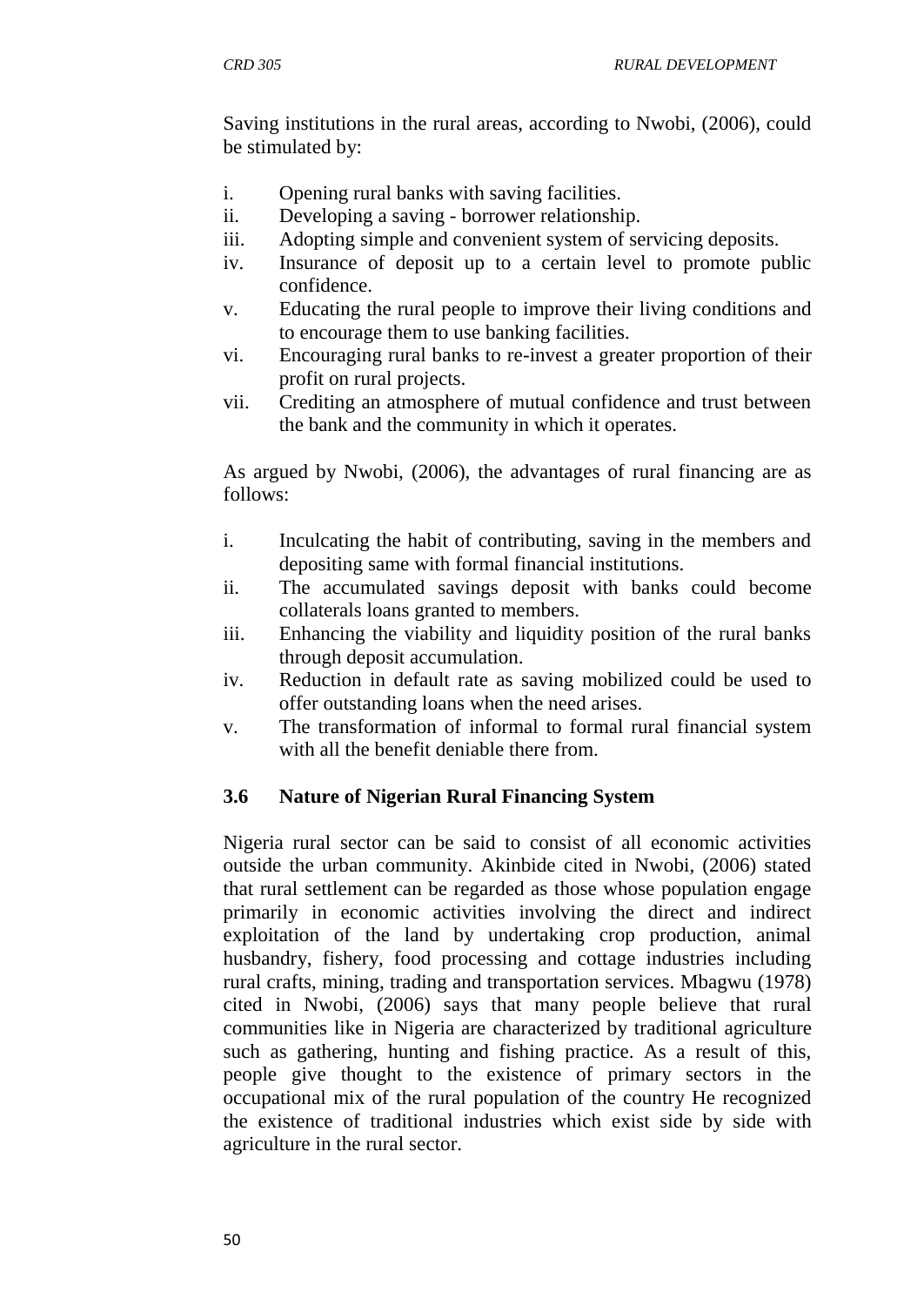Saving institutions in the rural areas, according to Nwobi, (2006), could be stimulated by:

i. Opening rural banks with saving facilities.
ii. Developing a saving - borrower relationship.
iii. Adopting simple and convenient system of servicing deposits.
iv. Insurance of deposit up to a certain level to promote public confidence.
v. Educating the rural people to improve their living conditions and to encourage them to use banking facilities.
vi. Encouraging rural banks to re-invest a greater proportion of their profit on rural projects.
vii. Crediting an atmosphere of mutual confidence and trust between the bank and the community in which it operates.

As argued by Nwobi, (2006), the advantages of rural financing are as follows:

i. Inculcating the habit of contributing, saving in the members and depositing same with formal financial institutions.
ii. The accumulated savings deposit with banks could become collaterals loans granted to members.
iii. Enhancing the viability and liquidity position of the rural banks through deposit accumulation.
iv. Reduction in default rate as saving mobilized could be used to offer outstanding loans when the need arises.
v. The transformation of informal to formal rural financial system with all the benefit deniable there from.

## 3.6 Nature of Nigerian Rural Financing System

Nigeria rural sector can be said to consist of all economic activities outside the urban community. Akinbide cited in Nwobi, (2006) stated that rural settlement can be regarded as those whose population engage primarily in economic activities involving the direct and indirect exploitation of the land by undertaking crop production, animal husbandry, fishery, food processing and cottage industries including rural crafts, mining, trading and transportation services. Mbagwu (1978) cited in Nwobi, (2006) says that many people believe that rural communities like in Nigeria are characterized by traditional agriculture such as gathering, hunting and fishing practice. As a result of this, people give thought to the existence of primary sectors in the occupational mix of the rural population of the country He recognized the existence of traditional industries which exist side by side with agriculture in the rural sector.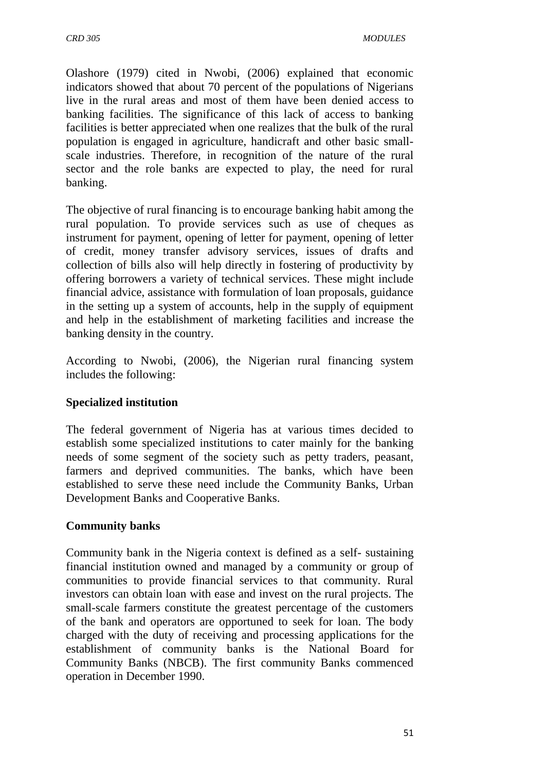Olashore (1979) cited in Nwobi, (2006) explained that economic indicators showed that about 70 percent of the populations of Nigerians live in the rural areas and most of them have been denied access to banking facilities. The significance of this lack of access to banking facilities is better appreciated when one realizes that the bulk of the rural population is engaged in agriculture, handicraft and other basic small-scale industries. Therefore, in recognition of the nature of the rural sector and the role banks are expected to play, the need for rural banking.

The objective of rural financing is to encourage banking habit among the rural population. To provide services such as use of cheques as instrument for payment, opening of letter for payment, opening of letter of credit, money transfer advisory services, issues of drafts and collection of bills also will help directly in fostering of productivity by offering borrowers a variety of technical services. These might include financial advice, assistance with formulation of loan proposals, guidance in the setting up a system of accounts, help in the supply of equipment and help in the establishment of marketing facilities and increase the banking density in the country.

According to Nwobi, (2006), the Nigerian rural financing system includes the following:

**Specialized institution**

The federal government of Nigeria has at various times decided to establish some specialized institutions to cater mainly for the banking needs of some segment of the society such as petty traders, peasant, farmers and deprived communities. The banks, which have been established to serve these need include the Community Banks, Urban Development Banks and Cooperative Banks.

**Community banks**

Community bank in the Nigeria context is defined as a self- sustaining financial institution owned and managed by a community or group of communities to provide financial services to that community. Rural investors can obtain loan with ease and invest on the rural projects. The small-scale farmers constitute the greatest percentage of the customers of the bank and operators are opportuned to seek for loan. The body charged with the duty of receiving and processing applications for the establishment of community banks is the National Board for Community Banks (NBCB). The first community Banks commenced operation in December 1990.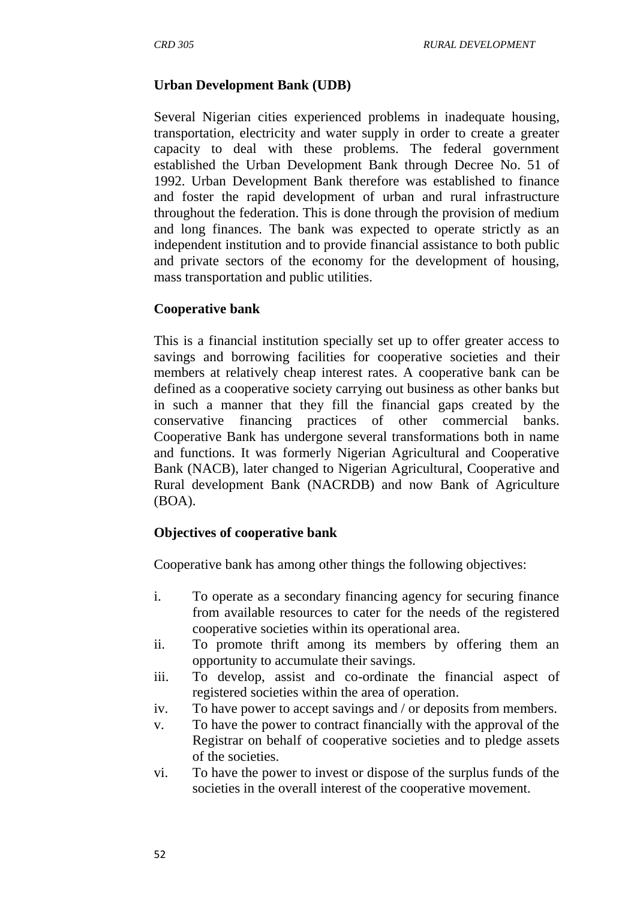**Urban Development Bank (UDB)**

Several Nigerian cities experienced problems in inadequate housing, transportation, electricity and water supply in order to create a greater capacity to deal with these problems. The federal government established the Urban Development Bank through Decree No. 51 of 1992. Urban Development Bank therefore was established to finance and foster the rapid development of urban and rural infrastructure throughout the federation. This is done through the provision of medium and long finances. The bank was expected to operate strictly as an independent institution and to provide financial assistance to both public and private sectors of the economy for the development of housing, mass transportation and public utilities.

**Cooperative bank**

This is a financial institution specially set up to offer greater access to savings and borrowing facilities for cooperative societies and their members at relatively cheap interest rates. A cooperative bank can be defined as a cooperative society carrying out business as other banks but in such a manner that they fill the financial gaps created by the conservative financing practices of other commercial banks. Cooperative Bank has undergone several transformations both in name and functions. It was formerly Nigerian Agricultural and Cooperative Bank (NACB), later changed to Nigerian Agricultural, Cooperative and Rural development Bank (NACRDB) and now Bank of Agriculture (BOA).

**Objectives of cooperative bank**

Cooperative bank has among other things the following objectives:

i. To operate as a secondary financing agency for securing finance from available resources to cater for the needs of the registered cooperative societies within its operational area.
ii. To promote thrift among its members by offering them an opportunity to accumulate their savings.
iii. To develop, assist and co-ordinate the financial aspect of registered societies within the area of operation.
iv. To have power to accept savings and / or deposits from members.
v. To have the power to contract financially with the approval of the Registrar on behalf of cooperative societies and to pledge assets of the societies.
vi. To have the power to invest or dispose of the surplus funds of the societies in the overall interest of the cooperative movement.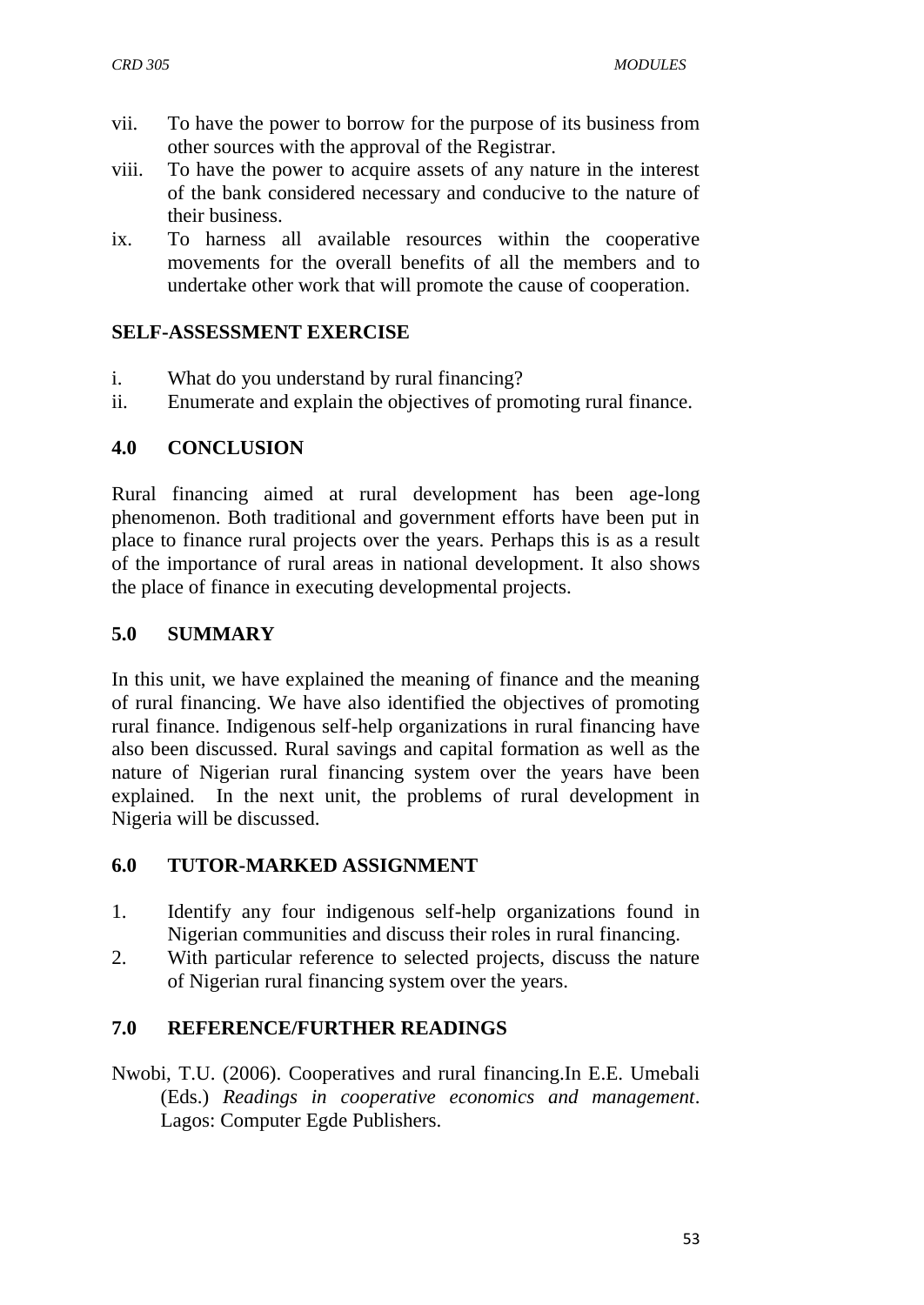vii. To have the power to borrow for the purpose of its business from other sources with the approval of the Registrar.

viii. To have the power to acquire assets of any nature in the interest of the bank considered necessary and conducive to the nature of their business.

ix. To harness all available resources within the cooperative movements for the overall benefits of all the members and to undertake other work that will promote the cause of cooperation.

## SELF-ASSESSMENT EXERCISE

i. What do you understand by rural financing?

ii. Enumerate and explain the objectives of promoting rural finance.

## 4.0 CONCLUSION

Rural financing aimed at rural development has been age-long phenomenon. Both traditional and government efforts have been put in place to finance rural projects over the years. Perhaps this is as a result of the importance of rural areas in national development. It also shows the place of finance in executing developmental projects.

## 5.0 SUMMARY

In this unit, we have explained the meaning of finance and the meaning of rural financing. We have also identified the objectives of promoting rural finance. Indigenous self-help organizations in rural financing have also been discussed. Rural savings and capital formation as well as the nature of Nigerian rural financing system over the years have been explained. In the next unit, the problems of rural development in Nigeria will be discussed.

## 6.0 TUTOR-MARKED ASSIGNMENT

1. Identify any four indigenous self-help organizations found in Nigerian communities and discuss their roles in rural financing.
2. With particular reference to selected projects, discuss the nature of Nigerian rural financing system over the years.

## 7.0 REFERENCE/FURTHER READINGS

Nwobi, T.U. (2006). Cooperatives and rural financing.In E.E. Umebali (Eds.) *Readings in cooperative economics and management*. Lagos: Computer Egde Publishers.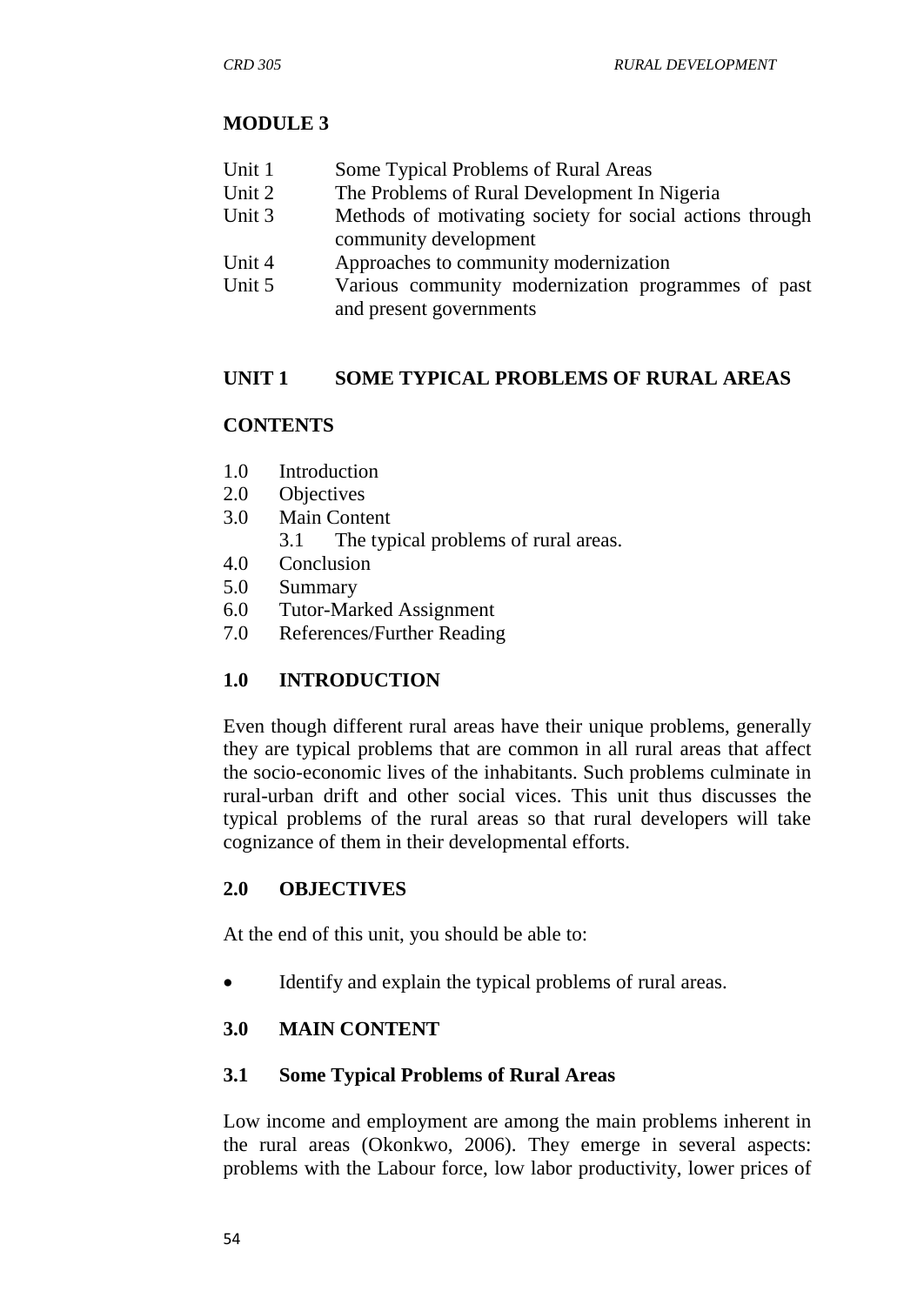## MODULE 3

| | |
|---|---|
| Unit 1 | Some Typical Problems of Rural Areas |
| Unit 2 | The Problems of Rural Development In Nigeria |
| Unit 3 | Methods of motivating society for social actions through community development |
| Unit 4 | Approaches to community modernization |
| Unit 5 | Various community modernization programmes of past and present governments |

## UNIT 1 SOME TYPICAL PROBLEMS OF RURAL AREAS

### CONTENTS

1.0 Introduction
2.0 Objectives
3.0 Main Content
  3.1 The typical problems of rural areas.
4.0 Conclusion
5.0 Summary
6.0 Tutor-Marked Assignment
7.0 References/Further Reading

### 1.0 INTRODUCTION

Even though different rural areas have their unique problems, generally they are typical problems that are common in all rural areas that affect the socio-economic lives of the inhabitants. Such problems culminate in rural-urban drift and other social vices. This unit thus discusses the typical problems of the rural areas so that rural developers will take cognizance of them in their developmental efforts.

### 2.0 OBJECTIVES

At the end of this unit, you should be able to:

- Identify and explain the typical problems of rural areas.

### 3.0 MAIN CONTENT

### 3.1 Some Typical Problems of Rural Areas

Low income and employment are among the main problems inherent in the rural areas (Okonkwo, 2006). They emerge in several aspects: problems with the Labour force, low labor productivity, lower prices of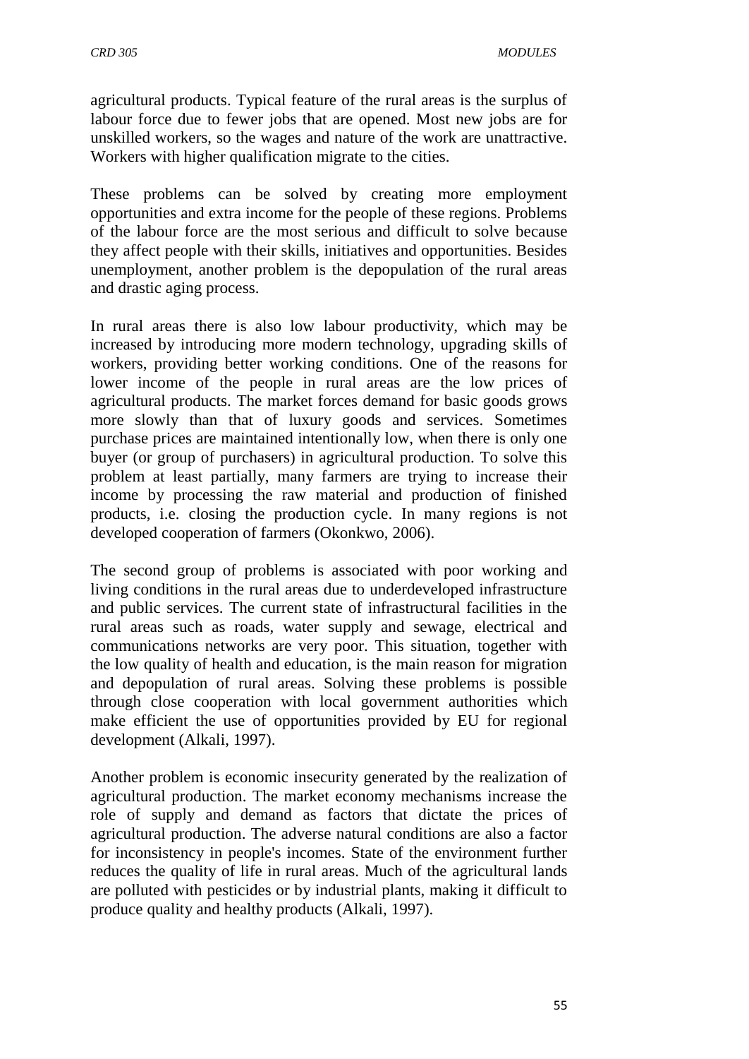agricultural products. Typical feature of the rural areas is the surplus of labour force due to fewer jobs that are opened. Most new jobs are for unskilled workers, so the wages and nature of the work are unattractive. Workers with higher qualification migrate to the cities.

These problems can be solved by creating more employment opportunities and extra income for the people of these regions. Problems of the labour force are the most serious and difficult to solve because they affect people with their skills, initiatives and opportunities. Besides unemployment, another problem is the depopulation of the rural areas and drastic aging process.

In rural areas there is also low labour productivity, which may be increased by introducing more modern technology, upgrading skills of workers, providing better working conditions. One of the reasons for lower income of the people in rural areas are the low prices of agricultural products. The market forces demand for basic goods grows more slowly than that of luxury goods and services. Sometimes purchase prices are maintained intentionally low, when there is only one buyer (or group of purchasers) in agricultural production. To solve this problem at least partially, many farmers are trying to increase their income by processing the raw material and production of finished products, i.e. closing the production cycle. In many regions is not developed cooperation of farmers (Okonkwo, 2006).

The second group of problems is associated with poor working and living conditions in the rural areas due to underdeveloped infrastructure and public services. The current state of infrastructural facilities in the rural areas such as roads, water supply and sewage, electrical and communications networks are very poor. This situation, together with the low quality of health and education, is the main reason for migration and depopulation of rural areas. Solving these problems is possible through close cooperation with local government authorities which make efficient the use of opportunities provided by EU for regional development (Alkali, 1997).

Another problem is economic insecurity generated by the realization of agricultural production. The market economy mechanisms increase the role of supply and demand as factors that dictate the prices of agricultural production. The adverse natural conditions are also a factor for inconsistency in people's incomes. State of the environment further reduces the quality of life in rural areas. Much of the agricultural lands are polluted with pesticides or by industrial plants, making it difficult to produce quality and healthy products (Alkali, 1997).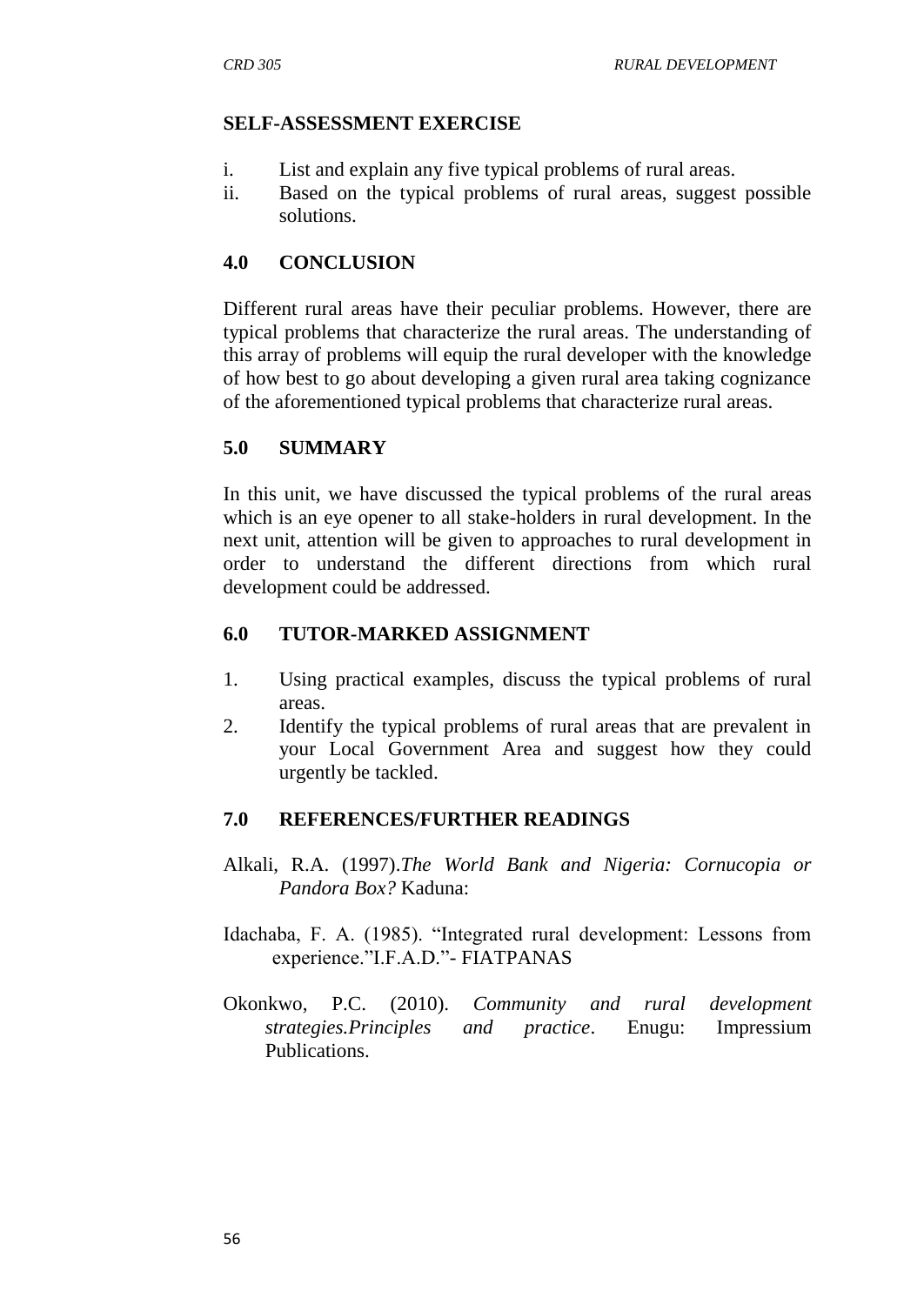## SELF-ASSESSMENT EXERCISE

i. List and explain any five typical problems of rural areas.
ii. Based on the typical problems of rural areas, suggest possible solutions.

## 4.0 CONCLUSION

Different rural areas have their peculiar problems. However, there are typical problems that characterize the rural areas. The understanding of this array of problems will equip the rural developer with the knowledge of how best to go about developing a given rural area taking cognizance of the aforementioned typical problems that characterize rural areas.

## 5.0 SUMMARY

In this unit, we have discussed the typical problems of the rural areas which is an eye opener to all stake-holders in rural development. In the next unit, attention will be given to approaches to rural development in order to understand the different directions from which rural development could be addressed.

## 6.0 TUTOR-MARKED ASSIGNMENT

1. Using practical examples, discuss the typical problems of rural areas.
2. Identify the typical problems of rural areas that are prevalent in your Local Government Area and suggest how they could urgently be tackled.

## 7.0 REFERENCES/FURTHER READINGS

Alkali, R.A. (1997).*The World Bank and Nigeria: Cornucopia or Pandora Box?* Kaduna:

Idachaba, F. A. (1985). "Integrated rural development: Lessons from experience."I.F.A.D."- FIATPANAS

Okonkwo, P.C. (2010). *Community and rural development strategies.Principles and practice*. Enugu: Impressium Publications.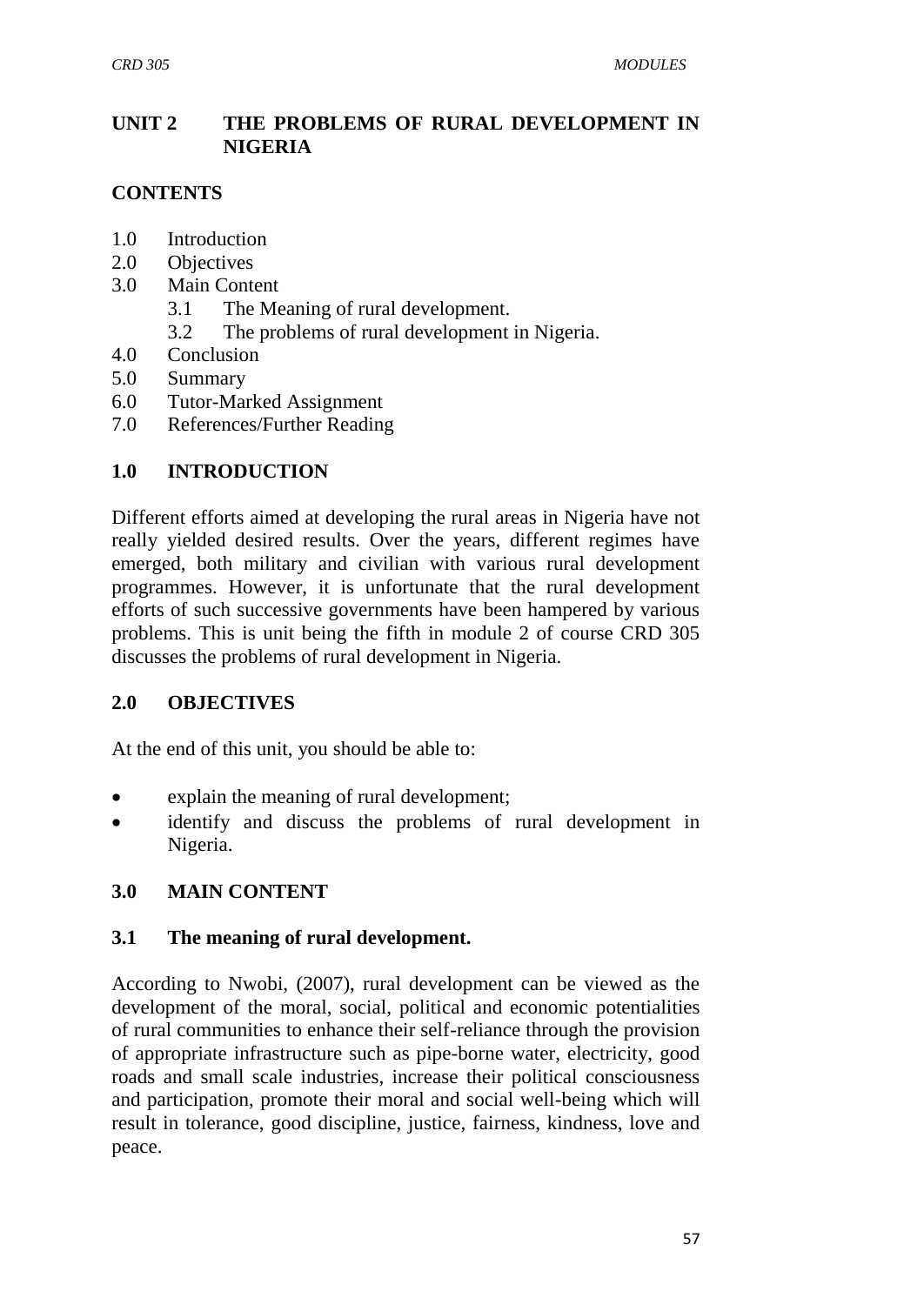## UNIT 2 THE PROBLEMS OF RURAL DEVELOPMENT IN NIGERIA

**CONTENTS**

1.0 Introduction
2.0 Objectives
3.0 Main Content
    3.1 The Meaning of rural development.
    3.2 The problems of rural development in Nigeria.
4.0 Conclusion
5.0 Summary
6.0 Tutor-Marked Assignment
7.0 References/Further Reading

### 1.0 INTRODUCTION

Different efforts aimed at developing the rural areas in Nigeria have not really yielded desired results. Over the years, different regimes have emerged, both military and civilian with various rural development programmes. However, it is unfortunate that the rural development efforts of such successive governments have been hampered by various problems. This is unit being the fifth in module 2 of course CRD 305 discusses the problems of rural development in Nigeria.

### 2.0 OBJECTIVES

At the end of this unit, you should be able to:

- explain the meaning of rural development;
- identify and discuss the problems of rural development in Nigeria.

### 3.0 MAIN CONTENT

#### 3.1 The meaning of rural development.

According to Nwobi, (2007), rural development can be viewed as the development of the moral, social, political and economic potentialities of rural communities to enhance their self-reliance through the provision of appropriate infrastructure such as pipe-borne water, electricity, good roads and small scale industries, increase their political consciousness and participation, promote their moral and social well-being which will result in tolerance, good discipline, justice, fairness, kindness, love and peace.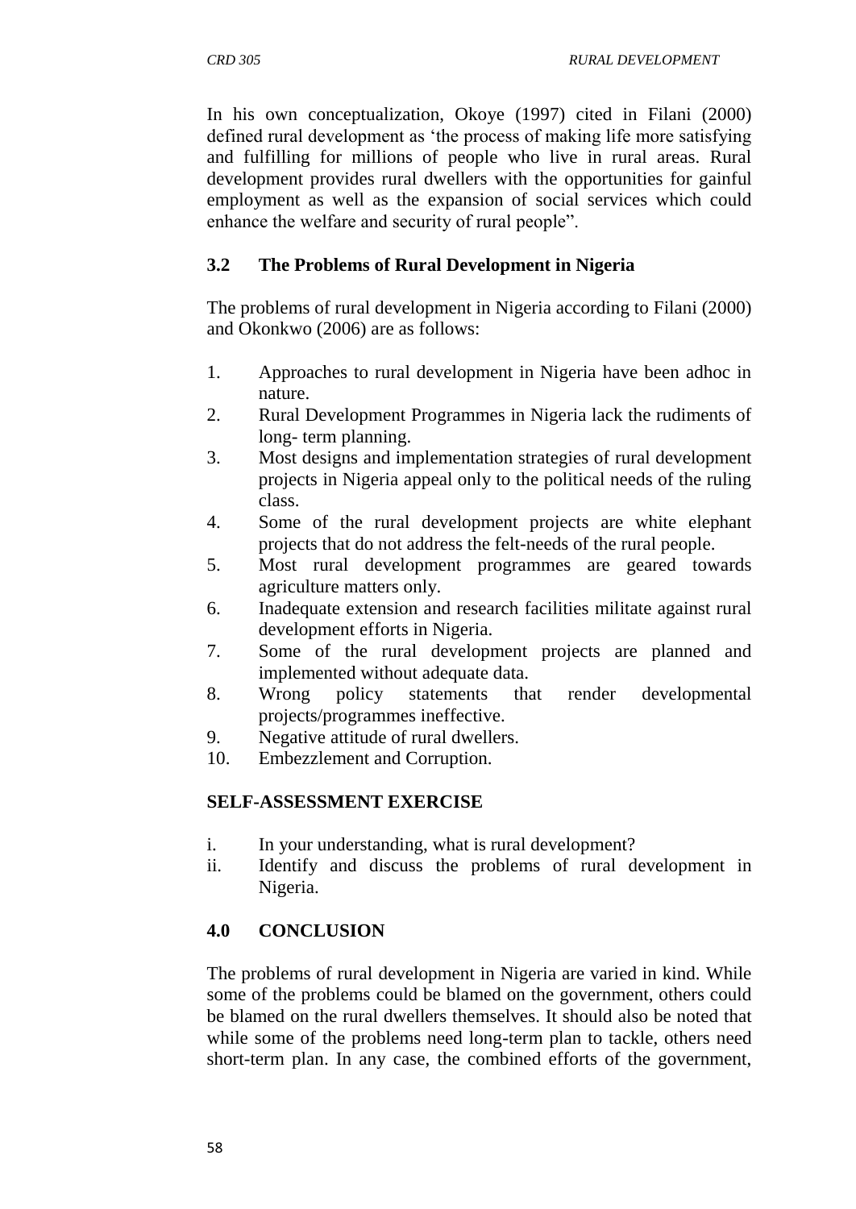In his own conceptualization, Okoye (1997) cited in Filani (2000) defined rural development as 'the process of making life more satisfying and fulfilling for millions of people who live in rural areas. Rural development provides rural dwellers with the opportunities for gainful employment as well as the expansion of social services which could enhance the welfare and security of rural people".

### 3.2 The Problems of Rural Development in Nigeria

The problems of rural development in Nigeria according to Filani (2000) and Okonkwo (2006) are as follows:

1. Approaches to rural development in Nigeria have been adhoc in nature.
2. Rural Development Programmes in Nigeria lack the rudiments of long- term planning.
3. Most designs and implementation strategies of rural development projects in Nigeria appeal only to the political needs of the ruling class.
4. Some of the rural development projects are white elephant projects that do not address the felt-needs of the rural people.
5. Most rural development programmes are geared towards agriculture matters only.
6. Inadequate extension and research facilities militate against rural development efforts in Nigeria.
7. Some of the rural development projects are planned and implemented without adequate data.
8. Wrong policy statements that render developmental projects/programmes ineffective.
9. Negative attitude of rural dwellers.
10. Embezzlement and Corruption.

**SELF-ASSESSMENT EXERCISE**

i. In your understanding, what is rural development?
ii. Identify and discuss the problems of rural development in Nigeria.

## 4.0 CONCLUSION

The problems of rural development in Nigeria are varied in kind. While some of the problems could be blamed on the government, others could be blamed on the rural dwellers themselves. It should also be noted that while some of the problems need long-term plan to tackle, others need short-term plan. In any case, the combined efforts of the government,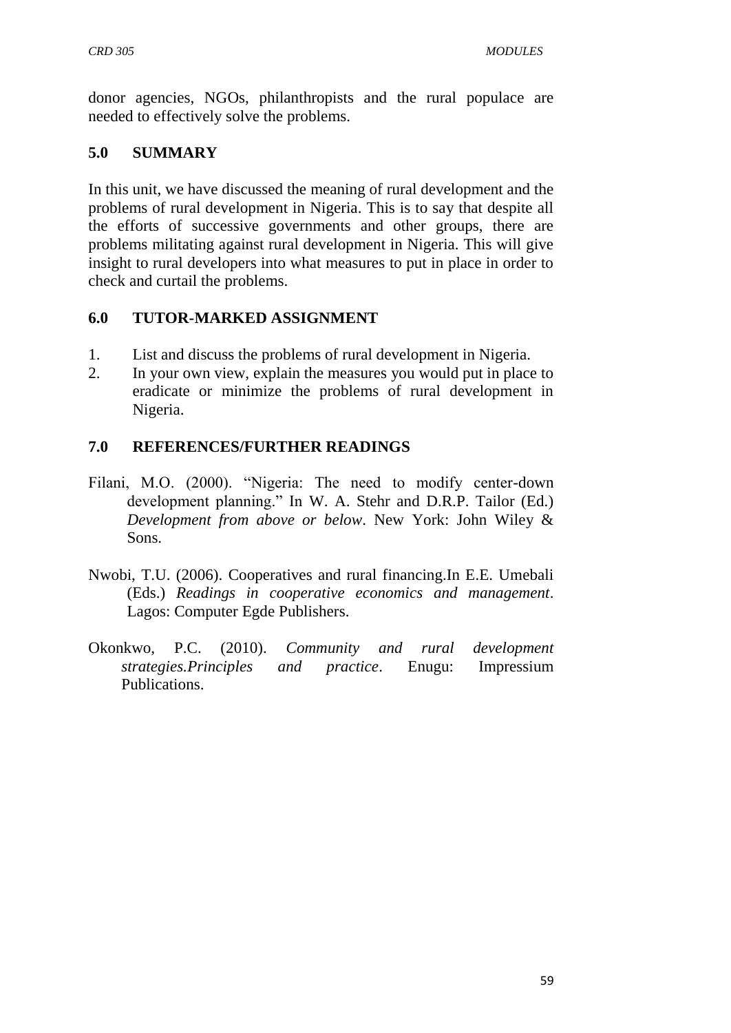donor agencies, NGOs, philanthropists and the rural populace are needed to effectively solve the problems.

## 5.0 SUMMARY

In this unit, we have discussed the meaning of rural development and the problems of rural development in Nigeria. This is to say that despite all the efforts of successive governments and other groups, there are problems militating against rural development in Nigeria. This will give insight to rural developers into what measures to put in place in order to check and curtail the problems.

## 6.0 TUTOR-MARKED ASSIGNMENT

1. List and discuss the problems of rural development in Nigeria.
2. In your own view, explain the measures you would put in place to eradicate or minimize the problems of rural development in Nigeria.

## 7.0 REFERENCES/FURTHER READINGS

Filani, M.O. (2000). "Nigeria: The need to modify center-down development planning." In W. A. Stehr and D.R.P. Tailor (Ed.) *Development from above or below*. New York: John Wiley & Sons.

Nwobi, T.U. (2006). Cooperatives and rural financing.In E.E. Umebali (Eds.) *Readings in cooperative economics and management*. Lagos: Computer Egde Publishers.

Okonkwo, P.C. (2010). *Community and rural development strategies.Principles and practice*. Enugu: Impressium Publications.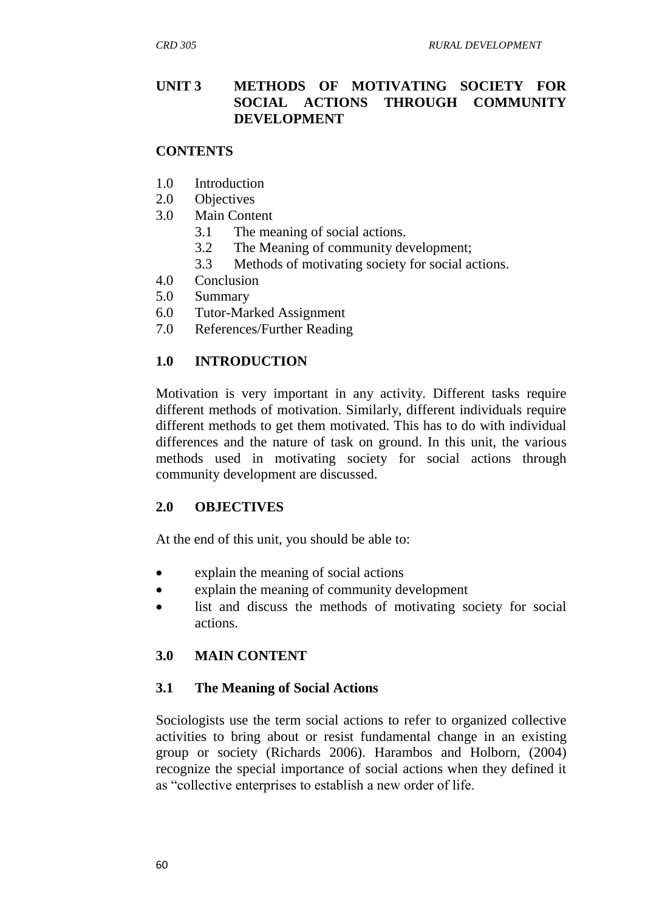## UNIT 3 METHODS OF MOTIVATING SOCIETY FOR SOCIAL ACTIONS THROUGH COMMUNITY DEVELOPMENT

### CONTENTS

1.0 Introduction
2.0 Objectives
3.0 Main Content
  3.1 The meaning of social actions.
  3.2 The Meaning of community development;
  3.3 Methods of motivating society for social actions.
4.0 Conclusion
5.0 Summary
6.0 Tutor-Marked Assignment
7.0 References/Further Reading

### 1.0 INTRODUCTION

Motivation is very important in any activity. Different tasks require different methods of motivation. Similarly, different individuals require different methods to get them motivated. This has to do with individual differences and the nature of task on ground. In this unit, the various methods used in motivating society for social actions through community development are discussed.

### 2.0 OBJECTIVES

At the end of this unit, you should be able to:

- explain the meaning of social actions
- explain the meaning of community development
- list and discuss the methods of motivating society for social actions.

### 3.0 MAIN CONTENT

#### 3.1 The Meaning of Social Actions

Sociologists use the term social actions to refer to organized collective activities to bring about or resist fundamental change in an existing group or society (Richards 2006). Harambos and Holborn, (2004) recognize the special importance of social actions when they defined it as "collective enterprises to establish a new order of life.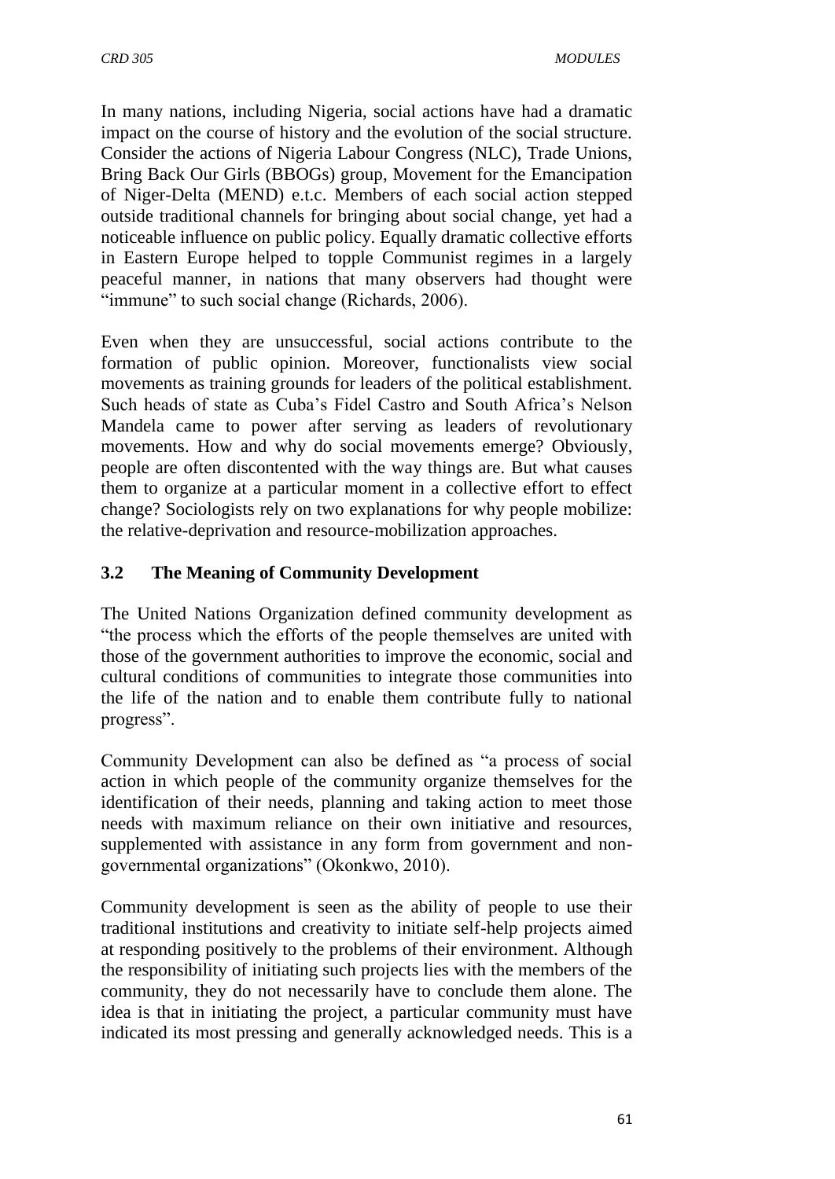In many nations, including Nigeria, social actions have had a dramatic impact on the course of history and the evolution of the social structure. Consider the actions of Nigeria Labour Congress (NLC), Trade Unions, Bring Back Our Girls (BBOGs) group, Movement for the Emancipation of Niger-Delta (MEND) e.t.c. Members of each social action stepped outside traditional channels for bringing about social change, yet had a noticeable influence on public policy. Equally dramatic collective efforts in Eastern Europe helped to topple Communist regimes in a largely peaceful manner, in nations that many observers had thought were "immune" to such social change (Richards, 2006).

Even when they are unsuccessful, social actions contribute to the formation of public opinion. Moreover, functionalists view social movements as training grounds for leaders of the political establishment. Such heads of state as Cuba's Fidel Castro and South Africa's Nelson Mandela came to power after serving as leaders of revolutionary movements. How and why do social movements emerge? Obviously, people are often discontented with the way things are. But what causes them to organize at a particular moment in a collective effort to effect change? Sociologists rely on two explanations for why people mobilize: the relative-deprivation and resource-mobilization approaches.

## 3.2 The Meaning of Community Development

The United Nations Organization defined community development as "the process which the efforts of the people themselves are united with those of the government authorities to improve the economic, social and cultural conditions of communities to integrate those communities into the life of the nation and to enable them contribute fully to national progress".

Community Development can also be defined as "a process of social action in which people of the community organize themselves for the identification of their needs, planning and taking action to meet those needs with maximum reliance on their own initiative and resources, supplemented with assistance in any form from government and non-governmental organizations" (Okonkwo, 2010).

Community development is seen as the ability of people to use their traditional institutions and creativity to initiate self-help projects aimed at responding positively to the problems of their environment. Although the responsibility of initiating such projects lies with the members of the community, they do not necessarily have to conclude them alone. The idea is that in initiating the project, a particular community must have indicated its most pressing and generally acknowledged needs. This is a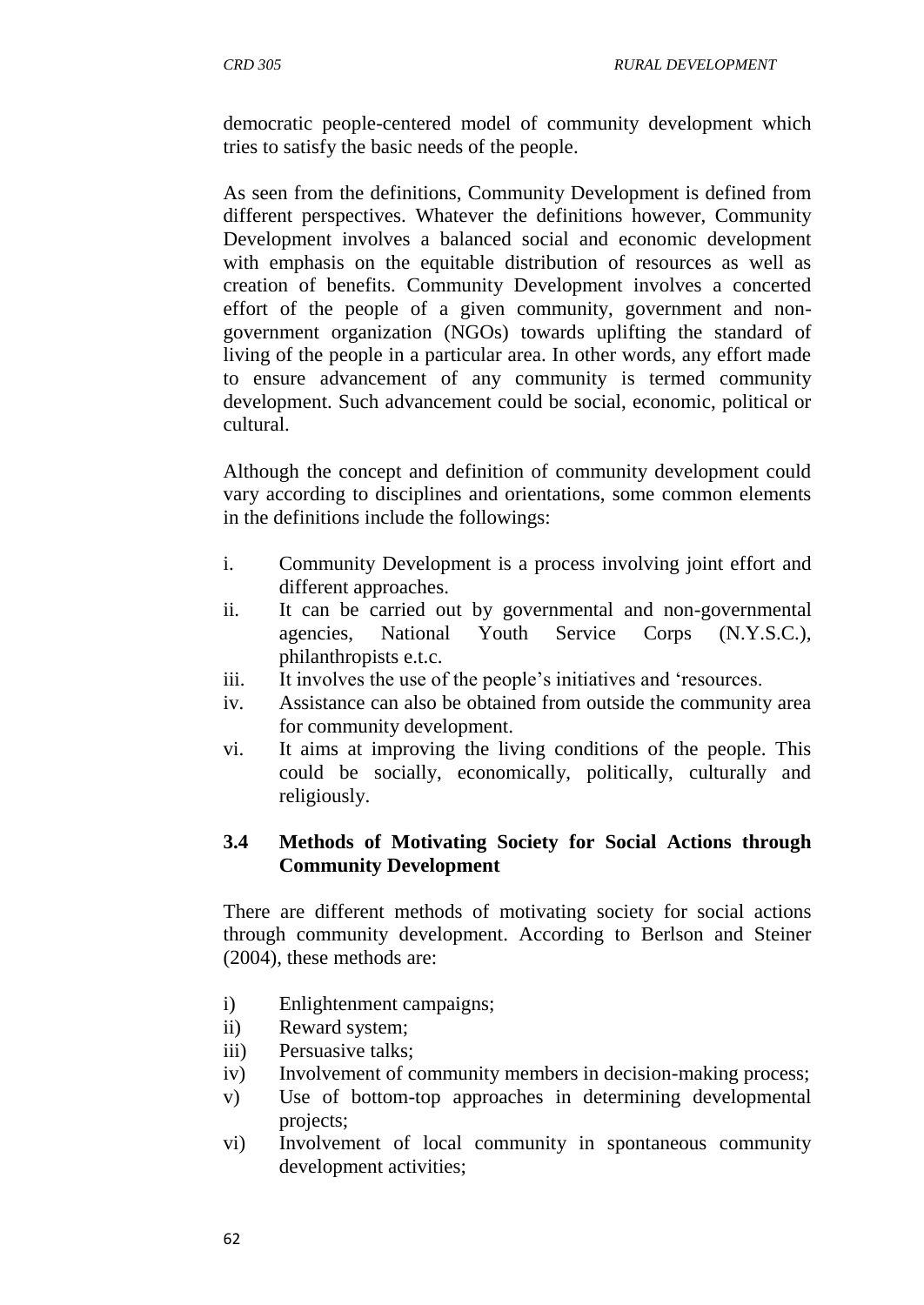democratic people-centered model of community development which tries to satisfy the basic needs of the people.

As seen from the definitions, Community Development is defined from different perspectives. Whatever the definitions however, Community Development involves a balanced social and economic development with emphasis on the equitable distribution of resources as well as creation of benefits. Community Development involves a concerted effort of the people of a given community, government and non-government organization (NGOs) towards uplifting the standard of living of the people in a particular area. In other words, any effort made to ensure advancement of any community is termed community development. Such advancement could be social, economic, political or cultural.

Although the concept and definition of community development could vary according to disciplines and orientations, some common elements in the definitions include the followings:

i. Community Development is a process involving joint effort and different approaches.
ii. It can be carried out by governmental and non-governmental agencies, National Youth Service Corps (N.Y.S.C.), philanthropists e.t.c.
iii. It involves the use of the people's initiatives and 'resources.
iv. Assistance can also be obtained from outside the community area for community development.
vi. It aims at improving the living conditions of the people. This could be socially, economically, politically, culturally and religiously.

### 3.4 Methods of Motivating Society for Social Actions through Community Development

There are different methods of motivating society for social actions through community development. According to Berlson and Steiner (2004), these methods are:

i) Enlightenment campaigns;
ii) Reward system;
iii) Persuasive talks;
iv) Involvement of community members in decision-making process;
v) Use of bottom-top approaches in determining developmental projects;
vi) Involvement of local community in spontaneous community development activities;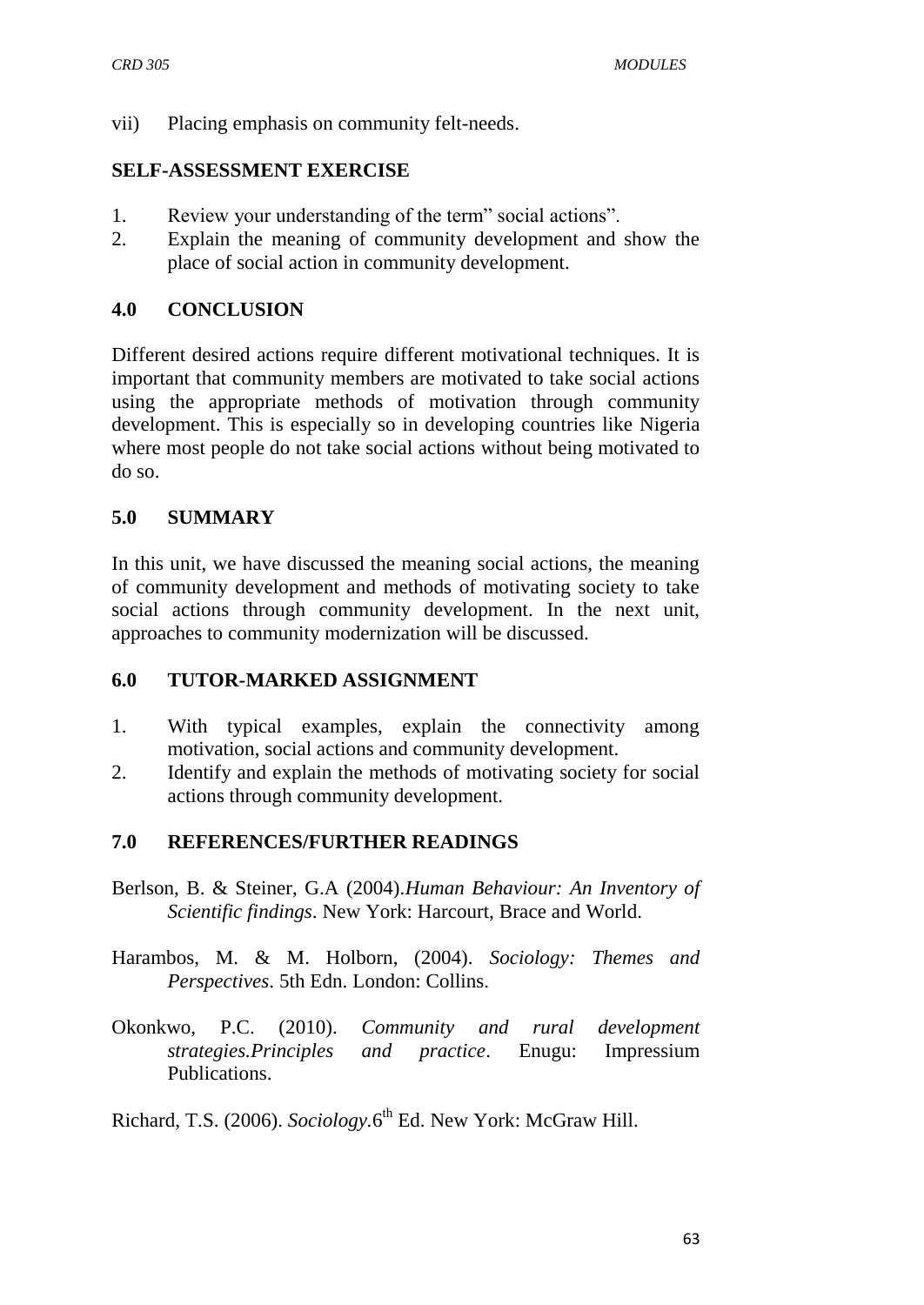vii) Placing emphasis on community felt-needs.

## SELF-ASSESSMENT EXERCISE

1. Review your understanding of the term" social actions".
2. Explain the meaning of community development and show the place of social action in community development.

## 4.0 CONCLUSION

Different desired actions require different motivational techniques. It is important that community members are motivated to take social actions using the appropriate methods of motivation through community development. This is especially so in developing countries like Nigeria where most people do not take social actions without being motivated to do so.

## 5.0 SUMMARY

In this unit, we have discussed the meaning social actions, the meaning of community development and methods of motivating society to take social actions through community development. In the next unit, approaches to community modernization will be discussed.

## 6.0 TUTOR-MARKED ASSIGNMENT

1. With typical examples, explain the connectivity among motivation, social actions and community development.
2. Identify and explain the methods of motivating society for social actions through community development.

## 7.0 REFERENCES/FURTHER READINGS

Berlson, B. & Steiner, G.A (2004).*Human Behaviour: An Inventory of Scientific findings*. New York: Harcourt, Brace and World.

Harambos, M. & M. Holborn, (2004). *Sociology: Themes and Perspectives*. 5th Edn. London: Collins.

Okonkwo, P.C. (2010). *Community and rural development strategies.Principles and practice*. Enugu: Impressium Publications.

Richard, T.S. (2006). *Sociology.*6th Ed. New York: McGraw Hill.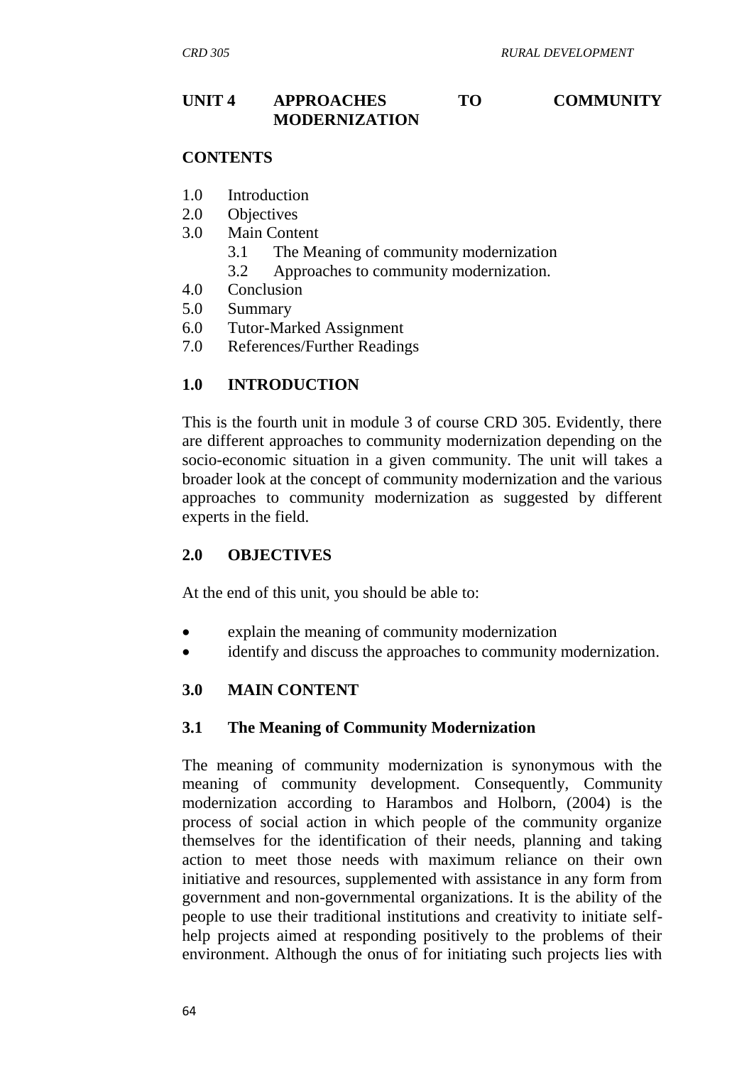## UNIT 4 APPROACHES TO COMMUNITY MODERNIZATION

**CONTENTS**

1.0 Introduction
2.0 Objectives
3.0 Main Content
   3.1 The Meaning of community modernization
   3.2 Approaches to community modernization.
4.0 Conclusion
5.0 Summary
6.0 Tutor-Marked Assignment
7.0 References/Further Readings

### 1.0 INTRODUCTION

This is the fourth unit in module 3 of course CRD 305. Evidently, there are different approaches to community modernization depending on the socio-economic situation in a given community. The unit will takes a broader look at the concept of community modernization and the various approaches to community modernization as suggested by different experts in the field.

### 2.0 OBJECTIVES

At the end of this unit, you should be able to:

- explain the meaning of community modernization
- identify and discuss the approaches to community modernization.

### 3.0 MAIN CONTENT

#### 3.1 The Meaning of Community Modernization

The meaning of community modernization is synonymous with the meaning of community development. Consequently, Community modernization according to Harambos and Holborn, (2004) is the process of social action in which people of the community organize themselves for the identification of their needs, planning and taking action to meet those needs with maximum reliance on their own initiative and resources, supplemented with assistance in any form from government and non-governmental organizations. It is the ability of the people to use their traditional institutions and creativity to initiate self-help projects aimed at responding positively to the problems of their environment. Although the onus of for initiating such projects lies with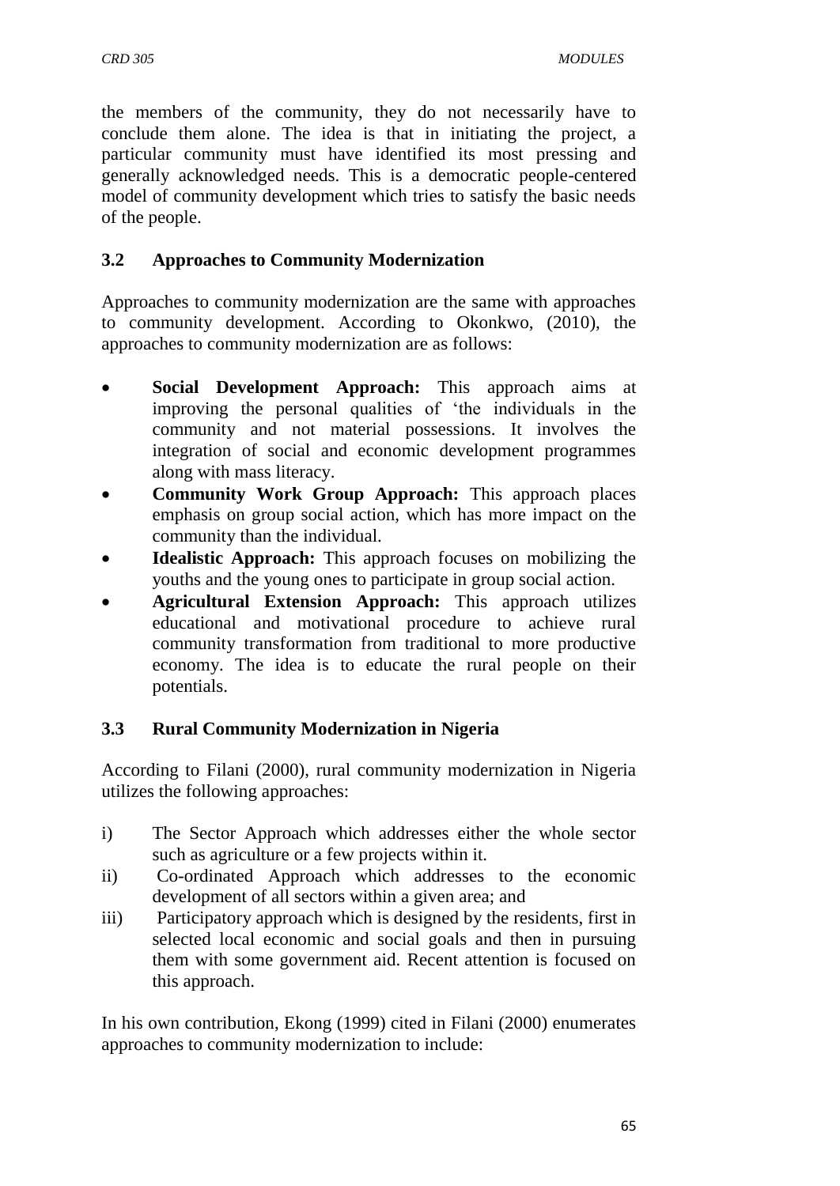the members of the community, they do not necessarily have to conclude them alone. The idea is that in initiating the project, a particular community must have identified its most pressing and generally acknowledged needs. This is a democratic people-centered model of community development which tries to satisfy the basic needs of the people.

### 3.2 Approaches to Community Modernization

Approaches to community modernization are the same with approaches to community development. According to Okonkwo, (2010), the approaches to community modernization are as follows:

- **Social Development Approach:** This approach aims at improving the personal qualities of 'the individuals in the community and not material possessions. It involves the integration of social and economic development programmes along with mass literacy.
- **Community Work Group Approach:** This approach places emphasis on group social action, which has more impact on the community than the individual.
- **Idealistic Approach:** This approach focuses on mobilizing the youths and the young ones to participate in group social action.
- **Agricultural Extension Approach:** This approach utilizes educational and motivational procedure to achieve rural community transformation from traditional to more productive economy. The idea is to educate the rural people on their potentials.

### 3.3 Rural Community Modernization in Nigeria

According to Filani (2000), rural community modernization in Nigeria utilizes the following approaches:

i) The Sector Approach which addresses either the whole sector such as agriculture or a few projects within it.

ii) Co-ordinated Approach which addresses to the economic development of all sectors within a given area; and

iii) Participatory approach which is designed by the residents, first in selected local economic and social goals and then in pursuing them with some government aid. Recent attention is focused on this approach.

In his own contribution, Ekong (1999) cited in Filani (2000) enumerates approaches to community modernization to include: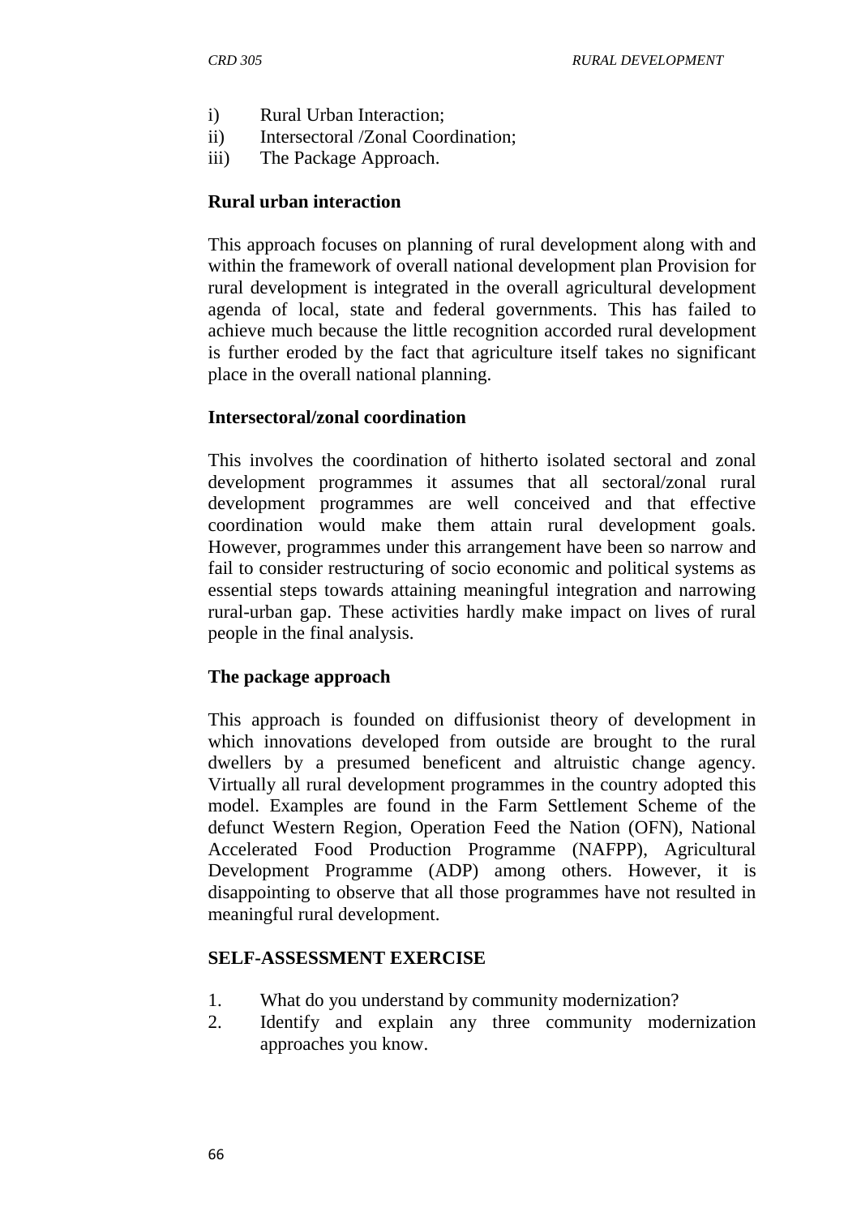i) Rural Urban Interaction;
ii) Intersectoral /Zonal Coordination;
iii) The Package Approach.

**Rural urban interaction**

This approach focuses on planning of rural development along with and within the framework of overall national development plan Provision for rural development is integrated in the overall agricultural development agenda of local, state and federal governments. This has failed to achieve much because the little recognition accorded rural development is further eroded by the fact that agriculture itself takes no significant place in the overall national planning.

**Intersectoral/zonal coordination**

This involves the coordination of hitherto isolated sectoral and zonal development programmes it assumes that all sectoral/zonal rural development programmes are well conceived and that effective coordination would make them attain rural development goals. However, programmes under this arrangement have been so narrow and fail to consider restructuring of socio economic and political systems as essential steps towards attaining meaningful integration and narrowing rural-urban gap. These activities hardly make impact on lives of rural people in the final analysis.

**The package approach**

This approach is founded on diffusionist theory of development in which innovations developed from outside are brought to the rural dwellers by a presumed beneficent and altruistic change agency. Virtually all rural development programmes in the country adopted this model. Examples are found in the Farm Settlement Scheme of the defunct Western Region, Operation Feed the Nation (OFN), National Accelerated Food Production Programme (NAFPP), Agricultural Development Programme (ADP) among others. However, it is disappointing to observe that all those programmes have not resulted in meaningful rural development.

**SELF-ASSESSMENT EXERCISE**

1. What do you understand by community modernization?
2. Identify and explain any three community modernization approaches you know.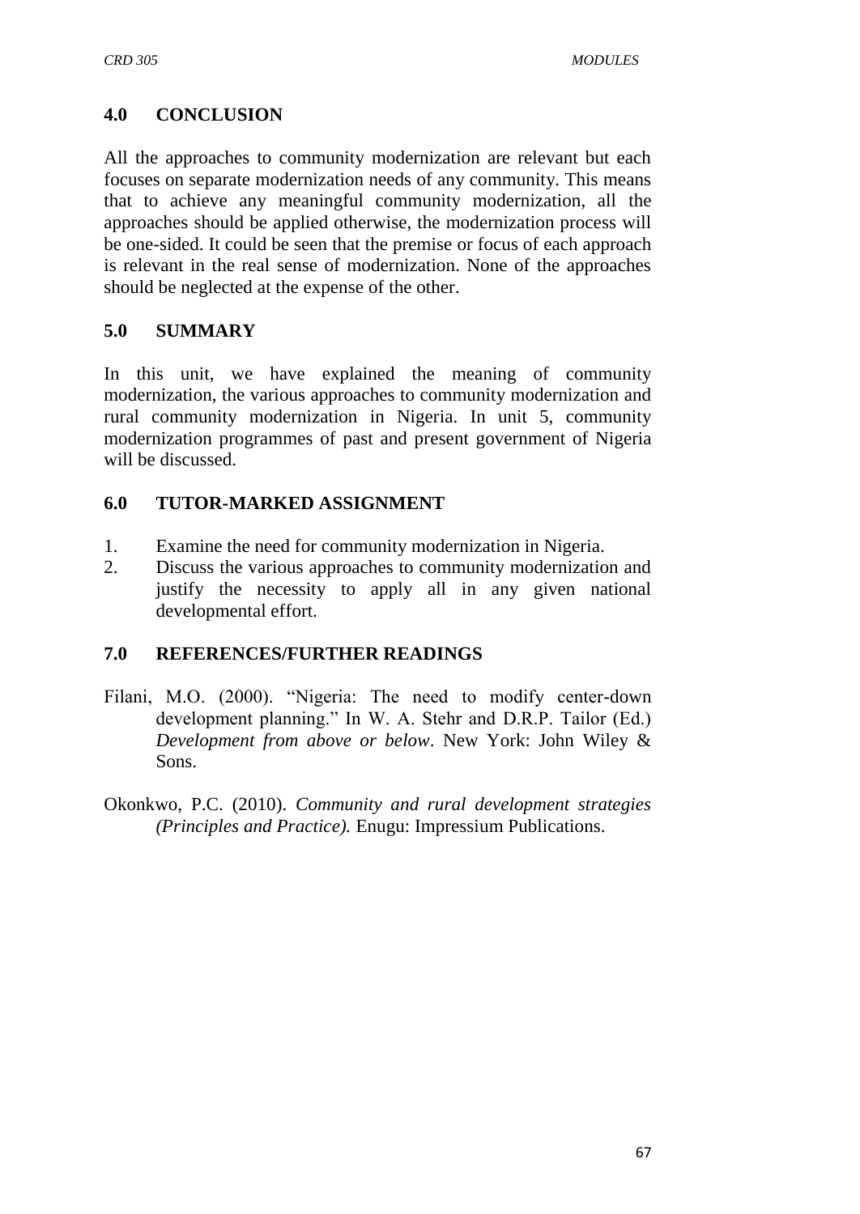## 4.0 CONCLUSION

All the approaches to community modernization are relevant but each focuses on separate modernization needs of any community. This means that to achieve any meaningful community modernization, all the approaches should be applied otherwise, the modernization process will be one-sided. It could be seen that the premise or focus of each approach is relevant in the real sense of modernization. None of the approaches should be neglected at the expense of the other.

## 5.0 SUMMARY

In this unit, we have explained the meaning of community modernization, the various approaches to community modernization and rural community modernization in Nigeria. In unit 5, community modernization programmes of past and present government of Nigeria will be discussed.

## 6.0 TUTOR-MARKED ASSIGNMENT

1. Examine the need for community modernization in Nigeria.
2. Discuss the various approaches to community modernization and justify the necessity to apply all in any given national developmental effort.

## 7.0 REFERENCES/FURTHER READINGS

Filani, M.O. (2000). "Nigeria: The need to modify center-down development planning." In W. A. Stehr and D.R.P. Tailor (Ed.) *Development from above or below*. New York: John Wiley & Sons.

Okonkwo, P.C. (2010). *Community and rural development strategies (Principles and Practice).* Enugu: Impressium Publications.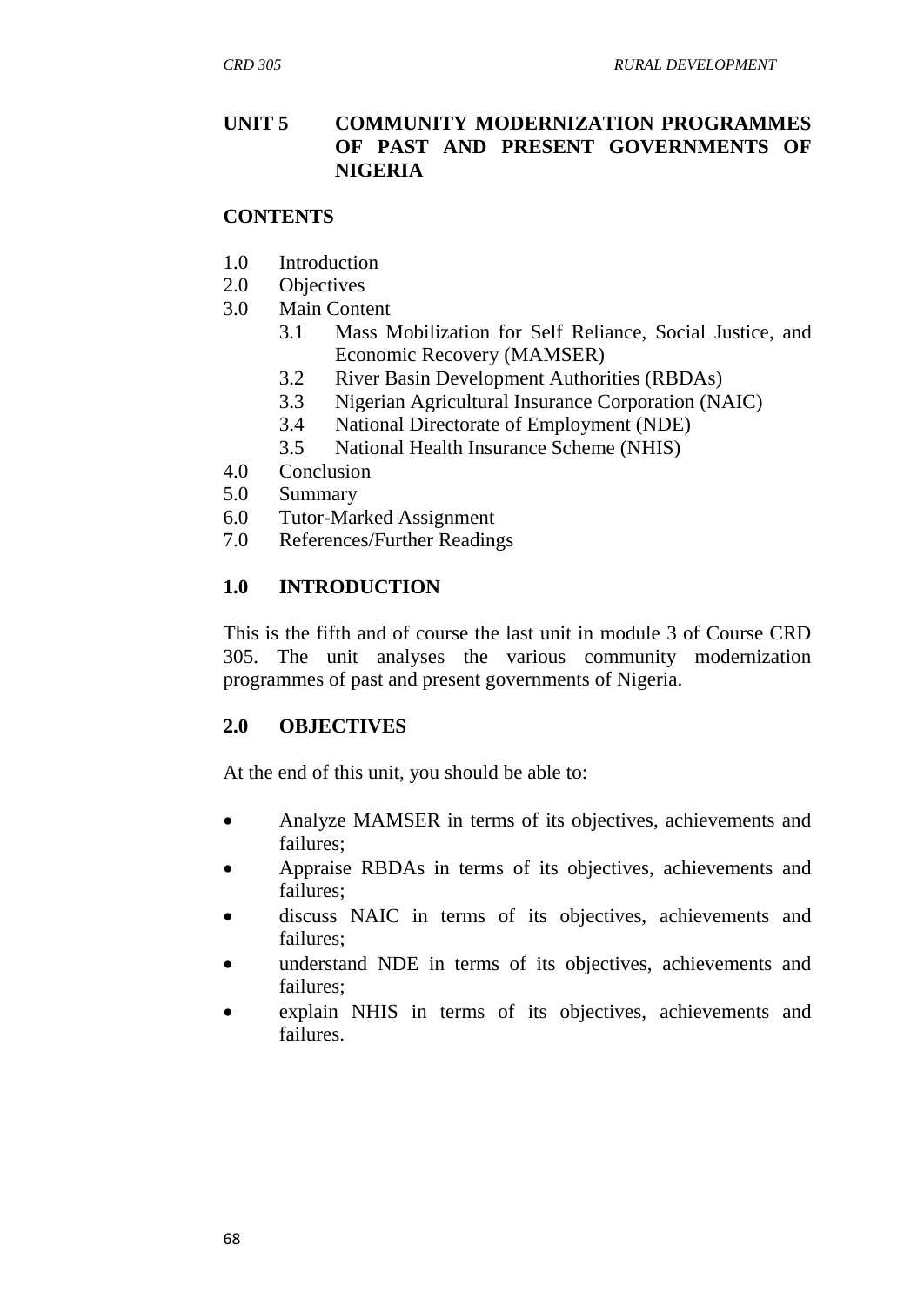## UNIT 5 COMMUNITY MODERNIZATION PROGRAMMES OF PAST AND PRESENT GOVERNMENTS OF NIGERIA

### CONTENTS

1.0 Introduction
2.0 Objectives
3.0 Main Content
   3.1 Mass Mobilization for Self Reliance, Social Justice, and Economic Recovery (MAMSER)
   3.2 River Basin Development Authorities (RBDAs)
   3.3 Nigerian Agricultural Insurance Corporation (NAIC)
   3.4 National Directorate of Employment (NDE)
   3.5 National Health Insurance Scheme (NHIS)
4.0 Conclusion
5.0 Summary
6.0 Tutor-Marked Assignment
7.0 References/Further Readings

### 1.0 INTRODUCTION

This is the fifth and of course the last unit in module 3 of Course CRD 305. The unit analyses the various community modernization programmes of past and present governments of Nigeria.

### 2.0 OBJECTIVES

At the end of this unit, you should be able to:

- Analyze MAMSER in terms of its objectives, achievements and failures;
- Appraise RBDAs in terms of its objectives, achievements and failures;
- discuss NAIC in terms of its objectives, achievements and failures;
- understand NDE in terms of its objectives, achievements and failures;
- explain NHIS in terms of its objectives, achievements and failures.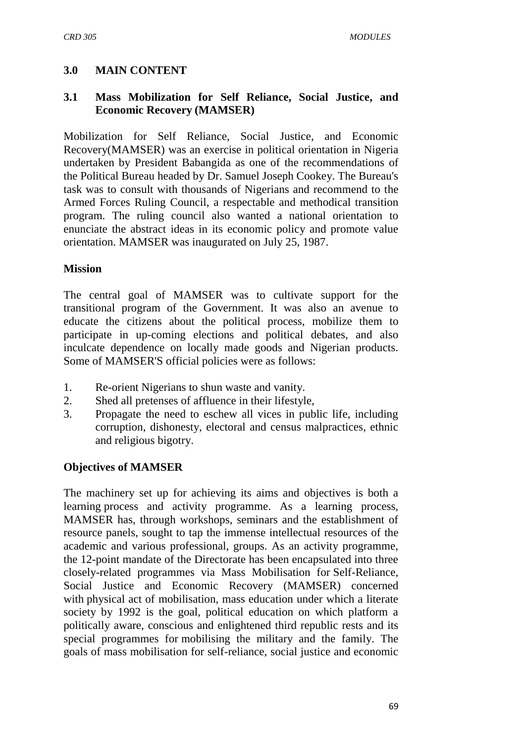## 3.0 MAIN CONTENT

### 3.1 Mass Mobilization for Self Reliance, Social Justice, and Economic Recovery (MAMSER)

Mobilization for Self Reliance, Social Justice, and Economic Recovery(MAMSER) was an exercise in political orientation in Nigeria undertaken by President Babangida as one of the recommendations of the Political Bureau headed by Dr. Samuel Joseph Cookey. The Bureau's task was to consult with thousands of Nigerians and recommend to the Armed Forces Ruling Council, a respectable and methodical transition program. The ruling council also wanted a national orientation to enunciate the abstract ideas in its economic policy and promote value orientation. MAMSER was inaugurated on July 25, 1987.

**Mission**

The central goal of MAMSER was to cultivate support for the transitional program of the Government. It was also an avenue to educate the citizens about the political process, mobilize them to participate in up-coming elections and political debates, and also inculcate dependence on locally made goods and Nigerian products. Some of MAMSER'S official policies were as follows:

1. Re-orient Nigerians to shun waste and vanity.
2. Shed all pretenses of affluence in their lifestyle,
3. Propagate the need to eschew all vices in public life, including corruption, dishonesty, electoral and census malpractices, ethnic and religious bigotry.

**Objectives of MAMSER**

The machinery set up for achieving its aims and objectives is both a learning process and activity programme. As a learning process, MAMSER has, through workshops, seminars and the establishment of resource panels, sought to tap the immense intellectual resources of the academic and various professional, groups. As an activity programme, the 12-point mandate of the Directorate has been encapsulated into three closely-related programmes via Mass Mobilisation for Self-Reliance, Social Justice and Economic Recovery (MAMSER) concerned with physical act of mobilisation, mass education under which a literate society by 1992 is the goal, political education on which platform a politically aware, conscious and enlightened third republic rests and its special programmes for mobilising the military and the family. The goals of mass mobilisation for self-reliance, social justice and economic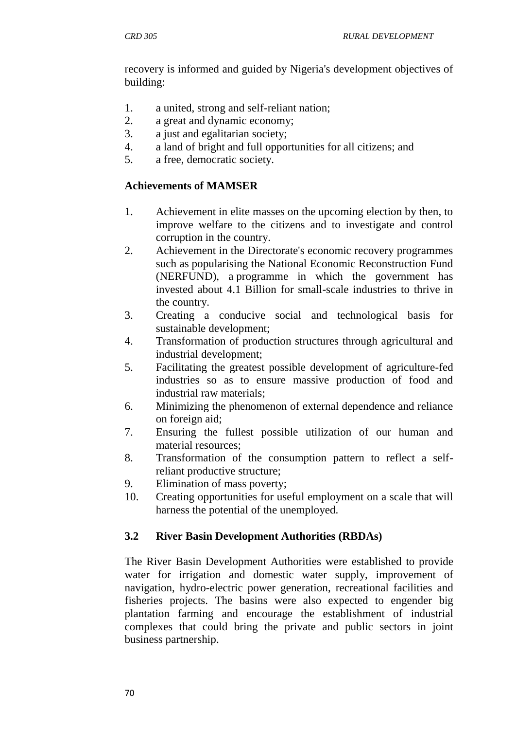recovery is informed and guided by Nigeria's development objectives of building:

1. a united, strong and self-reliant nation;
2. a great and dynamic economy;
3. a just and egalitarian society;
4. a land of bright and full opportunities for all citizens; and
5. a free, democratic society.

**Achievements of MAMSER**

1. Achievement in elite masses on the upcoming election by then, to improve welfare to the citizens and to investigate and control corruption in the country.
2. Achievement in the Directorate's economic recovery programmes such as popularising the National Economic Reconstruction Fund (NERFUND), a programme in which the government has invested about 4.1 Billion for small-scale industries to thrive in the country.
3. Creating a conducive social and technological basis for sustainable development;
4. Transformation of production structures through agricultural and industrial development;
5. Facilitating the greatest possible development of agriculture-fed industries so as to ensure massive production of food and industrial raw materials;
6. Minimizing the phenomenon of external dependence and reliance on foreign aid;
7. Ensuring the fullest possible utilization of our human and material resources;
8. Transformation of the consumption pattern to reflect a self-reliant productive structure;
9. Elimination of mass poverty;
10. Creating opportunities for useful employment on a scale that will harness the potential of the unemployed.

### 3.2 River Basin Development Authorities (RBDAs)

The River Basin Development Authorities were established to provide water for irrigation and domestic water supply, improvement of navigation, hydro-electric power generation, recreational facilities and fisheries projects. The basins were also expected to engender big plantation farming and encourage the establishment of industrial complexes that could bring the private and public sectors in joint business partnership.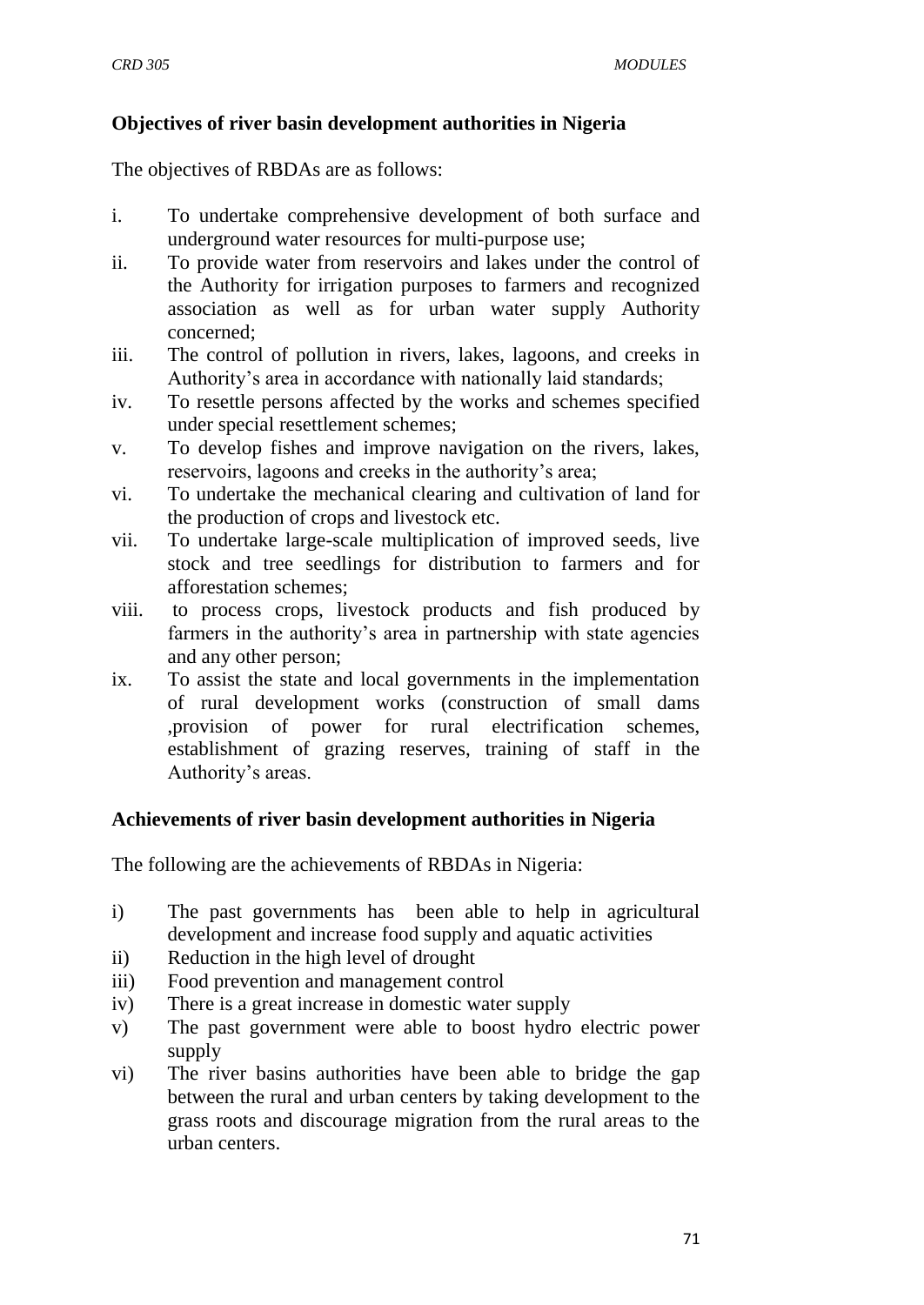### **Objectives of river basin development authorities in Nigeria**

The objectives of RBDAs are as follows:

i. To undertake comprehensive development of both surface and underground water resources for multi-purpose use;
ii. To provide water from reservoirs and lakes under the control of the Authority for irrigation purposes to farmers and recognized association as well as for urban water supply Authority concerned;
iii. The control of pollution in rivers, lakes, lagoons, and creeks in Authority's area in accordance with nationally laid standards;
iv. To resettle persons affected by the works and schemes specified under special resettlement schemes;
v. To develop fishes and improve navigation on the rivers, lakes, reservoirs, lagoons and creeks in the authority's area;
vi. To undertake the mechanical clearing and cultivation of land for the production of crops and livestock etc.
vii. To undertake large-scale multiplication of improved seeds, live stock and tree seedlings for distribution to farmers and for afforestation schemes;
viii. to process crops, livestock products and fish produced by farmers in the authority's area in partnership with state agencies and any other person;
ix. To assist the state and local governments in the implementation of rural development works (construction of small dams ,provision of power for rural electrification schemes, establishment of grazing reserves, training of staff in the Authority's areas.

### **Achievements of river basin development authorities in Nigeria**

The following are the achievements of RBDAs in Nigeria:

i) The past governments has been able to help in agricultural development and increase food supply and aquatic activities
ii) Reduction in the high level of drought
iii) Food prevention and management control
iv) There is a great increase in domestic water supply
v) The past government were able to boost hydro electric power supply
vi) The river basins authorities have been able to bridge the gap between the rural and urban centers by taking development to the grass roots and discourage migration from the rural areas to the urban centers.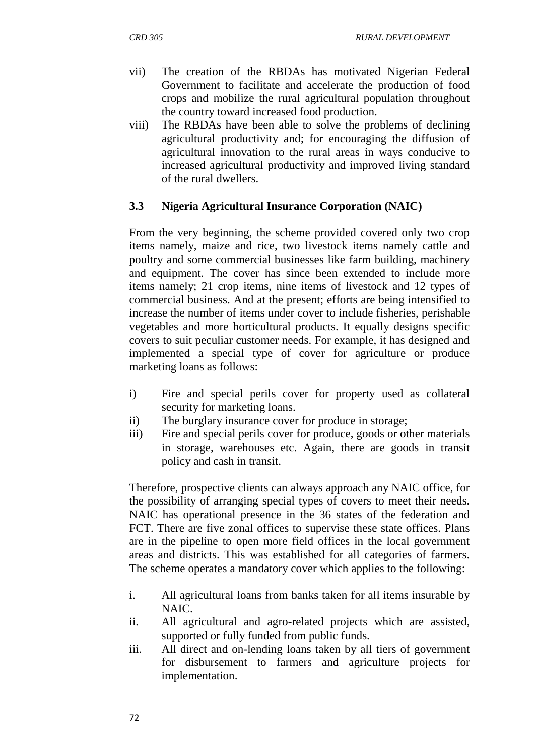vii) The creation of the RBDAs has motivated Nigerian Federal Government to facilitate and accelerate the production of food crops and mobilize the rural agricultural population throughout the country toward increased food production.

viii) The RBDAs have been able to solve the problems of declining agricultural productivity and; for encouraging the diffusion of agricultural innovation to the rural areas in ways conducive to increased agricultural productivity and improved living standard of the rural dwellers.

### 3.3 Nigeria Agricultural Insurance Corporation (NAIC)

From the very beginning, the scheme provided covered only two crop items namely, maize and rice, two livestock items namely cattle and poultry and some commercial businesses like farm building, machinery and equipment. The cover has since been extended to include more items namely; 21 crop items, nine items of livestock and 12 types of commercial business. And at the present; efforts are being intensified to increase the number of items under cover to include fisheries, perishable vegetables and more horticultural products. It equally designs specific covers to suit peculiar customer needs. For example, it has designed and implemented a special type of cover for agriculture or produce marketing loans as follows:

i) Fire and special perils cover for property used as collateral security for marketing loans.

ii) The burglary insurance cover for produce in storage;

iii) Fire and special perils cover for produce, goods or other materials in storage, warehouses etc. Again, there are goods in transit policy and cash in transit.

Therefore, prospective clients can always approach any NAIC office, for the possibility of arranging special types of covers to meet their needs. NAIC has operational presence in the 36 states of the federation and FCT. There are five zonal offices to supervise these state offices. Plans are in the pipeline to open more field offices in the local government areas and districts. This was established for all categories of farmers. The scheme operates a mandatory cover which applies to the following:

i. All agricultural loans from banks taken for all items insurable by NAIC.

ii. All agricultural and agro-related projects which are assisted, supported or fully funded from public funds.

iii. All direct and on-lending loans taken by all tiers of government for disbursement to farmers and agriculture projects for implementation.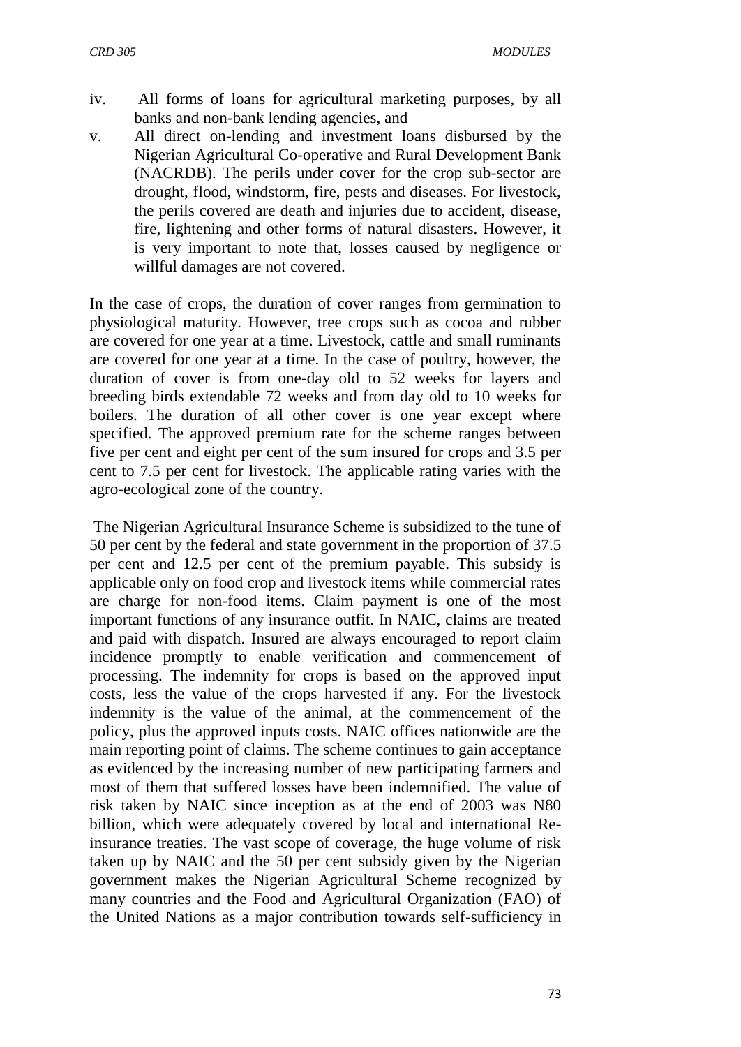iv. All forms of loans for agricultural marketing purposes, by all banks and non-bank lending agencies, and

v. All direct on-lending and investment loans disbursed by the Nigerian Agricultural Co-operative and Rural Development Bank (NACRDB). The perils under cover for the crop sub-sector are drought, flood, windstorm, fire, pests and diseases. For livestock, the perils covered are death and injuries due to accident, disease, fire, lightening and other forms of natural disasters. However, it is very important to note that, losses caused by negligence or willful damages are not covered.

In the case of crops, the duration of cover ranges from germination to physiological maturity. However, tree crops such as cocoa and rubber are covered for one year at a time. Livestock, cattle and small ruminants are covered for one year at a time. In the case of poultry, however, the duration of cover is from one-day old to 52 weeks for layers and breeding birds extendable 72 weeks and from day old to 10 weeks for boilers. The duration of all other cover is one year except where specified. The approved premium rate for the scheme ranges between five per cent and eight per cent of the sum insured for crops and 3.5 per cent to 7.5 per cent for livestock. The applicable rating varies with the agro-ecological zone of the country.

The Nigerian Agricultural Insurance Scheme is subsidized to the tune of 50 per cent by the federal and state government in the proportion of 37.5 per cent and 12.5 per cent of the premium payable. This subsidy is applicable only on food crop and livestock items while commercial rates are charge for non-food items. Claim payment is one of the most important functions of any insurance outfit. In NAIC, claims are treated and paid with dispatch. Insured are always encouraged to report claim incidence promptly to enable verification and commencement of processing. The indemnity for crops is based on the approved input costs, less the value of the crops harvested if any. For the livestock indemnity is the value of the animal, at the commencement of the policy, plus the approved inputs costs. NAIC offices nationwide are the main reporting point of claims. The scheme continues to gain acceptance as evidenced by the increasing number of new participating farmers and most of them that suffered losses have been indemnified. The value of risk taken by NAIC since inception as at the end of 2003 was N80 billion, which were adequately covered by local and international Re-insurance treaties. The vast scope of coverage, the huge volume of risk taken up by NAIC and the 50 per cent subsidy given by the Nigerian government makes the Nigerian Agricultural Scheme recognized by many countries and the Food and Agricultural Organization (FAO) of the United Nations as a major contribution towards self-sufficiency in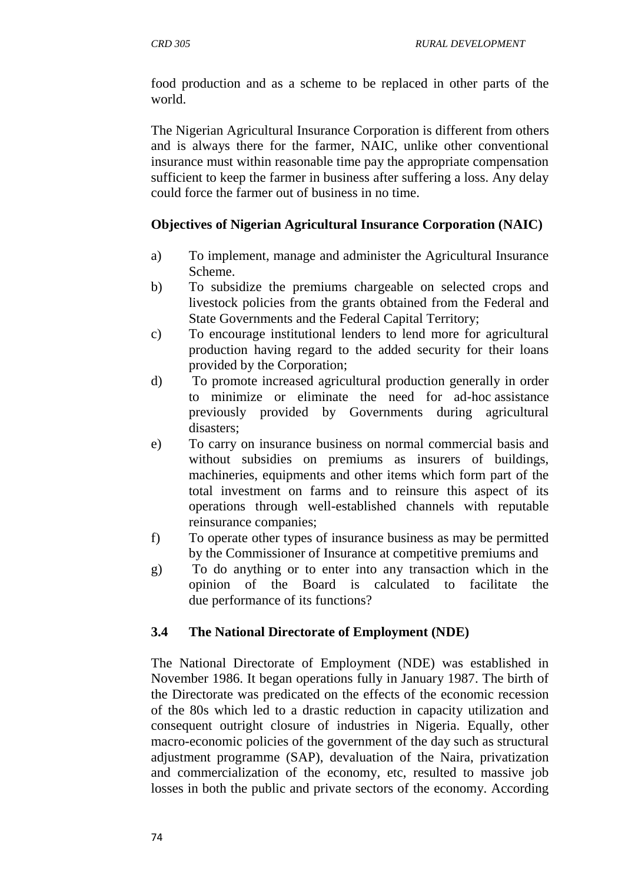food production and as a scheme to be replaced in other parts of the world.

The Nigerian Agricultural Insurance Corporation is different from others and is always there for the farmer, NAIC, unlike other conventional insurance must within reasonable time pay the appropriate compensation sufficient to keep the farmer in business after suffering a loss. Any delay could force the farmer out of business in no time.

**Objectives of Nigerian Agricultural Insurance Corporation (NAIC)**

a) To implement, manage and administer the Agricultural Insurance Scheme.
b) To subsidize the premiums chargeable on selected crops and livestock policies from the grants obtained from the Federal and State Governments and the Federal Capital Territory;
c) To encourage institutional lenders to lend more for agricultural production having regard to the added security for their loans provided by the Corporation;
d) To promote increased agricultural production generally in order to minimize or eliminate the need for ad-hoc assistance previously provided by Governments during agricultural disasters;
e) To carry on insurance business on normal commercial basis and without subsidies on premiums as insurers of buildings, machineries, equipments and other items which form part of the total investment on farms and to reinsure this aspect of its operations through well-established channels with reputable reinsurance companies;
f) To operate other types of insurance business as may be permitted by the Commissioner of Insurance at competitive premiums and
g) To do anything or to enter into any transaction which in the opinion of the Board is calculated to facilitate the due performance of its functions?

### 3.4 The National Directorate of Employment (NDE)

The National Directorate of Employment (NDE) was established in November 1986. It began operations fully in January 1987. The birth of the Directorate was predicated on the effects of the economic recession of the 80s which led to a drastic reduction in capacity utilization and consequent outright closure of industries in Nigeria. Equally, other macro-economic policies of the government of the day such as structural adjustment programme (SAP), devaluation of the Naira, privatization and commercialization of the economy, etc, resulted to massive job losses in both the public and private sectors of the economy. According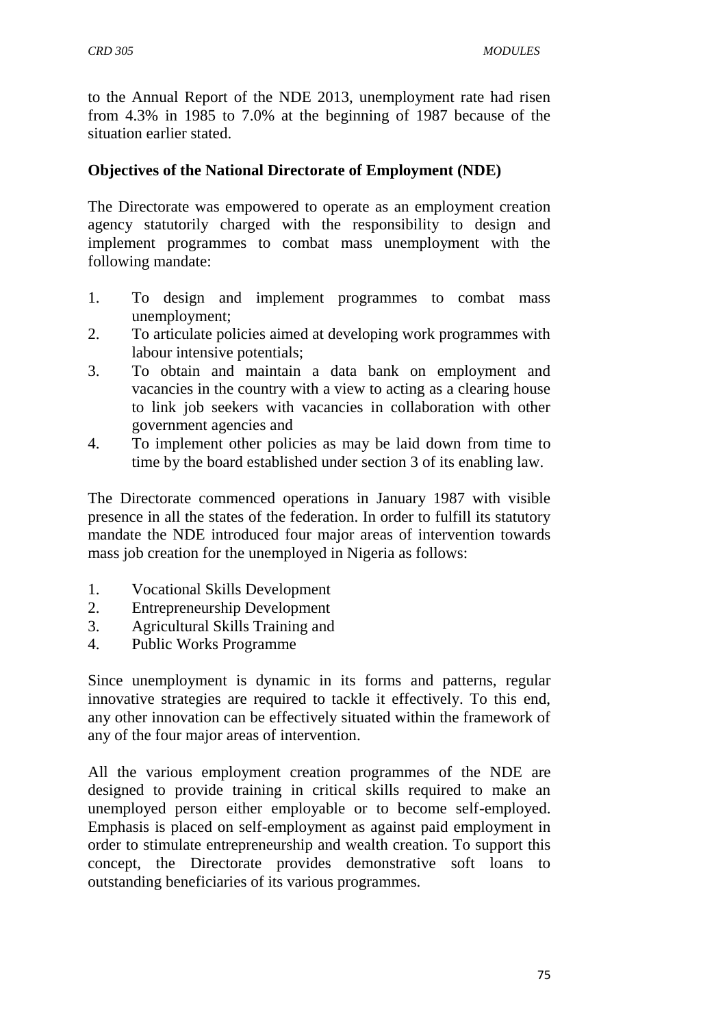to the Annual Report of the NDE 2013, unemployment rate had risen from 4.3% in 1985 to 7.0% at the beginning of 1987 because of the situation earlier stated.

**Objectives of the National Directorate of Employment (NDE)**

The Directorate was empowered to operate as an employment creation agency statutorily charged with the responsibility to design and implement programmes to combat mass unemployment with the following mandate:

1. To design and implement programmes to combat mass unemployment;
2. To articulate policies aimed at developing work programmes with labour intensive potentials;
3. To obtain and maintain a data bank on employment and vacancies in the country with a view to acting as a clearing house to link job seekers with vacancies in collaboration with other government agencies and
4. To implement other policies as may be laid down from time to time by the board established under section 3 of its enabling law.

The Directorate commenced operations in January 1987 with visible presence in all the states of the federation. In order to fulfill its statutory mandate the NDE introduced four major areas of intervention towards mass job creation for the unemployed in Nigeria as follows:

1. Vocational Skills Development
2. Entrepreneurship Development
3. Agricultural Skills Training and
4. Public Works Programme

Since unemployment is dynamic in its forms and patterns, regular innovative strategies are required to tackle it effectively. To this end, any other innovation can be effectively situated within the framework of any of the four major areas of intervention.

All the various employment creation programmes of the NDE are designed to provide training in critical skills required to make an unemployed person either employable or to become self-employed. Emphasis is placed on self-employment as against paid employment in order to stimulate entrepreneurship and wealth creation. To support this concept, the Directorate provides demonstrative soft loans to outstanding beneficiaries of its various programmes.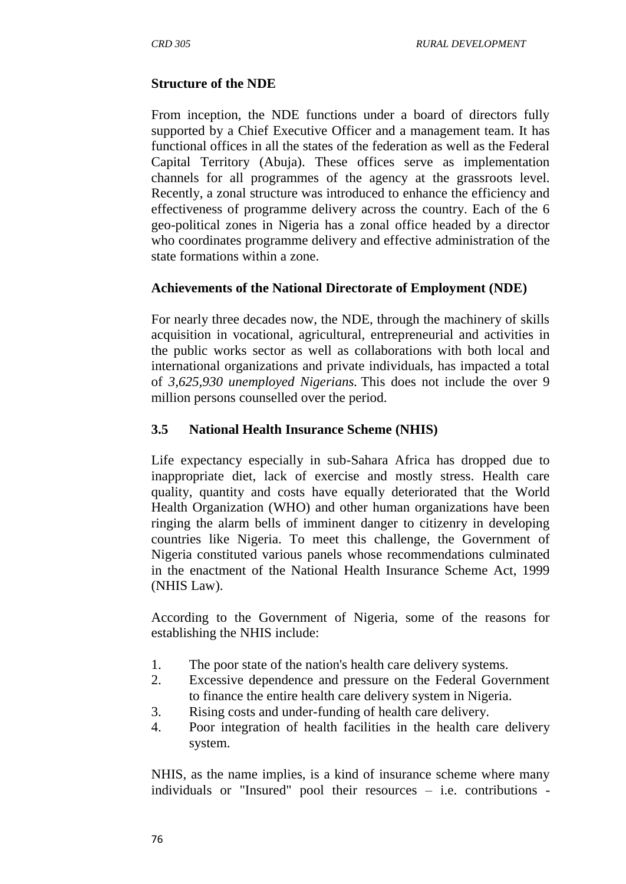**Structure of the NDE**

From inception, the NDE functions under a board of directors fully supported by a Chief Executive Officer and a management team. It has functional offices in all the states of the federation as well as the Federal Capital Territory (Abuja). These offices serve as implementation channels for all programmes of the agency at the grassroots level. Recently, a zonal structure was introduced to enhance the efficiency and effectiveness of programme delivery across the country. Each of the 6 geo-political zones in Nigeria has a zonal office headed by a director who coordinates programme delivery and effective administration of the state formations within a zone.

**Achievements of the National Directorate of Employment (NDE)**

For nearly three decades now, the NDE, through the machinery of skills acquisition in vocational, agricultural, entrepreneurial and activities in the public works sector as well as collaborations with both local and international organizations and private individuals, has impacted a total of *3,625,930 unemployed Nigerians.* This does not include the over 9 million persons counselled over the period.

### 3.5 National Health Insurance Scheme (NHIS)

Life expectancy especially in sub-Sahara Africa has dropped due to inappropriate diet, lack of exercise and mostly stress. Health care quality, quantity and costs have equally deteriorated that the World Health Organization (WHO) and other human organizations have been ringing the alarm bells of imminent danger to citizenry in developing countries like Nigeria. To meet this challenge, the Government of Nigeria constituted various panels whose recommendations culminated in the enactment of the National Health Insurance Scheme Act, 1999 (NHIS Law).

According to the Government of Nigeria, some of the reasons for establishing the NHIS include:

1. The poor state of the nation's health care delivery systems.
2. Excessive dependence and pressure on the Federal Government to finance the entire health care delivery system in Nigeria.
3. Rising costs and under-funding of health care delivery.
4. Poor integration of health facilities in the health care delivery system.

NHIS, as the name implies, is a kind of insurance scheme where many individuals or "Insured" pool their resources – i.e. contributions -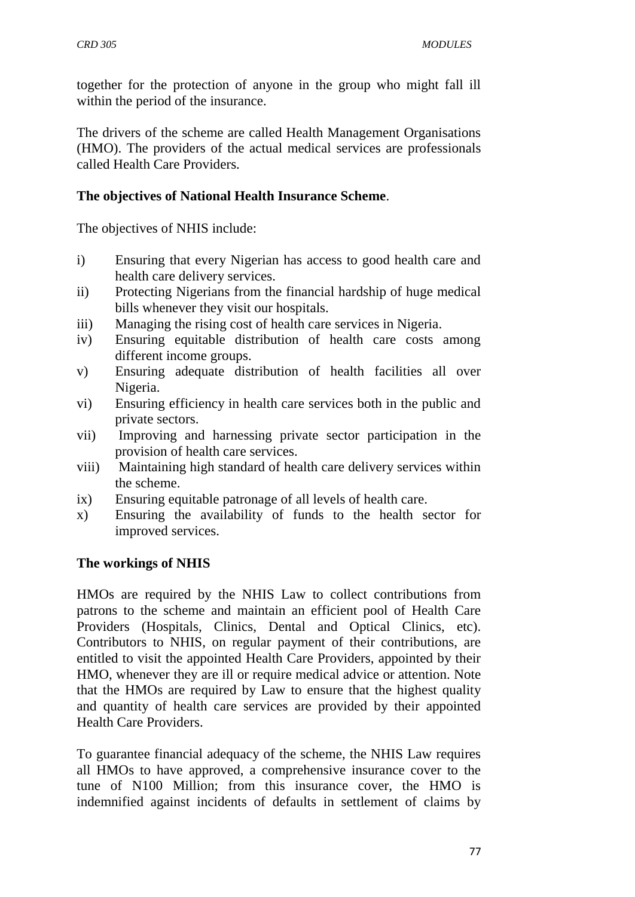together for the protection of anyone in the group who might fall ill within the period of the insurance.

The drivers of the scheme are called Health Management Organisations (HMO). The providers of the actual medical services are professionals called Health Care Providers.

**The objectives of National Health Insurance Scheme**.

The objectives of NHIS include:

i) Ensuring that every Nigerian has access to good health care and health care delivery services.
ii) Protecting Nigerians from the financial hardship of huge medical bills whenever they visit our hospitals.
iii) Managing the rising cost of health care services in Nigeria.
iv) Ensuring equitable distribution of health care costs among different income groups.
v) Ensuring adequate distribution of health facilities all over Nigeria.
vi) Ensuring efficiency in health care services both in the public and private sectors.
vii) Improving and harnessing private sector participation in the provision of health care services.
viii) Maintaining high standard of health care delivery services within the scheme.
ix) Ensuring equitable patronage of all levels of health care.
x) Ensuring the availability of funds to the health sector for improved services.

**The workings of NHIS**

HMOs are required by the NHIS Law to collect contributions from patrons to the scheme and maintain an efficient pool of Health Care Providers (Hospitals, Clinics, Dental and Optical Clinics, etc). Contributors to NHIS, on regular payment of their contributions, are entitled to visit the appointed Health Care Providers, appointed by their HMO, whenever they are ill or require medical advice or attention. Note that the HMOs are required by Law to ensure that the highest quality and quantity of health care services are provided by their appointed Health Care Providers.

To guarantee financial adequacy of the scheme, the NHIS Law requires all HMOs to have approved, a comprehensive insurance cover to the tune of N100 Million; from this insurance cover, the HMO is indemnified against incidents of defaults in settlement of claims by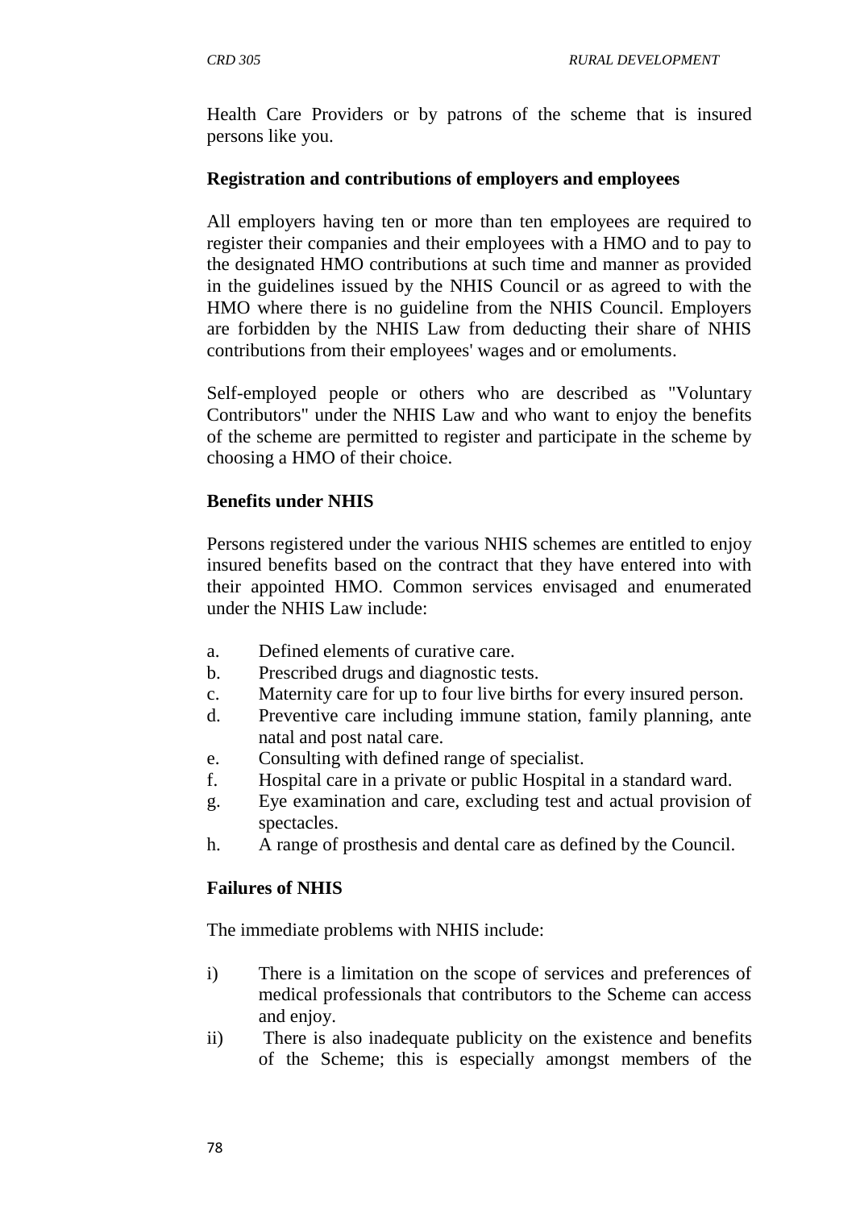Health Care Providers or by patrons of the scheme that is insured persons like you.

**Registration and contributions of employers and employees**

All employers having ten or more than ten employees are required to register their companies and their employees with a HMO and to pay to the designated HMO contributions at such time and manner as provided in the guidelines issued by the NHIS Council or as agreed to with the HMO where there is no guideline from the NHIS Council. Employers are forbidden by the NHIS Law from deducting their share of NHIS contributions from their employees' wages and or emoluments.

Self-employed people or others who are described as "Voluntary Contributors" under the NHIS Law and who want to enjoy the benefits of the scheme are permitted to register and participate in the scheme by choosing a HMO of their choice.

**Benefits under NHIS**

Persons registered under the various NHIS schemes are entitled to enjoy insured benefits based on the contract that they have entered into with their appointed HMO. Common services envisaged and enumerated under the NHIS Law include:

a. Defined elements of curative care.
b. Prescribed drugs and diagnostic tests.
c. Maternity care for up to four live births for every insured person.
d. Preventive care including immune station, family planning, ante natal and post natal care.
e. Consulting with defined range of specialist.
f. Hospital care in a private or public Hospital in a standard ward.
g. Eye examination and care, excluding test and actual provision of spectacles.
h. A range of prosthesis and dental care as defined by the Council.

**Failures of NHIS**

The immediate problems with NHIS include:

i) There is a limitation on the scope of services and preferences of medical professionals that contributors to the Scheme can access and enjoy.
ii) There is also inadequate publicity on the existence and benefits of the Scheme; this is especially amongst members of the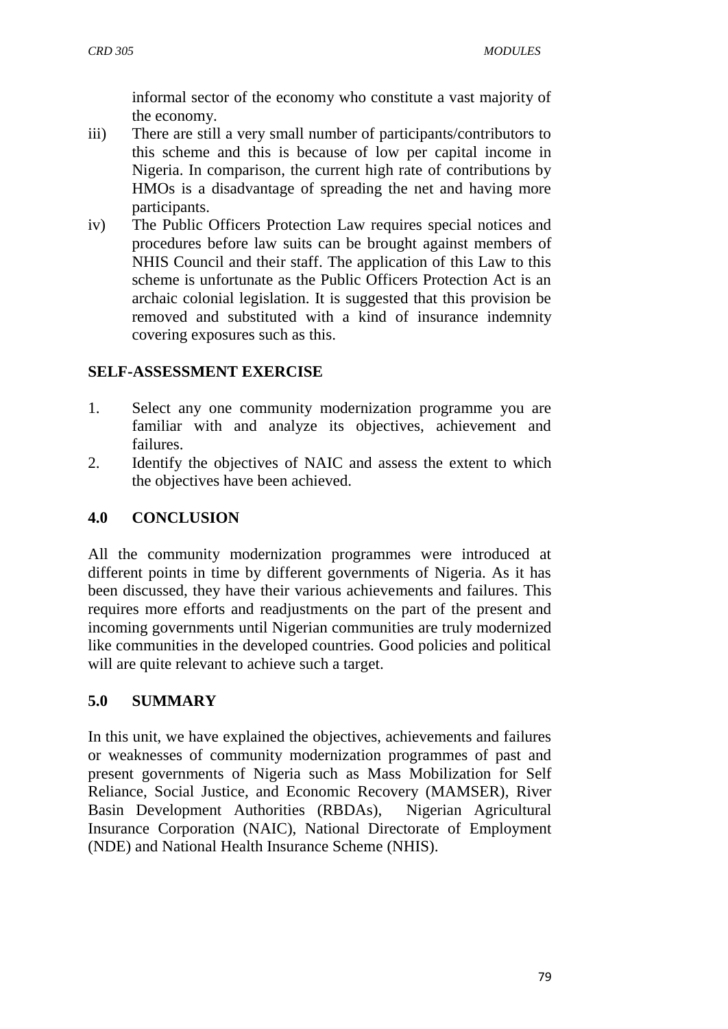informal sector of the economy who constitute a vast majority of the economy.

iii) There are still a very small number of participants/contributors to this scheme and this is because of low per capital income in Nigeria. In comparison, the current high rate of contributions by HMOs is a disadvantage of spreading the net and having more participants.

iv) The Public Officers Protection Law requires special notices and procedures before law suits can be brought against members of NHIS Council and their staff. The application of this Law to this scheme is unfortunate as the Public Officers Protection Act is an archaic colonial legislation. It is suggested that this provision be removed and substituted with a kind of insurance indemnity covering exposures such as this.

**SELF-ASSESSMENT EXERCISE**

1. Select any one community modernization programme you are familiar with and analyze its objectives, achievement and failures.
2. Identify the objectives of NAIC and assess the extent to which the objectives have been achieved.

## 4.0 CONCLUSION

All the community modernization programmes were introduced at different points in time by different governments of Nigeria. As it has been discussed, they have their various achievements and failures. This requires more efforts and readjustments on the part of the present and incoming governments until Nigerian communities are truly modernized like communities in the developed countries. Good policies and political will are quite relevant to achieve such a target.

## 5.0 SUMMARY

In this unit, we have explained the objectives, achievements and failures or weaknesses of community modernization programmes of past and present governments of Nigeria such as Mass Mobilization for Self Reliance, Social Justice, and Economic Recovery (MAMSER), River Basin Development Authorities (RBDAs), Nigerian Agricultural Insurance Corporation (NAIC), National Directorate of Employment (NDE) and National Health Insurance Scheme (NHIS).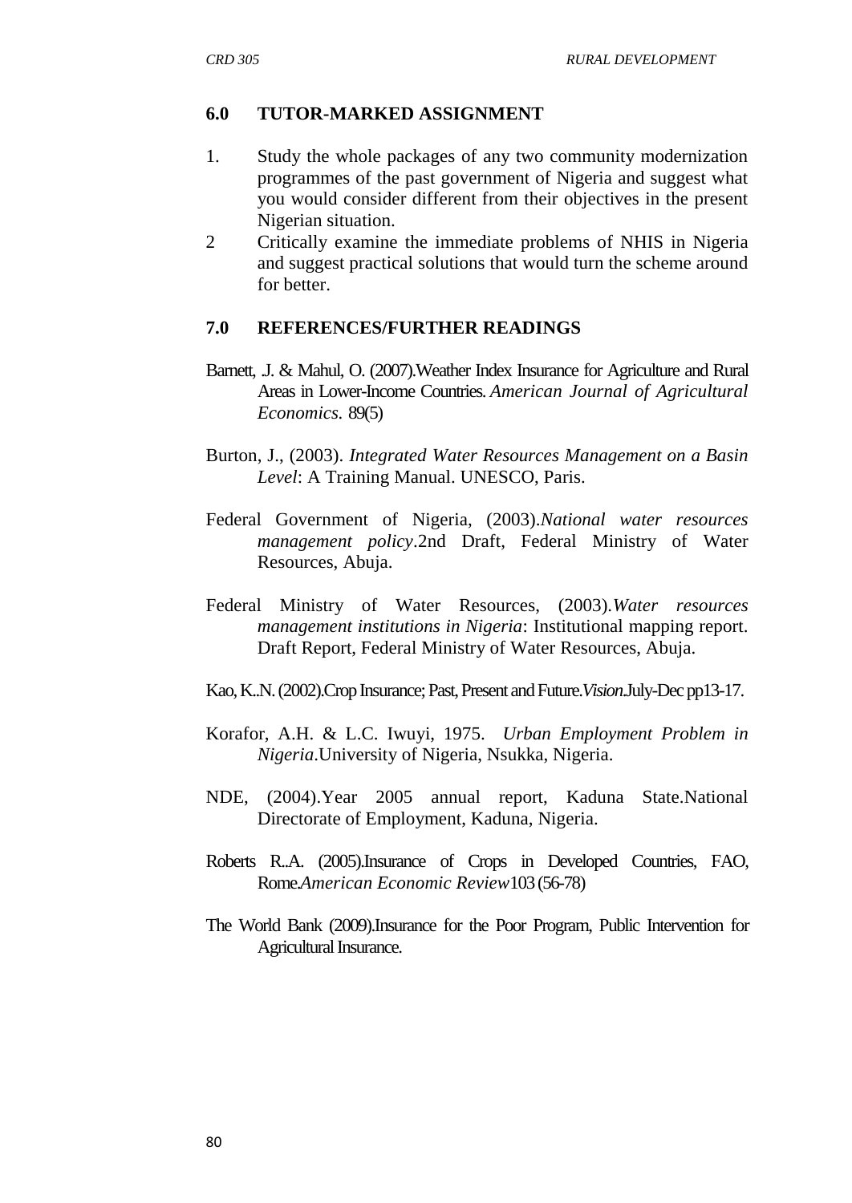## 6.0 TUTOR-MARKED ASSIGNMENT

1. Study the whole packages of any two community modernization programmes of the past government of Nigeria and suggest what you would consider different from their objectives in the present Nigerian situation.
2 Critically examine the immediate problems of NHIS in Nigeria and suggest practical solutions that would turn the scheme around for better.

## 7.0 REFERENCES/FURTHER READINGS

Barnett, .J. & Mahul, O. (2007).Weather Index Insurance for Agriculture and Rural Areas in Lower-Income Countries. *American Journal of Agricultural Economics*. 89(5)

Burton, J., (2003). *Integrated Water Resources Management on a Basin Level*: A Training Manual. UNESCO, Paris.

Federal Government of Nigeria, (2003).*National water resources management policy*.2nd Draft, Federal Ministry of Water Resources, Abuja.

Federal Ministry of Water Resources, (2003).*Water resources management institutions in Nigeria*: Institutional mapping report. Draft Report, Federal Ministry of Water Resources, Abuja.

Kao, K..N. (2002).Crop Insurance; Past, Present and Future.*Vision*.July-Dec pp13-17.

Korafor, A.H. & L.C. Iwuyi, 1975. *Urban Employment Problem in Nigeria*.University of Nigeria, Nsukka, Nigeria.

NDE, (2004).Year 2005 annual report, Kaduna State.National Directorate of Employment, Kaduna, Nigeria.

Roberts R..A. (2005).Insurance of Crops in Developed Countries, FAO, Rome.*American Economic Review*103 (56-78)

The World Bank (2009).Insurance for the Poor Program, Public Intervention for Agricultural Insurance.